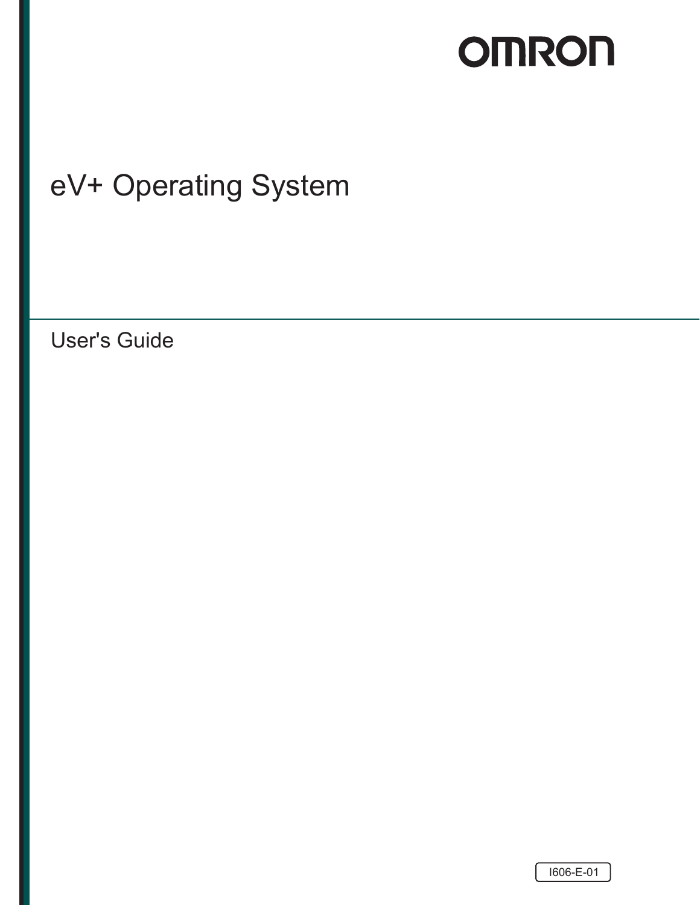OMRON

# eV+ Operating System

## User's Guide

I606-E-01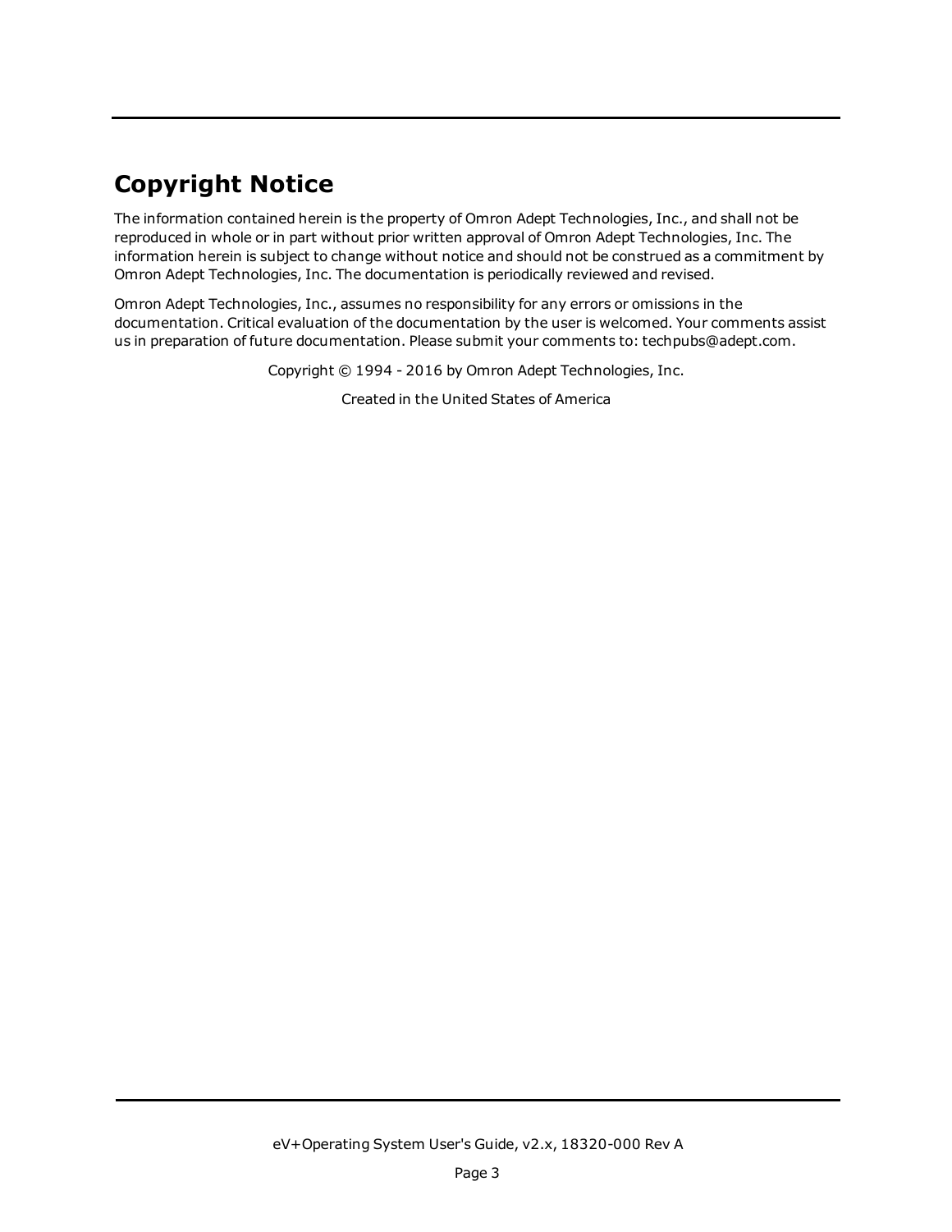# Copyright Notice

The information contained herein is the property of Omron Adept Technologies, Inc., and shall not be reproduced in whole or in part without prior written approval of Omron Adept Technologies, Inc. The information herein is subject to change without notice and should not be construed as a commitment by Omron Adept Technologies, Inc. The documentation is periodically reviewed and revised.

Omron Adept Technologies, Inc., assumes no responsibility for any errors or omissions in the documentation. Critical evaluation of the documentation by the user is welcomed. Your comments assist us in preparation of future documentation. Please submit your comments to: techpubs@adept.com.

Copyright © 1994 - 2016 by Omron Adept Technologies, Inc.

Created in the United States of America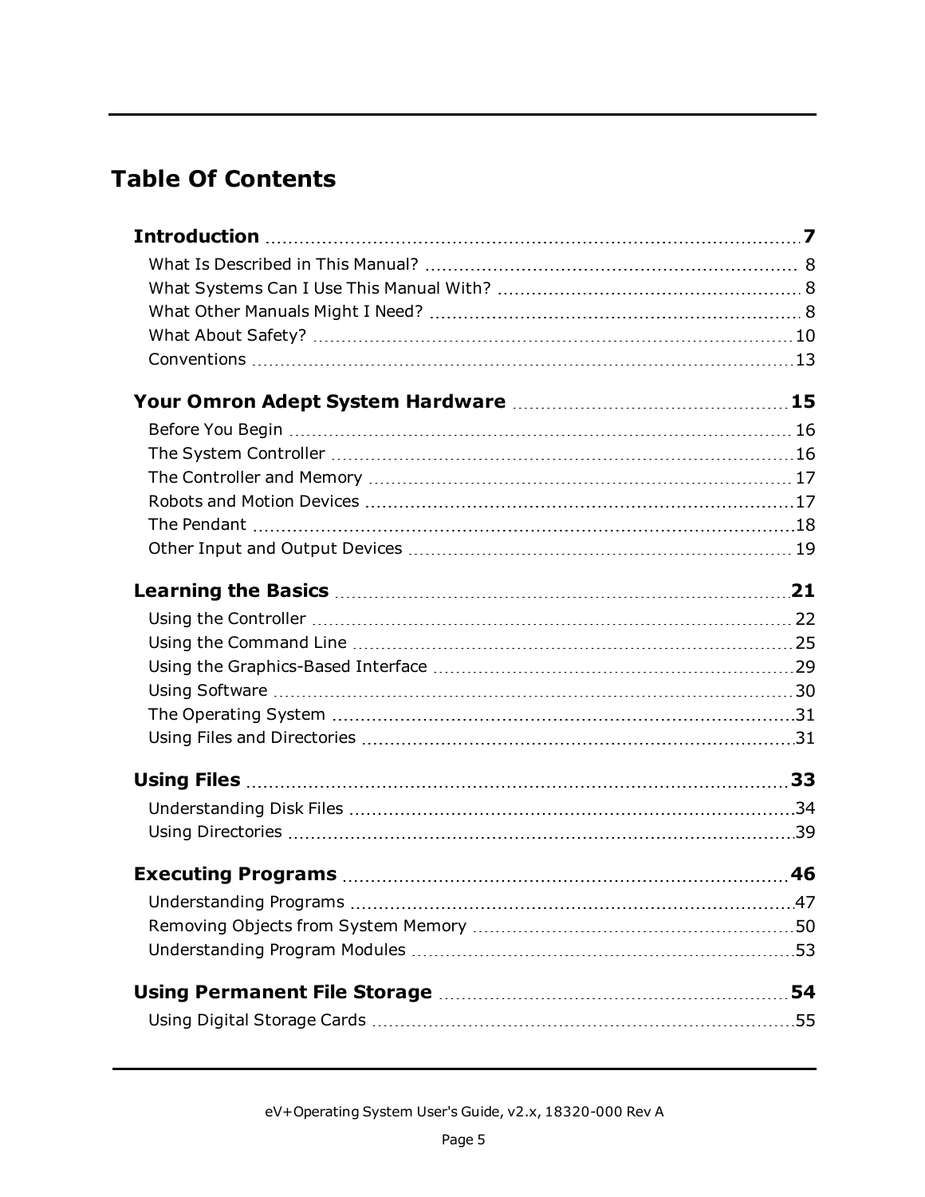# Table Of Contents

**Introduction** ..... **7**

- What Is Described in This Manual? ..... 8
- What Systems Can I Use This Manual With? ..... 8
- What Other Manuals Might I Need? ..... 8
- What About Safety? ..... 10
- Conventions ..... 13

**Your Omron Adept System Hardware** ..... **15**

- Before You Begin ..... 16
- The System Controller ..... 16
- The Controller and Memory ..... 17
- Robots and Motion Devices ..... 17
- The Pendant ..... 18
- Other Input and Output Devices ..... 19

**Learning the Basics** ..... **21**

- Using the Controller ..... 22
- Using the Command Line ..... 25
- Using the Graphics-Based Interface ..... 29
- Using Software ..... 30
- The Operating System ..... 31
- Using Files and Directories ..... 31

**Using Files** ..... **33**

- Understanding Disk Files ..... 34
- Using Directories ..... 39

**Executing Programs** ..... **46**

- Understanding Programs ..... 47
- Removing Objects from System Memory ..... 50
- Understanding Program Modules ..... 53

**Using Permanent File Storage** ..... **54**

- Using Digital Storage Cards ..... 55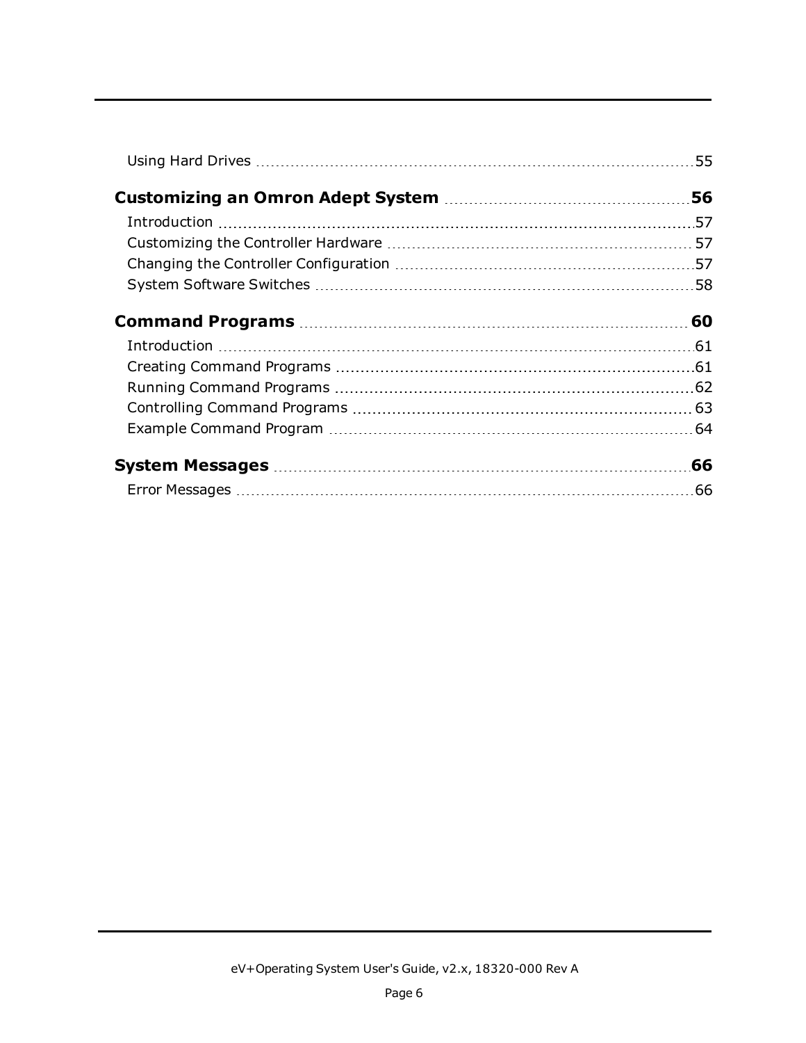Using Hard Drives 55

**Customizing an Omron Adept System 56**

Introduction 57
Customizing the Controller Hardware 57
Changing the Controller Configuration 57
System Software Switches 58

**Command Programs 60**

Introduction 61
Creating Command Programs 61
Running Command Programs 62
Controlling Command Programs 63
Example Command Program 64

**System Messages 66**

Error Messages 66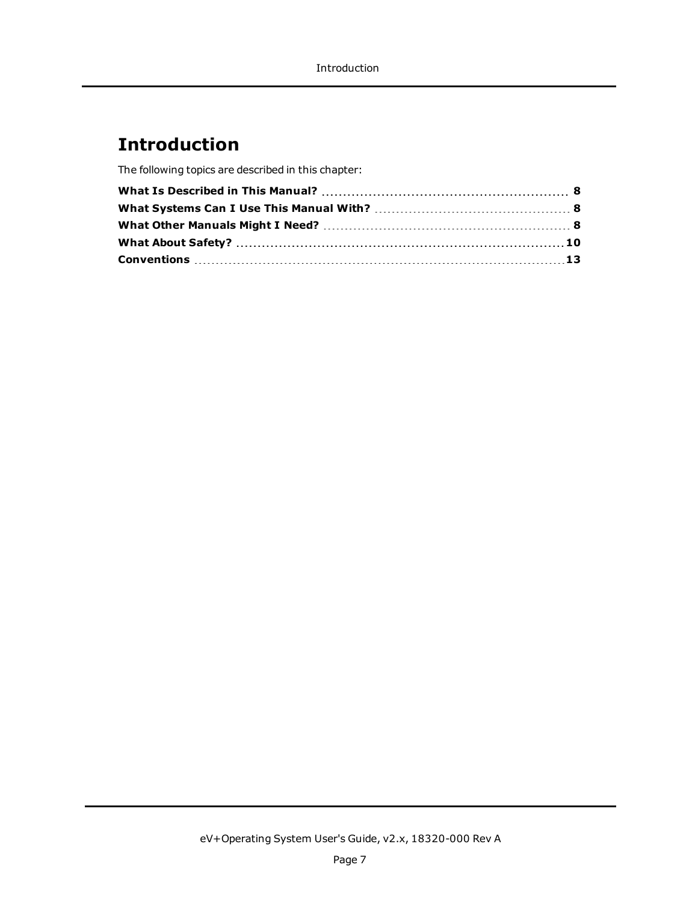# Introduction

The following topics are described in this chapter:

| | |
|---|---|
| **What Is Described in This Manual?** | **8** |
| **What Systems Can I Use This Manual With?** | **8** |
| **What Other Manuals Might I Need?** | **8** |
| **What About Safety?** | **10** |
| **Conventions** | **13** |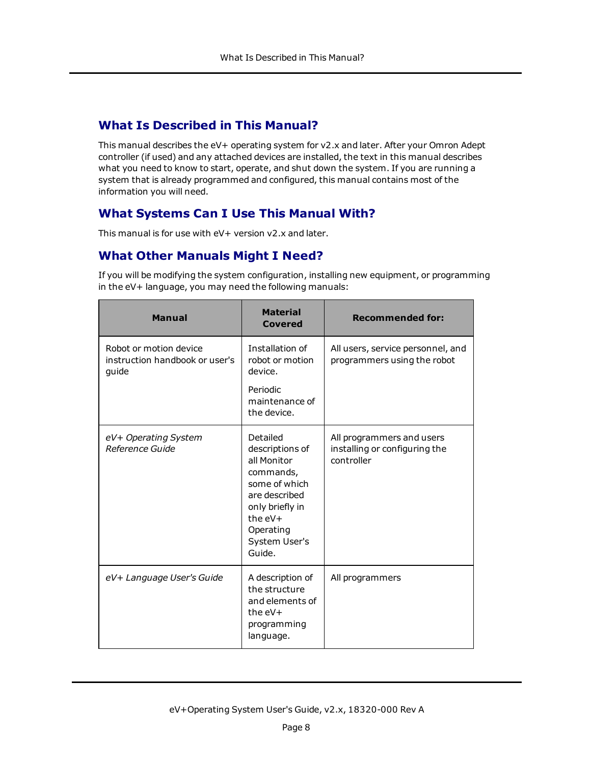## What Is Described in This Manual?

This manual describes the eV+ operating system for v2.x and later. After your Omron Adept controller (if used) and any attached devices are installed, the text in this manual describes what you need to know to start, operate, and shut down the system. If you are running a system that is already programmed and configured, this manual contains most of the information you will need.

## What Systems Can I Use This Manual With?

This manual is for use with eV+ version v2.x and later.

## What Other Manuals Might I Need?

If you will be modifying the system configuration, installing new equipment, or programming in the eV+ language, you may need the following manuals:

| Manual | Material Covered | Recommended for: |
| --- | --- | --- |
| Robot or motion device instruction handbook or user's guide | Installation of robot or motion device.<br><br>Periodic maintenance of the device. | All users, service personnel, and programmers using the robot |
| *eV+ Operating System Reference Guide* | Detailed descriptions of all Monitor commands, some of which are described only briefly in the eV+ Operating System User's Guide. | All programmers and users installing or configuring the controller |
| *eV+ Language User's Guide* | A description of the structure and elements of the eV+ programming language. | All programmers |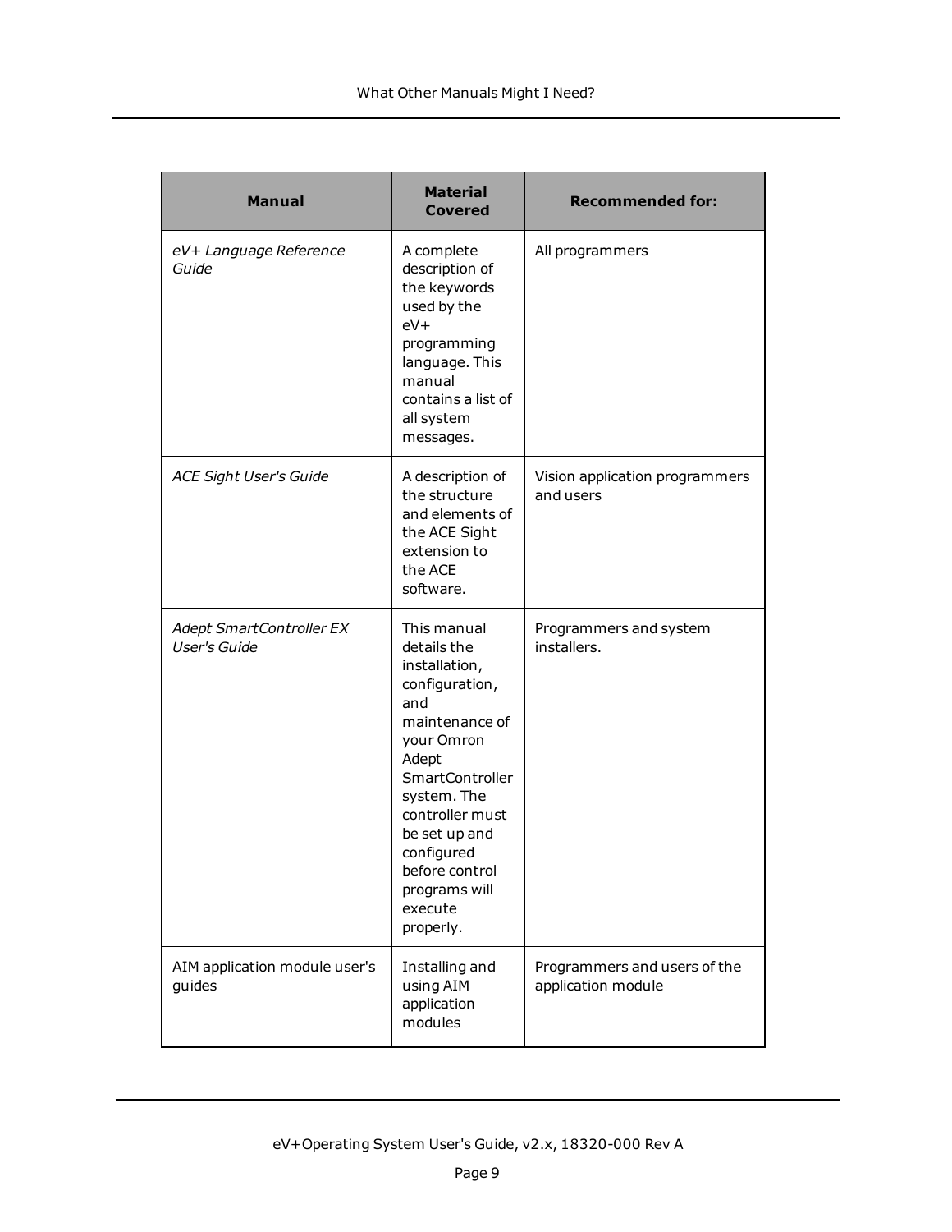| Manual | Material Covered | Recommended for: |
| --- | --- | --- |
| *eV+ Language Reference Guide* | A complete description of the keywords used by the eV+ programming language. This manual contains a list of all system messages. | All programmers |
| *ACE Sight User's Guide* | A description of the structure and elements of the ACE Sight extension to the ACE software. | Vision application programmers and users |
| *Adept SmartController EX User's Guide* | This manual details the installation, configuration, and maintenance of your Omron Adept SmartController system. The controller must be set up and configured before control programs will execute properly. | Programmers and system installers. |
| AIM application module user's guides | Installing and using AIM application modules | Programmers and users of the application module |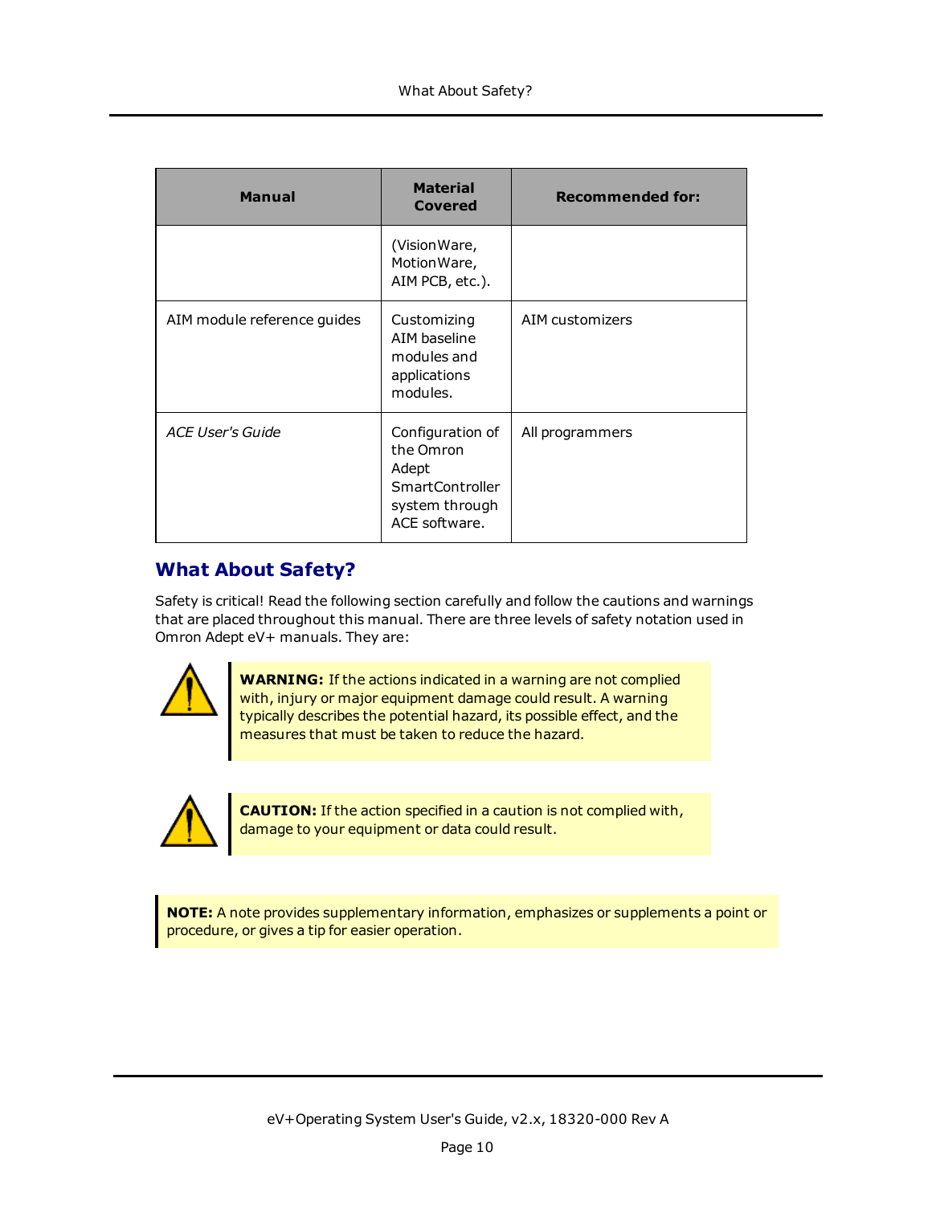| Manual | Material Covered | Recommended for: |
|---|---|---|
| | (VisionWare, MotionWare, AIM PCB, etc.). | |
| AIM module reference guides | Customizing AIM baseline modules and applications modules. | AIM customizers |
| *ACE User's Guide* | Configuration of the Omron Adept SmartController system through ACE software. | All programmers |

## What About Safety?

Safety is critical! Read the following section carefully and follow the cautions and warnings that are placed throughout this manual. There are three levels of safety notation used in Omron Adept eV+ manuals. They are:

**WARNING:** If the actions indicated in a warning are not complied with, injury or major equipment damage could result. A warning typically describes the potential hazard, its possible effect, and the measures that must be taken to reduce the hazard.

**CAUTION:** If the action specified in a caution is not complied with, damage to your equipment or data could result.

**NOTE:** A note provides supplementary information, emphasizes or supplements a point or procedure, or gives a tip for easier operation.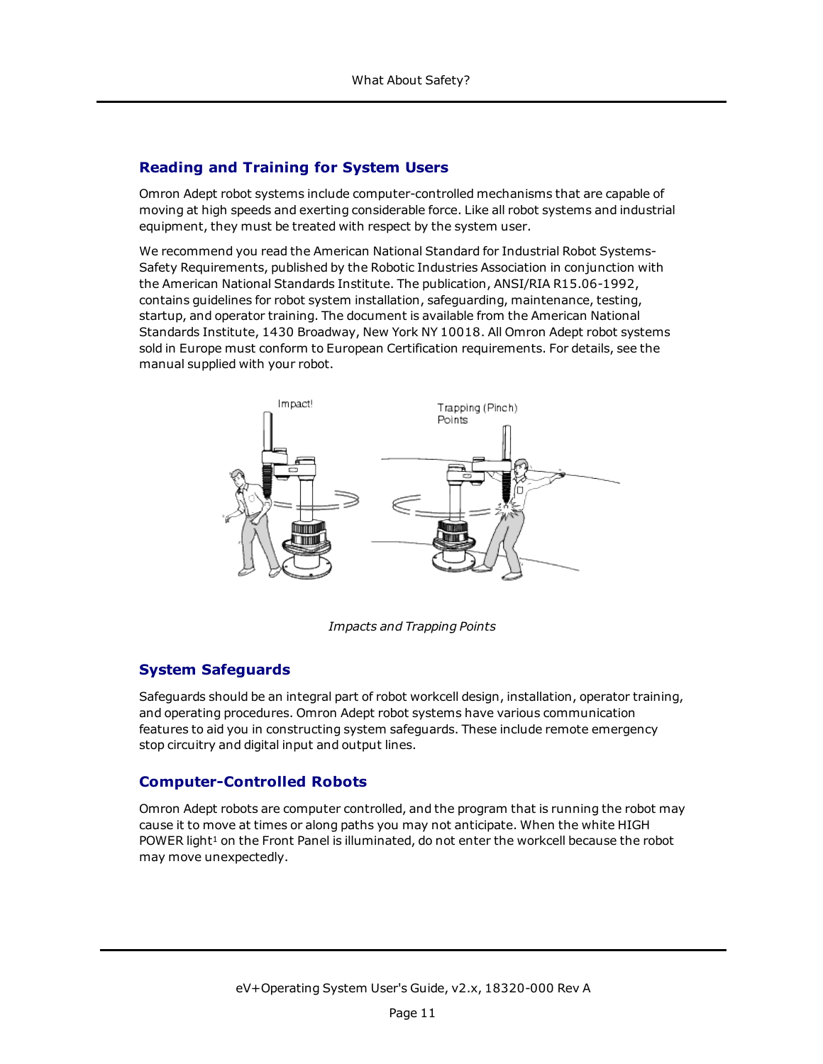## Reading and Training for System Users

Omron Adept robot systems include computer-controlled mechanisms that are capable of moving at high speeds and exerting considerable force. Like all robot systems and industrial equipment, they must be treated with respect by the system user.

We recommend you read the American National Standard for Industrial Robot Systems-Safety Requirements, published by the Robotic Industries Association in conjunction with the American National Standards Institute. The publication, ANSI/RIA R15.06-1992, contains guidelines for robot system installation, safeguarding, maintenance, testing, startup, and operator training. The document is available from the American National Standards Institute, 1430 Broadway, New York NY 10018. All Omron Adept robot systems sold in Europe must conform to European Certification requirements. For details, see the manual supplied with your robot.

*Impacts and Trapping Points*

## System Safeguards

Safeguards should be an integral part of robot workcell design, installation, operator training, and operating procedures. Omron Adept robot systems have various communication features to aid you in constructing system safeguards. These include remote emergency stop circuitry and digital input and output lines.

## Computer-Controlled Robots

Omron Adept robots are computer controlled, and the program that is running the robot may cause it to move at times or along paths you may not anticipate. When the white HIGH POWER light[1] on the Front Panel is illuminated, do not enter the workcell because the robot may move unexpectedly.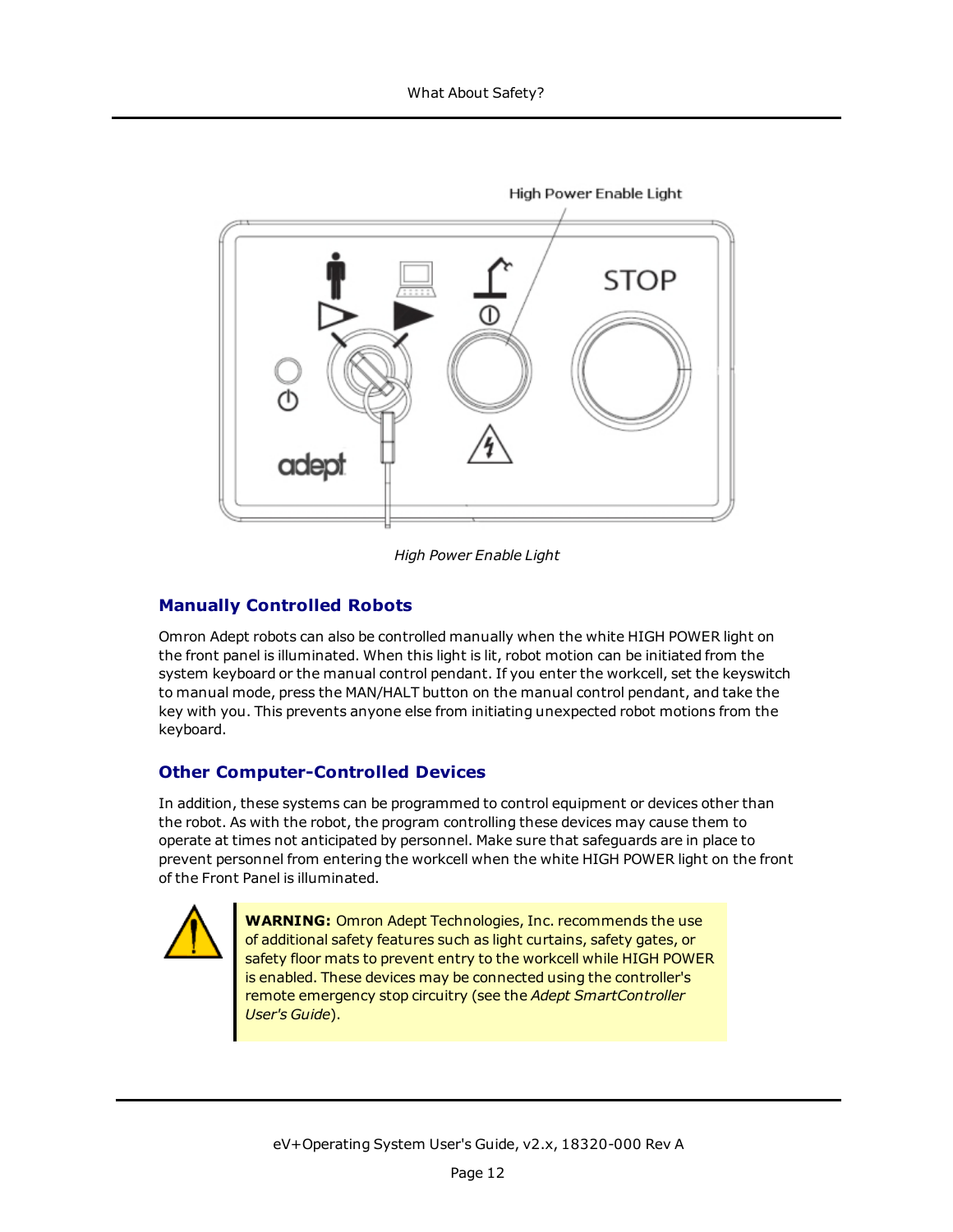High Power Enable Light

## Manually Controlled Robots

Omron Adept robots can also be controlled manually when the white HIGH POWER light on the front panel is illuminated. When this light is lit, robot motion can be initiated from the system keyboard or the manual control pendant. If you enter the workcell, set the keyswitch to manual mode, press the MAN/HALT button on the manual control pendant, and take the key with you. This prevents anyone else from initiating unexpected robot motions from the keyboard.

## Other Computer-Controlled Devices

In addition, these systems can be programmed to control equipment or devices other than the robot. As with the robot, the program controlling these devices may cause them to operate at times not anticipated by personnel. Make sure that safeguards are in place to prevent personnel from entering the workcell when the white HIGH POWER light on the front of the Front Panel is illuminated.

> **WARNING:** Omron Adept Technologies, Inc. recommends the use of additional safety features such as light curtains, safety gates, or safety floor mats to prevent entry to the workcell while HIGH POWER is enabled. These devices may be connected using the controller's remote emergency stop circuitry (see the *Adept SmartController User's Guide*).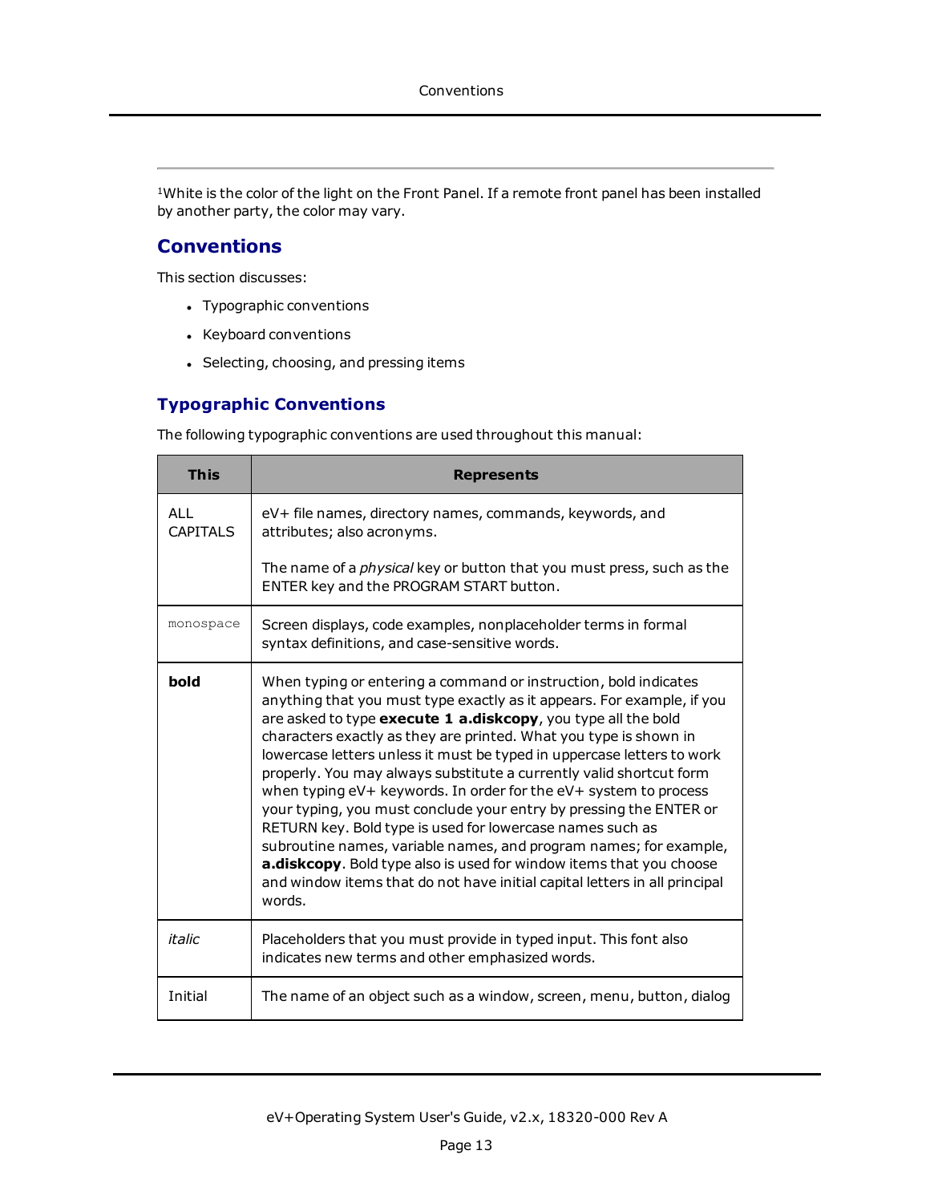[1]White is the color of the light on the Front Panel. If a remote front panel has been installed by another party, the color may vary.

## Conventions

This section discusses:

- Typographic conventions
- Keyboard conventions
- Selecting, choosing, and pressing items

### Typographic Conventions

The following typographic conventions are used throughout this manual:

| This | Represents |
|---|---|
| ALL CAPITALS | eV+ file names, directory names, commands, keywords, and attributes; also acronyms.<br><br>The name of a *physical* key or button that you must press, such as the ENTER key and the PROGRAM START button. |
| `monospace` | Screen displays, code examples, nonplaceholder terms in formal syntax definitions, and case-sensitive words. |
| **bold** | When typing or entering a command or instruction, bold indicates anything that you must type exactly as it appears. For example, if you are asked to type **execute 1 a.diskcopy**, you type all the bold characters exactly as they are printed. What you type is shown in lowercase letters unless it must be typed in uppercase letters to work properly. You may always substitute a currently valid shortcut form when typing eV+ keywords. In order for the eV+ system to process your typing, you must conclude your entry by pressing the ENTER or RETURN key. Bold type is used for lowercase names such as subroutine names, variable names, and program names; for example, **a.diskcopy**. Bold type also is used for window items that you choose and window items that do not have initial capital letters in all principal words. |
| *italic* | Placeholders that you must provide in typed input. This font also indicates new terms and other emphasized words. |
| Initial | The name of an object such as a window, screen, menu, button, dialog |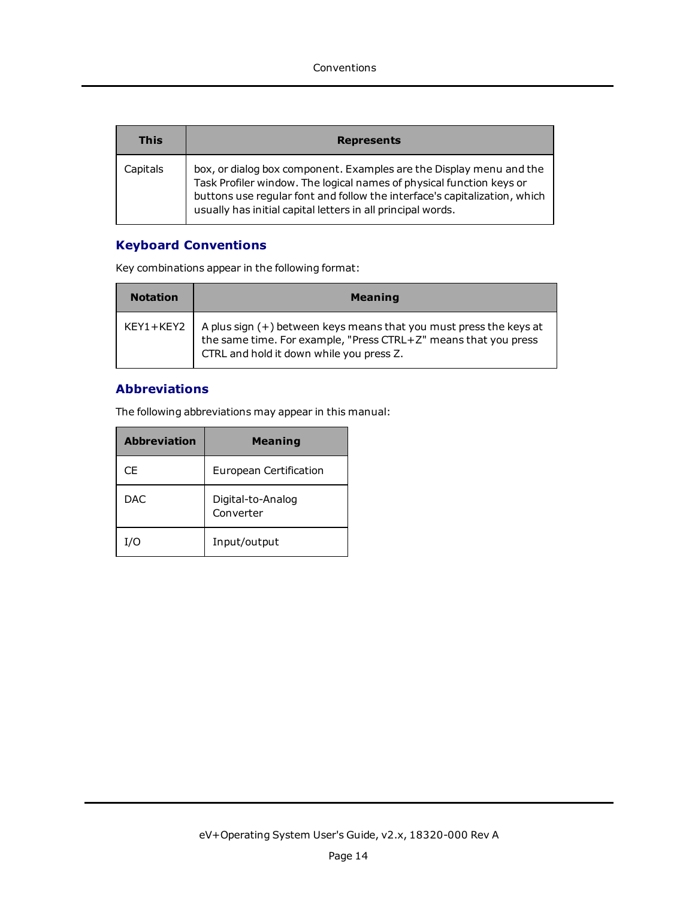| This | Represents |
| --- | --- |
| Capitals | box, or dialog box component. Examples are the Display menu and the Task Profiler window. The logical names of physical function keys or buttons use regular font and follow the interface's capitalization, which usually has initial capital letters in all principal words. |

## Keyboard Conventions

Key combinations appear in the following format:

| Notation | Meaning |
| --- | --- |
| KEY1+KEY2 | A plus sign (+) between keys means that you must press the keys at the same time. For example, "Press CTRL+Z" means that you press CTRL and hold it down while you press Z. |

## Abbreviations

The following abbreviations may appear in this manual:

| Abbreviation | Meaning |
| --- | --- |
| CE | European Certification |
| DAC | Digital-to-Analog Converter |
| I/O | Input/output |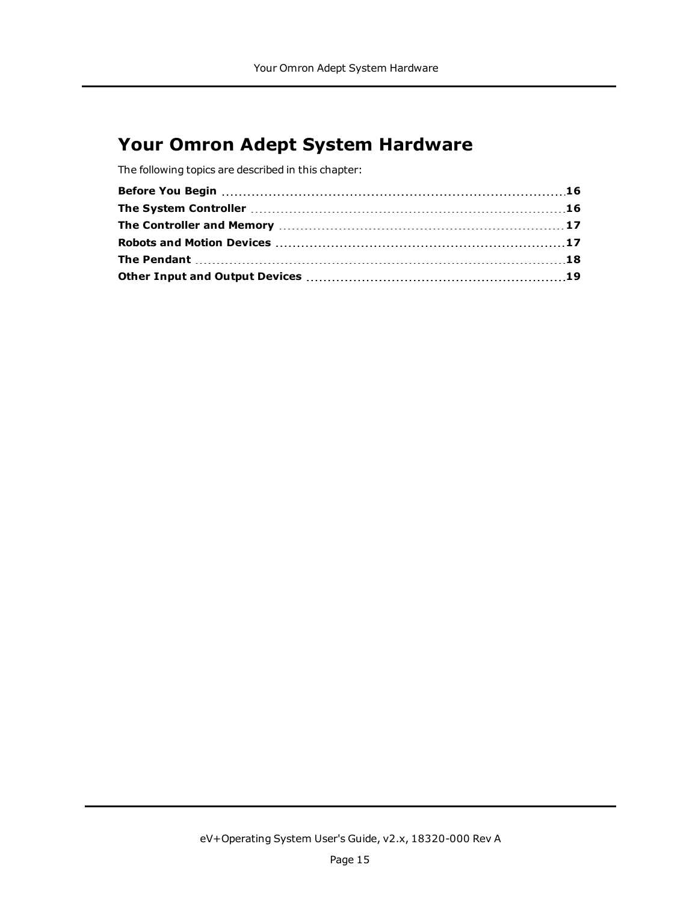# Your Omron Adept System Hardware

The following topics are described in this chapter:

**Before You Begin** ........................................ **16**
**The System Controller** ........................................ **16**
**The Controller and Memory** ........................................ **17**
**Robots and Motion Devices** ........................................ **17**
**The Pendant** ........................................ **18**
**Other Input and Output Devices** ........................................ **19**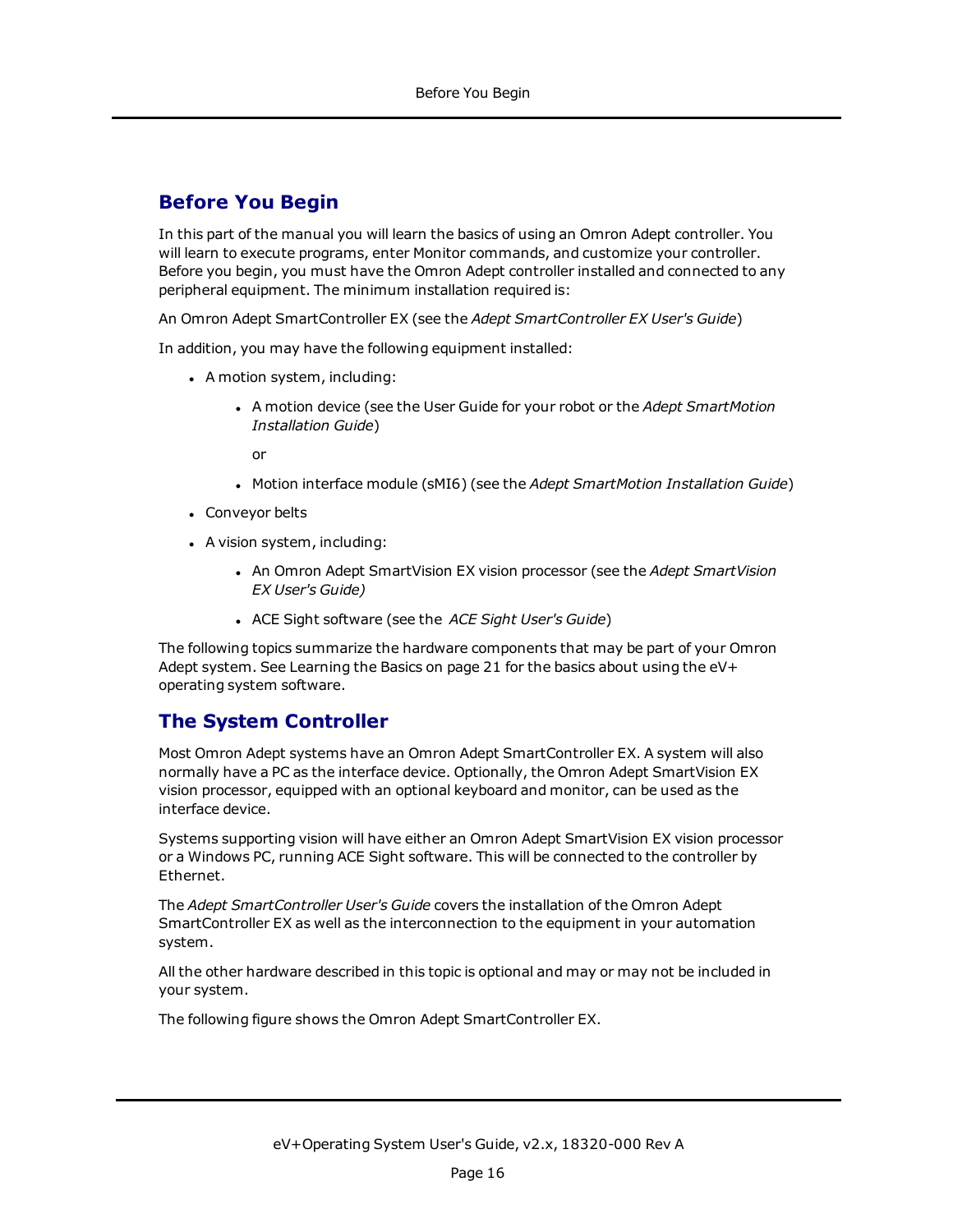## Before You Begin

In this part of the manual you will learn the basics of using an Omron Adept controller. You will learn to execute programs, enter Monitor commands, and customize your controller. Before you begin, you must have the Omron Adept controller installed and connected to any peripheral equipment. The minimum installation required is:

An Omron Adept SmartController EX (see the *Adept SmartController EX User's Guide*)

In addition, you may have the following equipment installed:

- A motion system, including:
  - A motion device (see the User Guide for your robot or the *Adept SmartMotion Installation Guide*)

    or

  - Motion interface module (sMI6) (see the *Adept SmartMotion Installation Guide*)
- Conveyor belts
- A vision system, including:
  - An Omron Adept SmartVision EX vision processor (see the *Adept SmartVision EX User's Guide)*
  - ACE Sight software (see the *ACE Sight User's Guide*)

The following topics summarize the hardware components that may be part of your Omron Adept system. See Learning the Basics on page 21 for the basics about using the eV+ operating system software.

## The System Controller

Most Omron Adept systems have an Omron Adept SmartController EX. A system will also normally have a PC as the interface device. Optionally, the Omron Adept SmartVision EX vision processor, equipped with an optional keyboard and monitor, can be used as the interface device.

Systems supporting vision will have either an Omron Adept SmartVision EX vision processor or a Windows PC, running ACE Sight software. This will be connected to the controller by Ethernet.

The *Adept SmartController User's Guide* covers the installation of the Omron Adept SmartController EX as well as the interconnection to the equipment in your automation system.

All the other hardware described in this topic is optional and may or may not be included in your system.

The following figure shows the Omron Adept SmartController EX.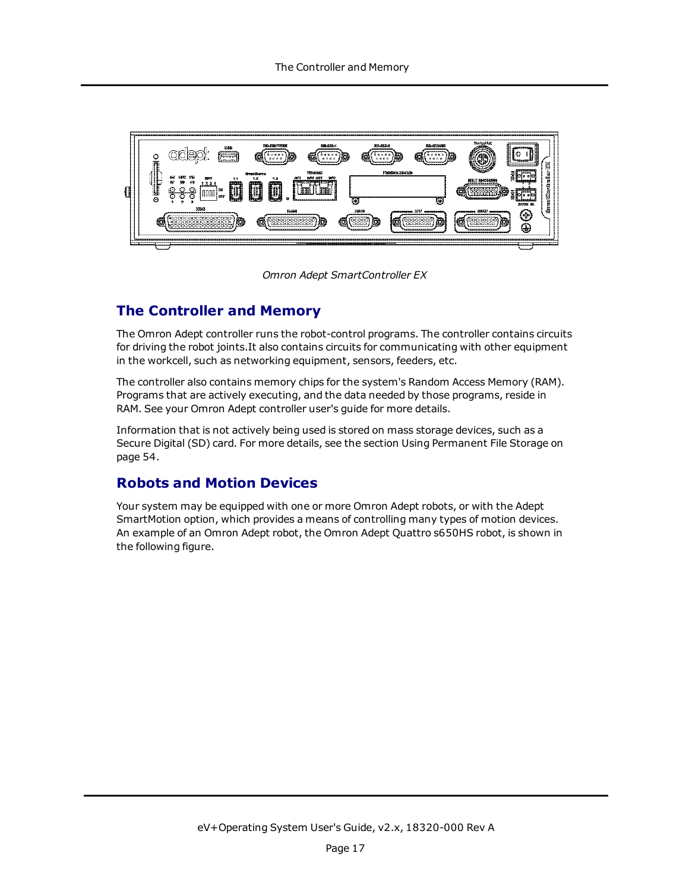*Omron Adept SmartController EX*

## The Controller and Memory

The Omron Adept controller runs the robot-control programs. The controller contains circuits for driving the robot joints.It also contains circuits for communicating with other equipment in the workcell, such as networking equipment, sensors, feeders, etc.

The controller also contains memory chips for the system's Random Access Memory (RAM). Programs that are actively executing, and the data needed by those programs, reside in RAM. See your Omron Adept controller user's guide for more details.

Information that is not actively being used is stored on mass storage devices, such as a Secure Digital (SD) card. For more details, see the section Using Permanent File Storage on page 54.

## Robots and Motion Devices

Your system may be equipped with one or more Omron Adept robots, or with the Adept SmartMotion option, which provides a means of controlling many types of motion devices. An example of an Omron Adept robot, the Omron Adept Quattro s650HS robot, is shown in the following figure.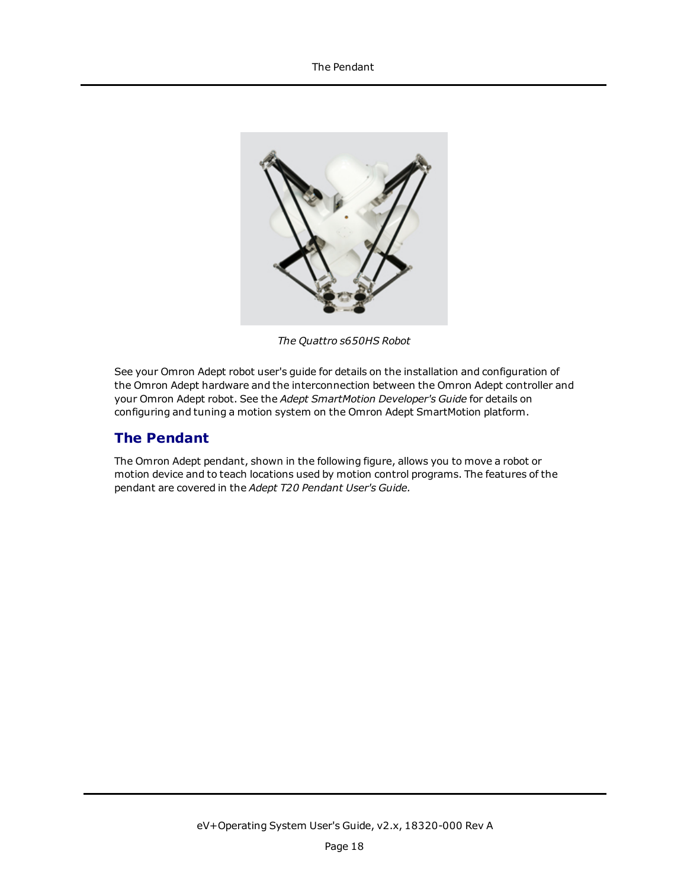*The Quattro s650HS Robot*

See your Omron Adept robot user's guide for details on the installation and configuration of the Omron Adept hardware and the interconnection between the Omron Adept controller and your Omron Adept robot. See the *Adept SmartMotion Developer's Guide* for details on configuring and tuning a motion system on the Omron Adept SmartMotion platform.

## The Pendant

The Omron Adept pendant, shown in the following figure, allows you to move a robot or motion device and to teach locations used by motion control programs. The features of the pendant are covered in the *Adept T20 Pendant User's Guide.*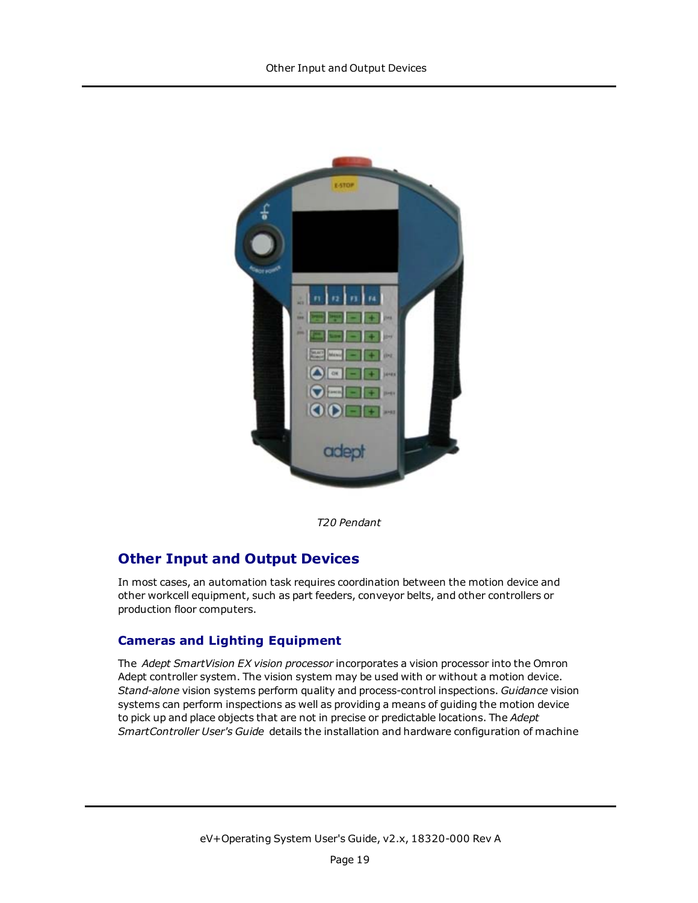*T20 Pendant*

## Other Input and Output Devices

In most cases, an automation task requires coordination between the motion device and other workcell equipment, such as part feeders, conveyor belts, and other controllers or production floor computers.

### Cameras and Lighting Equipment

The *Adept SmartVision EX vision processor* incorporates a vision processor into the Omron Adept controller system. The vision system may be used with or without a motion device. *Stand-alone* vision systems perform quality and process-control inspections. *Guidance* vision systems can perform inspections as well as providing a means of guiding the motion device to pick up and place objects that are not in precise or predictable locations. The *Adept SmartController User's Guide* details the installation and hardware configuration of machine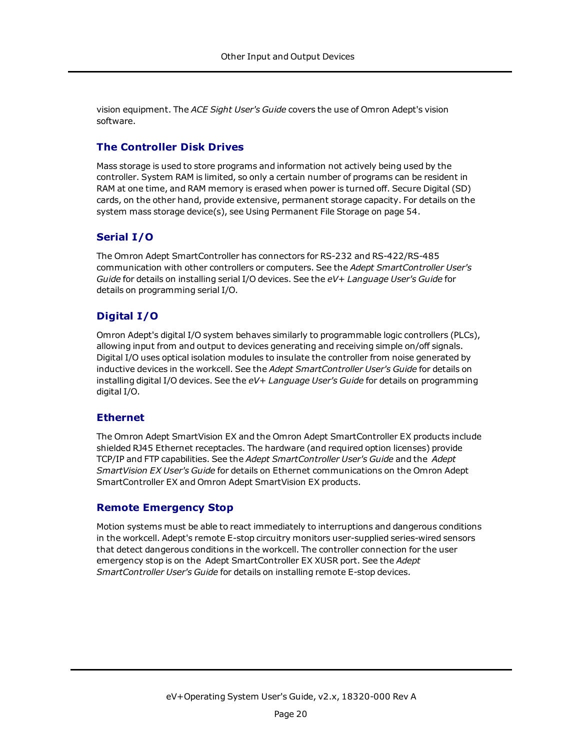vision equipment. The *ACE Sight User's Guide* covers the use of Omron Adept's vision software.

## The Controller Disk Drives

Mass storage is used to store programs and information not actively being used by the controller. System RAM is limited, so only a certain number of programs can be resident in RAM at one time, and RAM memory is erased when power is turned off. Secure Digital (SD) cards, on the other hand, provide extensive, permanent storage capacity. For details on the system mass storage device(s), see Using Permanent File Storage on page 54.

## Serial I/O

The Omron Adept SmartController has connectors for RS-232 and RS-422/RS-485 communication with other controllers or computers. See the *Adept SmartController User's Guide* for details on installing serial I/O devices. See the *eV+ Language User's Guide* for details on programming serial I/O.

## Digital I/O

Omron Adept's digital I/O system behaves similarly to programmable logic controllers (PLCs), allowing input from and output to devices generating and receiving simple on/off signals. Digital I/O uses optical isolation modules to insulate the controller from noise generated by inductive devices in the workcell. See the *Adept SmartController User's Guide* for details on installing digital I/O devices. See the *eV+ Language User's Guide* for details on programming digital I/O.

## Ethernet

The Omron Adept SmartVision EX and the Omron Adept SmartController EX products include shielded RJ45 Ethernet receptacles. The hardware (and required option licenses) provide TCP/IP and FTP capabilities. See the *Adept SmartController User's Guide* and the *Adept SmartVision EX User's Guide* for details on Ethernet communications on the Omron Adept SmartController EX and Omron Adept SmartVision EX products.

## Remote Emergency Stop

Motion systems must be able to react immediately to interruptions and dangerous conditions in the workcell. Adept's remote E-stop circuitry monitors user-supplied series-wired sensors that detect dangerous conditions in the workcell. The controller connection for the user emergency stop is on the Adept SmartController EX XUSR port. See the *Adept SmartController User's Guide* for details on installing remote E-stop devices.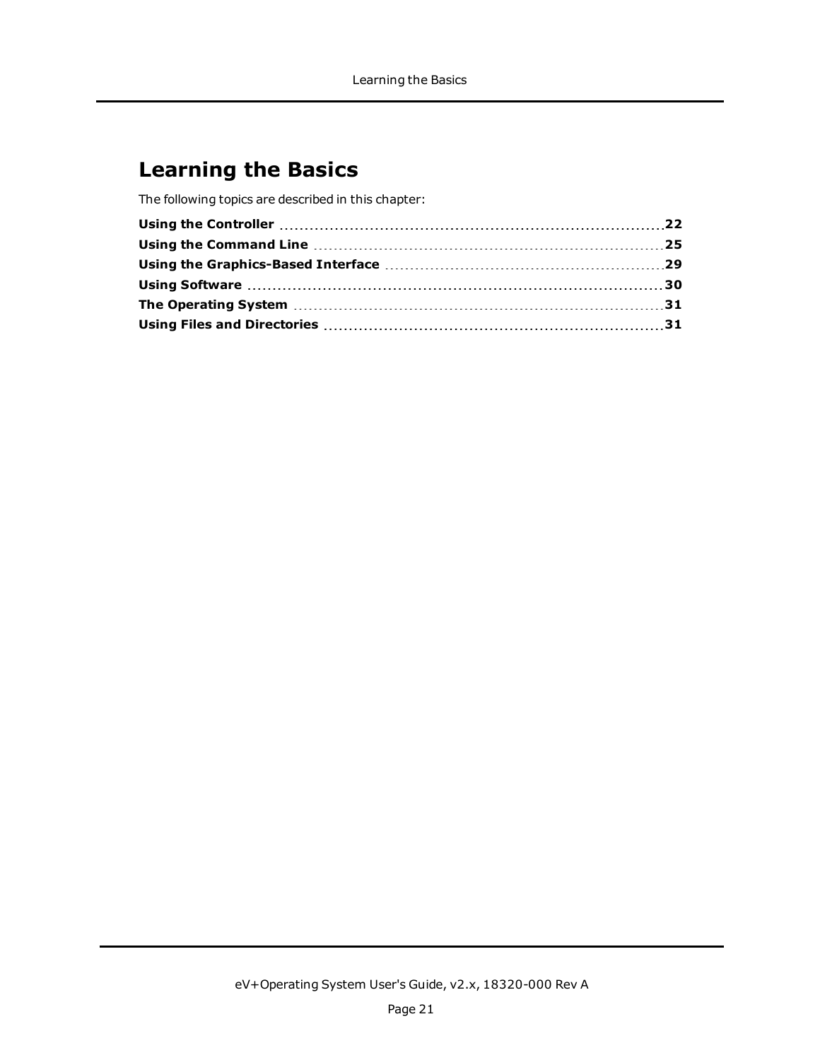# Learning the Basics

The following topics are described in this chapter:

| | |
|---|---|
| **Using the Controller** | **22** |
| **Using the Command Line** | **25** |
| **Using the Graphics-Based Interface** | **29** |
| **Using Software** | **30** |
| **The Operating System** | **31** |
| **Using Files and Directories** | **31** |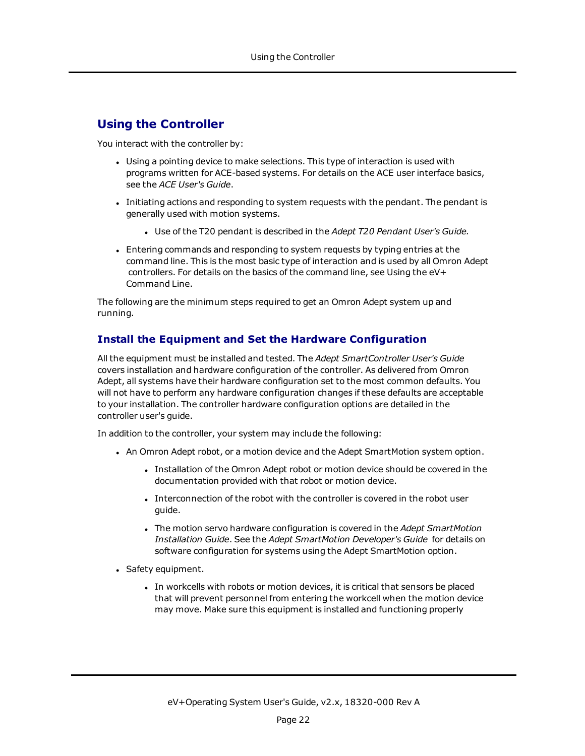## Using the Controller

You interact with the controller by:

- Using a pointing device to make selections. This type of interaction is used with programs written for ACE-based systems. For details on the ACE user interface basics, see the *ACE User's Guide*.
- Initiating actions and responding to system requests with the pendant. The pendant is generally used with motion systems.
  - Use of the T20 pendant is described in the *Adept T20 Pendant User's Guide.*
- Entering commands and responding to system requests by typing entries at the command line. This is the most basic type of interaction and is used by all Omron Adept controllers. For details on the basics of the command line, see Using the eV+ Command Line.

The following are the minimum steps required to get an Omron Adept system up and running.

### Install the Equipment and Set the Hardware Configuration

All the equipment must be installed and tested. The *Adept SmartController User's Guide* covers installation and hardware configuration of the controller. As delivered from Omron Adept, all systems have their hardware configuration set to the most common defaults. You will not have to perform any hardware configuration changes if these defaults are acceptable to your installation. The controller hardware configuration options are detailed in the controller user's guide.

In addition to the controller, your system may include the following:

- An Omron Adept robot, or a motion device and the Adept SmartMotion system option.
  - Installation of the Omron Adept robot or motion device should be covered in the documentation provided with that robot or motion device.
  - Interconnection of the robot with the controller is covered in the robot user guide.
  - The motion servo hardware configuration is covered in the *Adept SmartMotion Installation Guide*. See the *Adept SmartMotion Developer's Guide* for details on software configuration for systems using the Adept SmartMotion option.
- Safety equipment.
  - In workcells with robots or motion devices, it is critical that sensors be placed that will prevent personnel from entering the workcell when the motion device may move. Make sure this equipment is installed and functioning properly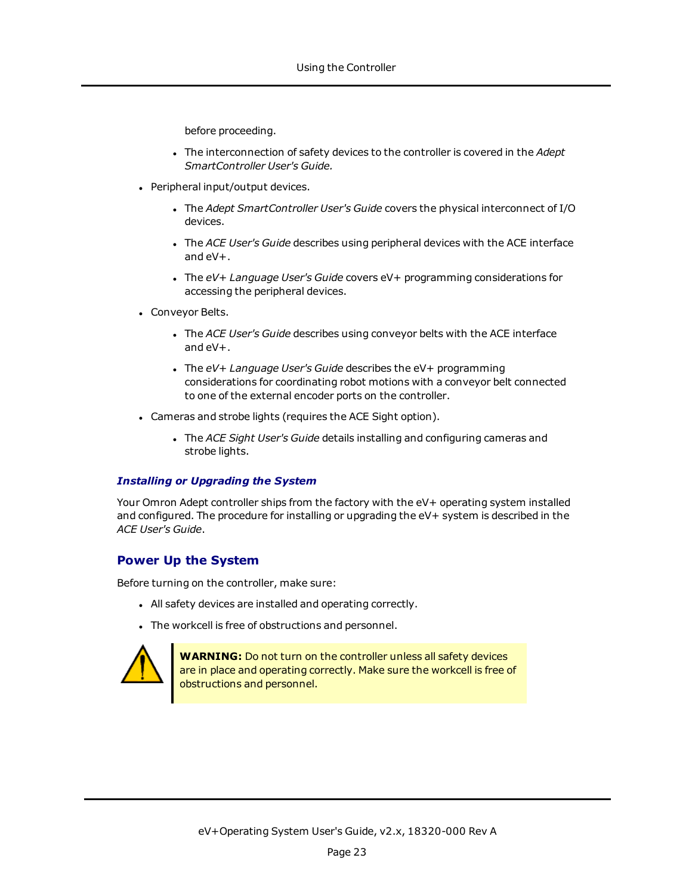before proceeding.

- The interconnection of safety devices to the controller is covered in the *Adept SmartController User's Guide.*

- Peripheral input/output devices.
  - The *Adept SmartController User's Guide* covers the physical interconnect of I/O devices.
  - The *ACE User's Guide* describes using peripheral devices with the ACE interface and eV+.
  - The *eV+ Language User's Guide* covers eV+ programming considerations for accessing the peripheral devices.
- Conveyor Belts.
  - The *ACE User's Guide* describes using conveyor belts with the ACE interface and eV+.
  - The *eV+ Language User's Guide* describes the eV+ programming considerations for coordinating robot motions with a conveyor belt connected to one of the external encoder ports on the controller.
- Cameras and strobe lights (requires the ACE Sight option).
  - The *ACE Sight User's Guide* details installing and configuring cameras and strobe lights.

### *Installing or Upgrading the System*

Your Omron Adept controller ships from the factory with the eV+ operating system installed and configured. The procedure for installing or upgrading the eV+ system is described in the *ACE User's Guide*.

## Power Up the System

Before turning on the controller, make sure:

- All safety devices are installed and operating correctly.
- The workcell is free of obstructions and personnel.

**WARNING:** Do not turn on the controller unless all safety devices are in place and operating correctly. Make sure the workcell is free of obstructions and personnel.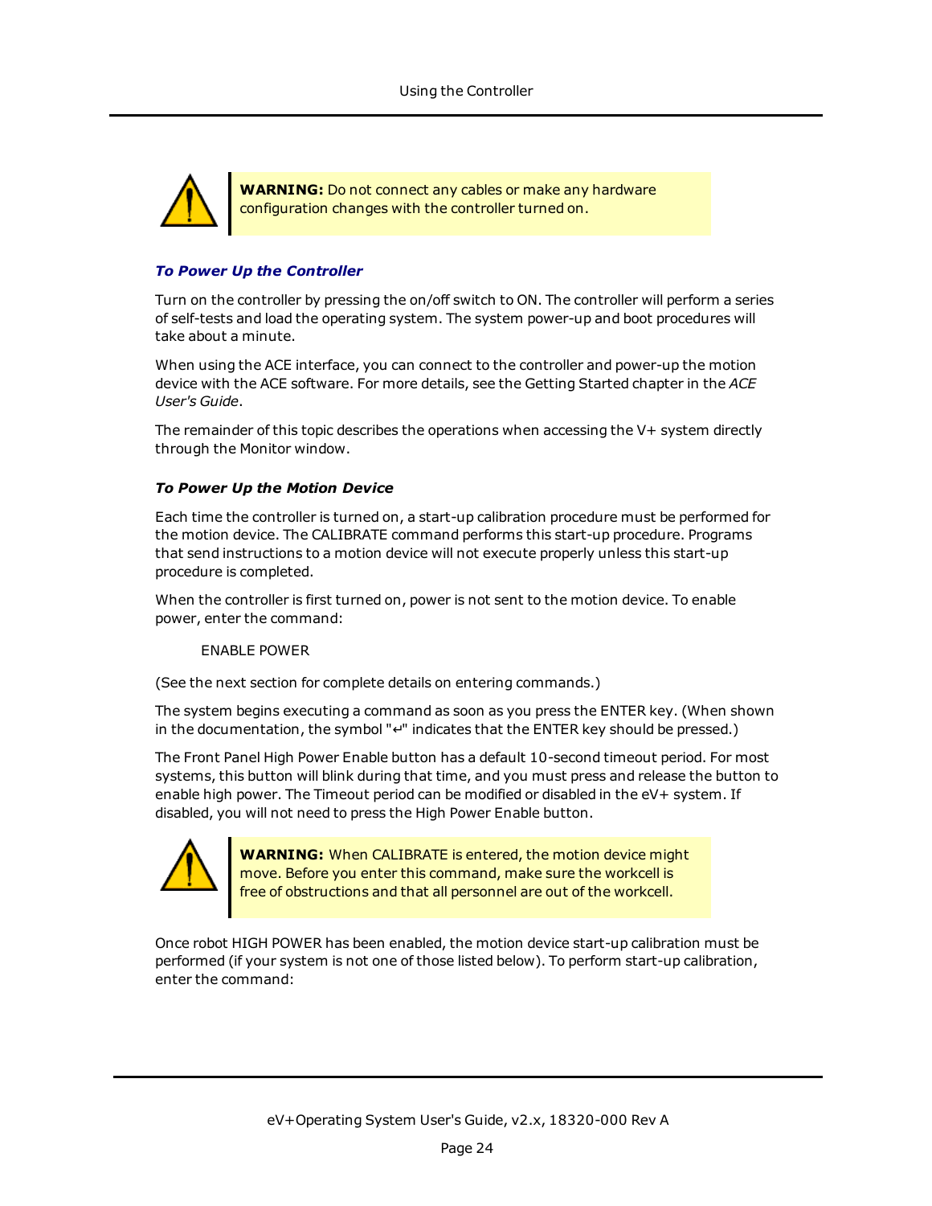> **WARNING:** Do not connect any cables or make any hardware configuration changes with the controller turned on.

### *To Power Up the Controller*

Turn on the controller by pressing the on/off switch to ON. The controller will perform a series of self-tests and load the operating system. The system power-up and boot procedures will take about a minute.

When using the ACE interface, you can connect to the controller and power-up the motion device with the ACE software. For more details, see the Getting Started chapter in the *ACE User's Guide*.

The remainder of this topic describes the operations when accessing the V+ system directly through the Monitor window.

### *To Power Up the Motion Device*

Each time the controller is turned on, a start-up calibration procedure must be performed for the motion device. The CALIBRATE command performs this start-up procedure. Programs that send instructions to a motion device will not execute properly unless this start-up procedure is completed.

When the controller is first turned on, power is not sent to the motion device. To enable power, enter the command:

```
ENABLE POWER
```

(See the next section for complete details on entering commands.)

The system begins executing a command as soon as you press the ENTER key. (When shown in the documentation, the symbol "↵" indicates that the ENTER key should be pressed.)

The Front Panel High Power Enable button has a default 10-second timeout period. For most systems, this button will blink during that time, and you must press and release the button to enable high power. The Timeout period can be modified or disabled in the eV+ system. If disabled, you will not need to press the High Power Enable button.

> **WARNING:** When CALIBRATE is entered, the motion device might move. Before you enter this command, make sure the workcell is free of obstructions and that all personnel are out of the workcell.

Once robot HIGH POWER has been enabled, the motion device start-up calibration must be performed (if your system is not one of those listed below). To perform start-up calibration, enter the command: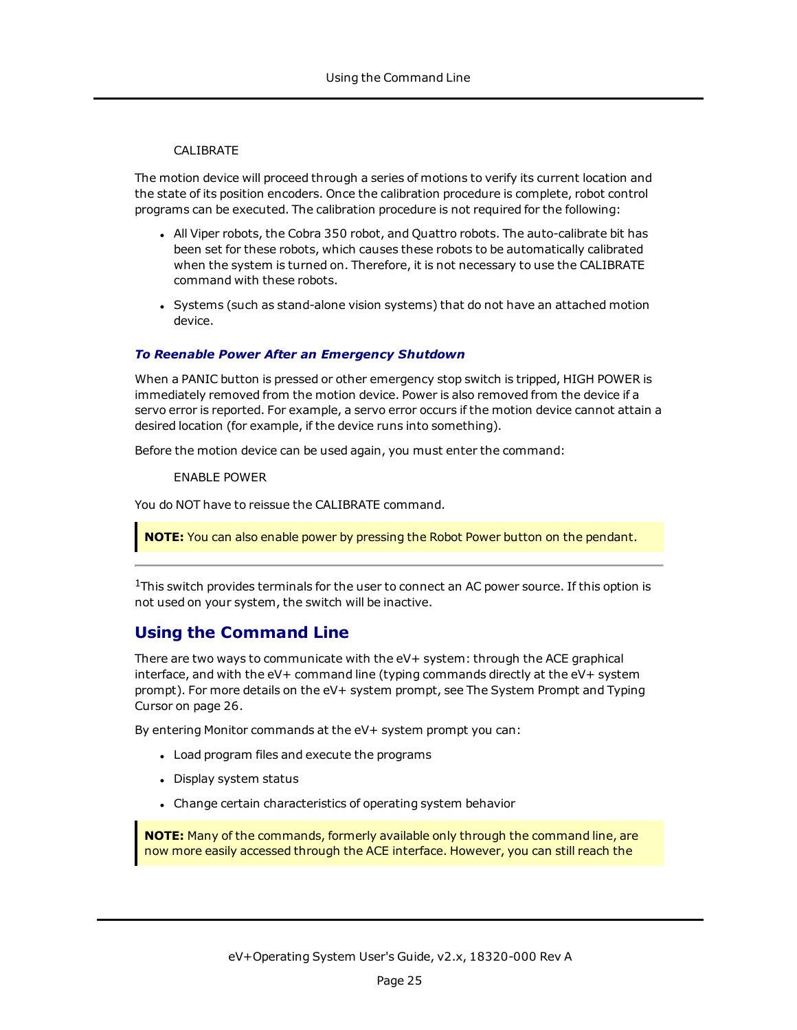CALIBRATE

The motion device will proceed through a series of motions to verify its current location and the state of its position encoders. Once the calibration procedure is complete, robot control programs can be executed. The calibration procedure is not required for the following:

- All Viper robots, the Cobra 350 robot, and Quattro robots. The auto-calibrate bit has been set for these robots, which causes these robots to be automatically calibrated when the system is turned on. Therefore, it is not necessary to use the CALIBRATE command with these robots.
- Systems (such as stand-alone vision systems) that do not have an attached motion device.

***To Reenable Power After an Emergency Shutdown***

When a PANIC button is pressed or other emergency stop switch is tripped, HIGH POWER is immediately removed from the motion device. Power is also removed from the device if a servo error is reported. For example, a servo error occurs if the motion device cannot attain a desired location (for example, if the device runs into something).

Before the motion device can be used again, you must enter the command:

ENABLE POWER

You do NOT have to reissue the CALIBRATE command.

> **NOTE:** You can also enable power by pressing the Robot Power button on the pendant.

---

[1]This switch provides terminals for the user to connect an AC power source. If this option is not used on your system, the switch will be inactive.

## Using the Command Line

There are two ways to communicate with the eV+ system: through the ACE graphical interface, and with the eV+ command line (typing commands directly at the eV+ system prompt). For more details on the eV+ system prompt, see The System Prompt and Typing Cursor on page 26.

By entering Monitor commands at the eV+ system prompt you can:

- Load program files and execute the programs
- Display system status
- Change certain characteristics of operating system behavior

> **NOTE:** Many of the commands, formerly available only through the command line, are now more easily accessed through the ACE interface. However, you can still reach the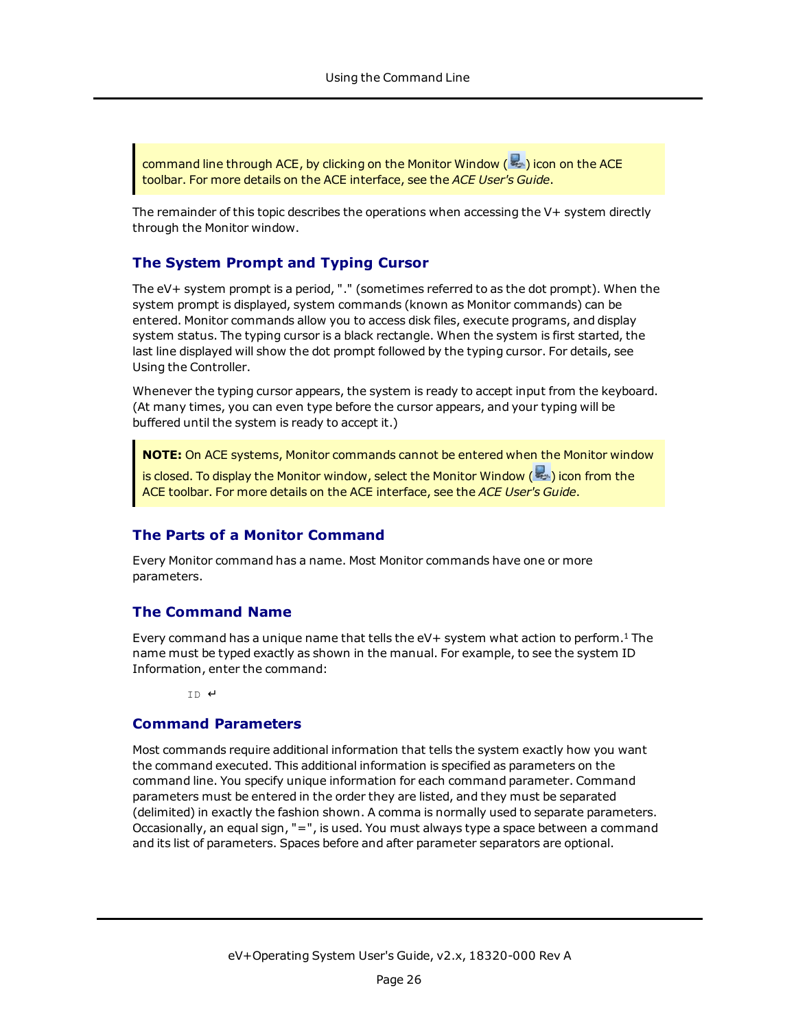> command line through ACE, by clicking on the Monitor Window ( ) icon on the ACE toolbar. For more details on the ACE interface, see the *ACE User's Guide*.

The remainder of this topic describes the operations when accessing the V+ system directly through the Monitor window.

## The System Prompt and Typing Cursor

The eV+ system prompt is a period, "." (sometimes referred to as the dot prompt). When the system prompt is displayed, system commands (known as Monitor commands) can be entered. Monitor commands allow you to access disk files, execute programs, and display system status. The typing cursor is a black rectangle. When the system is first started, the last line displayed will show the dot prompt followed by the typing cursor. For details, see Using the Controller.

Whenever the typing cursor appears, the system is ready to accept input from the keyboard. (At many times, you can even type before the cursor appears, and your typing will be buffered until the system is ready to accept it.)

> **NOTE:** On ACE systems, Monitor commands cannot be entered when the Monitor window is closed. To display the Monitor window, select the Monitor Window ( ) icon from the ACE toolbar. For more details on the ACE interface, see the *ACE User's Guide*.

## The Parts of a Monitor Command

Every Monitor command has a name. Most Monitor commands have one or more parameters.

## The Command Name

Every command has a unique name that tells the eV+ system what action to perform.[1] The name must be typed exactly as shown in the manual. For example, to see the system ID Information, enter the command:

```
ID ↵
```

## Command Parameters

Most commands require additional information that tells the system exactly how you want the command executed. This additional information is specified as parameters on the command line. You specify unique information for each command parameter. Command parameters must be entered in the order they are listed, and they must be separated (delimited) in exactly the fashion shown. A comma is normally used to separate parameters. Occasionally, an equal sign, "=", is used. You must always type a space between a command and its list of parameters. Spaces before and after parameter separators are optional.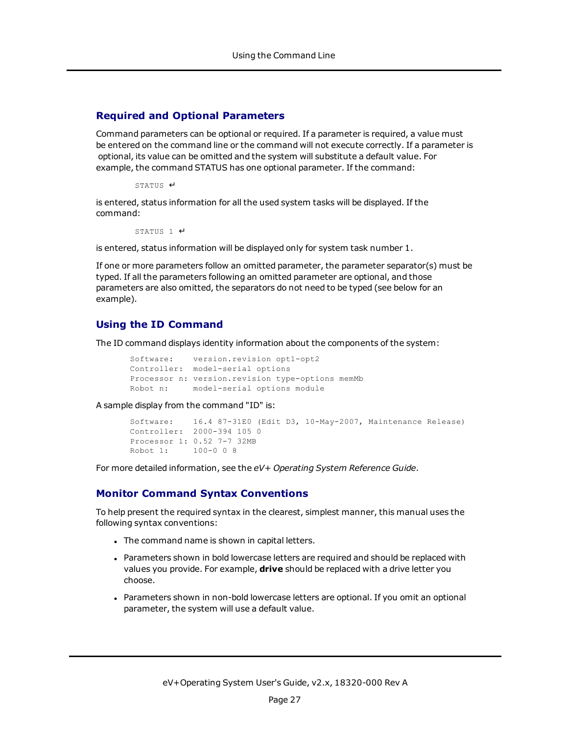## Required and Optional Parameters

Command parameters can be optional or required. If a parameter is required, a value must be entered on the command line or the command will not execute correctly. If a parameter is optional, its value can be omitted and the system will substitute a default value. For example, the command STATUS has one optional parameter. If the command:

```
STATUS ↵
```

is entered, status information for all the used system tasks will be displayed. If the command:

```
STATUS 1 ↵
```

is entered, status information will be displayed only for system task number 1.

If one or more parameters follow an omitted parameter, the parameter separator(s) must be typed. If all the parameters following an omitted parameter are optional, and those parameters are also omitted, the separators do not need to be typed (see below for an example).

## Using the ID Command

The ID command displays identity information about the components of the system:

```
Software:    version.revision opt1-opt2
Controller:  model-serial options
Processor n: version.revision type-options memMb
Robot n:     model-serial options module
```

A sample display from the command "ID" is:

```
Software:    16.4 87-31E0 (Edit D3, 10-May-2007, Maintenance Release)
Controller:  2000-394 105 0
Processor 1: 0.52 7-7 32MB
Robot 1:     100-0 0 8
```

For more detailed information, see the *eV+ Operating System Reference Guide*.

## Monitor Command Syntax Conventions

To help present the required syntax in the clearest, simplest manner, this manual uses the following syntax conventions:

- The command name is shown in capital letters.
- Parameters shown in bold lowercase letters are required and should be replaced with values you provide. For example, **drive** should be replaced with a drive letter you choose.
- Parameters shown in non-bold lowercase letters are optional. If you omit an optional parameter, the system will use a default value.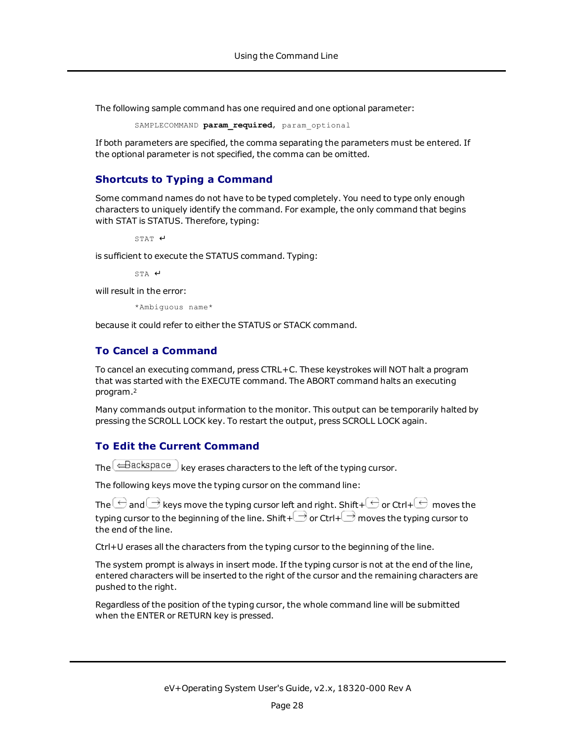The following sample command has one required and one optional parameter:

```
SAMPLECOMMAND param_required, param_optional
```

If both parameters are specified, the comma separating the parameters must be entered. If the optional parameter is not specified, the comma can be omitted.

## Shortcuts to Typing a Command

Some command names do not have to be typed completely. You need to type only enough characters to uniquely identify the command. For example, the only command that begins with STAT is STATUS. Therefore, typing:

```
STAT ↵
```

is sufficient to execute the STATUS command. Typing:

```
STA ↵
```

will result in the error:

```
*Ambiguous name*
```

because it could refer to either the STATUS or STACK command.

## To Cancel a Command

To cancel an executing command, press CTRL+C. These keystrokes will NOT halt a program that was started with the EXECUTE command. The ABORT command halts an executing program.[2]

Many commands output information to the monitor. This output can be temporarily halted by pressing the SCROLL LOCK key. To restart the output, press SCROLL LOCK again.

## To Edit the Current Command

The ⇐Backspace key erases characters to the left of the typing cursor.

The following keys move the typing cursor on the command line:

The ← and → keys move the typing cursor left and right. Shift+← or Ctrl+← moves the typing cursor to the beginning of the line. Shift+→ or Ctrl+→ moves the typing cursor to the end of the line.

Ctrl+U erases all the characters from the typing cursor to the beginning of the line.

The system prompt is always in insert mode. If the typing cursor is not at the end of the line, entered characters will be inserted to the right of the cursor and the remaining characters are pushed to the right.

Regardless of the position of the typing cursor, the whole command line will be submitted when the ENTER or RETURN key is pressed.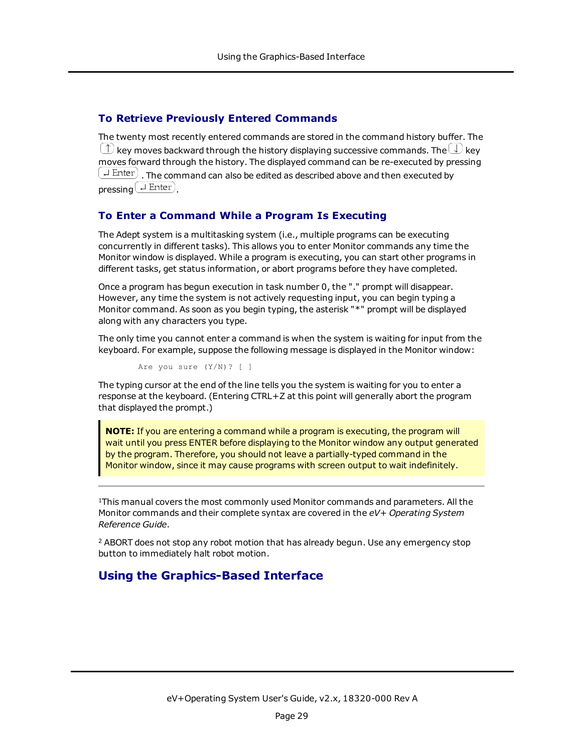### To Retrieve Previously Entered Commands

The twenty most recently entered commands are stored in the command history buffer. The ↑ key moves backward through the history displaying successive commands. The ↓ key moves forward through the history. The displayed command can be re-executed by pressing ↵ Enter . The command can also be edited as described above and then executed by pressing ↵ Enter.

### To Enter a Command While a Program Is Executing

The Adept system is a multitasking system (i.e., multiple programs can be executing concurrently in different tasks). This allows you to enter Monitor commands any time the Monitor window is displayed. While a program is executing, you can start other programs in different tasks, get status information, or abort programs before they have completed.

Once a program has begun execution in task number 0, the "." prompt will disappear. However, any time the system is not actively requesting input, you can begin typing a Monitor command. As soon as you begin typing, the asterisk "*" prompt will be displayed along with any characters you type.

The only time you cannot enter a command is when the system is waiting for input from the keyboard. For example, suppose the following message is displayed in the Monitor window:

```
Are you sure (Y/N)? [ ]
```

The typing cursor at the end of the line tells you the system is waiting for you to enter a response at the keyboard. (Entering CTRL+Z at this point will generally abort the program that displayed the prompt.)

> **NOTE:** If you are entering a command while a program is executing, the program will wait until you press ENTER before displaying to the Monitor window any output generated by the program. Therefore, you should not leave a partially-typed command in the Monitor window, since it may cause programs with screen output to wait indefinitely.

---

[1]This manual covers the most commonly used Monitor commands and parameters. All the Monitor commands and their complete syntax are covered in the *eV+ Operating System Reference Guide*.

[2] ABORT does not stop any robot motion that has already begun. Use any emergency stop button to immediately halt robot motion.

## Using the Graphics-Based Interface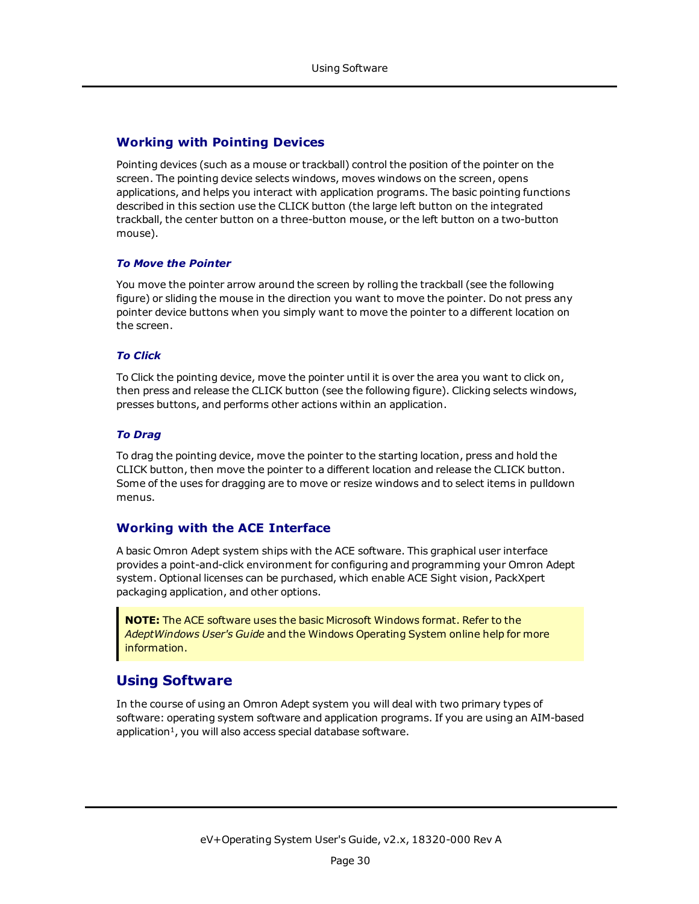## Working with Pointing Devices

Pointing devices (such as a mouse or trackball) control the position of the pointer on the screen. The pointing device selects windows, moves windows on the screen, opens applications, and helps you interact with application programs. The basic pointing functions described in this section use the CLICK button (the large left button on the integrated trackball, the center button on a three-button mouse, or the left button on a two-button mouse).

### *To Move the Pointer*

You move the pointer arrow around the screen by rolling the trackball (see the following figure) or sliding the mouse in the direction you want to move the pointer. Do not press any pointer device buttons when you simply want to move the pointer to a different location on the screen.

### *To Click*

To Click the pointing device, move the pointer until it is over the area you want to click on, then press and release the CLICK button (see the following figure). Clicking selects windows, presses buttons, and performs other actions within an application.

### *To Drag*

To drag the pointing device, move the pointer to the starting location, press and hold the CLICK button, then move the pointer to a different location and release the CLICK button. Some of the uses for dragging are to move or resize windows and to select items in pulldown menus.

## Working with the ACE Interface

A basic Omron Adept system ships with the ACE software. This graphical user interface provides a point-and-click environment for configuring and programming your Omron Adept system. Optional licenses can be purchased, which enable ACE Sight vision, PackXpert packaging application, and other options.

> **NOTE:** The ACE software uses the basic Microsoft Windows format. Refer to the *AdeptWindows User's Guide* and the Windows Operating System online help for more information.

## Using Software

In the course of using an Omron Adept system you will deal with two primary types of software: operating system software and application programs. If you are using an AIM-based application[1], you will also access special database software.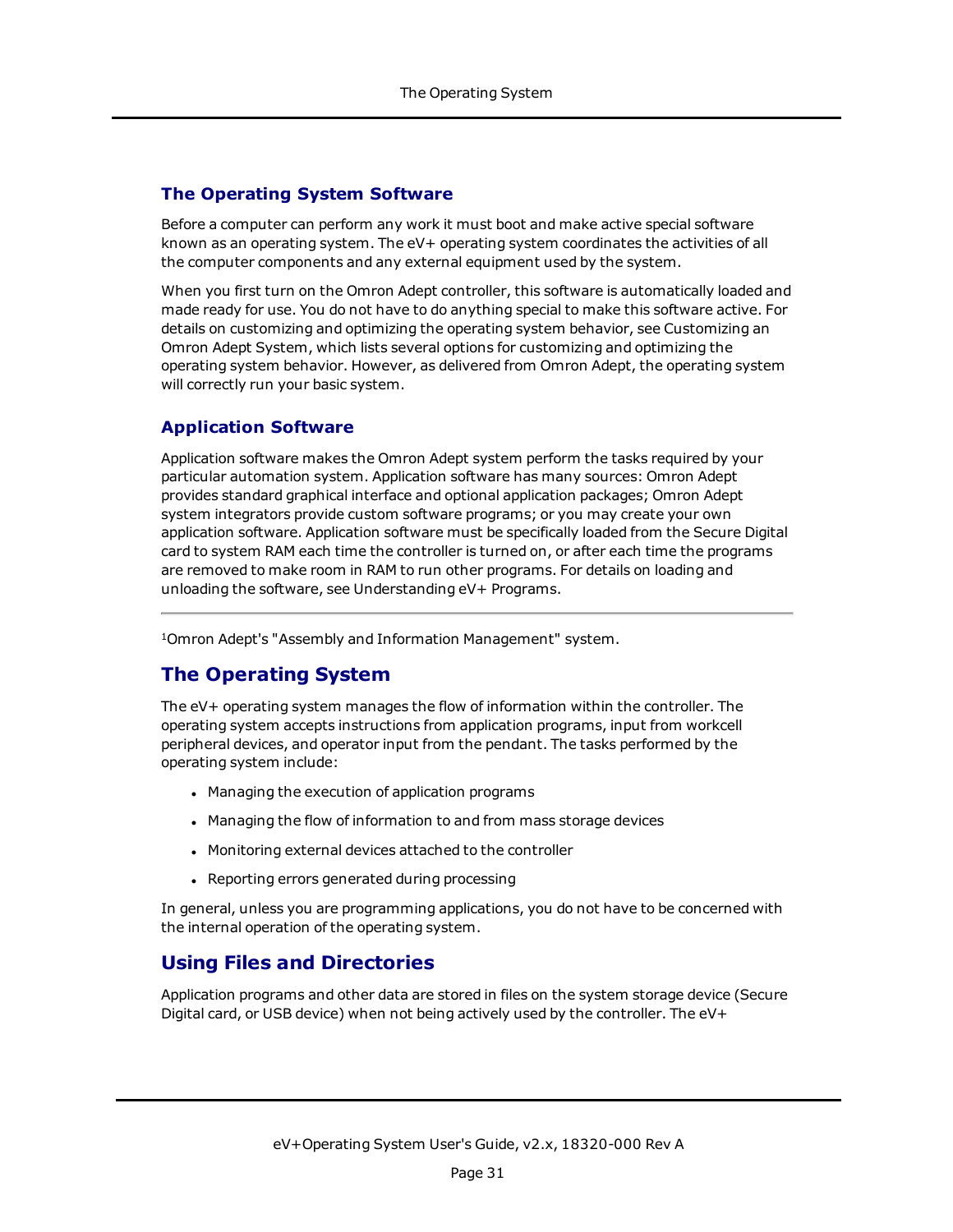### The Operating System Software

Before a computer can perform any work it must boot and make active special software known as an operating system. The eV+ operating system coordinates the activities of all the computer components and any external equipment used by the system.

When you first turn on the Omron Adept controller, this software is automatically loaded and made ready for use. You do not have to do anything special to make this software active. For details on customizing and optimizing the operating system behavior, see Customizing an Omron Adept System, which lists several options for customizing and optimizing the operating system behavior. However, as delivered from Omron Adept, the operating system will correctly run your basic system.

### Application Software

Application software makes the Omron Adept system perform the tasks required by your particular automation system. Application software has many sources: Omron Adept provides standard graphical interface and optional application packages; Omron Adept system integrators provide custom software programs; or you may create your own application software. Application software must be specifically loaded from the Secure Digital card to system RAM each time the controller is turned on, or after each time the programs are removed to make room in RAM to run other programs. For details on loading and unloading the software, see Understanding eV+ Programs.

---

[1]Omron Adept's "Assembly and Information Management" system.

## The Operating System

The eV+ operating system manages the flow of information within the controller. The operating system accepts instructions from application programs, input from workcell peripheral devices, and operator input from the pendant. The tasks performed by the operating system include:

- Managing the execution of application programs
- Managing the flow of information to and from mass storage devices
- Monitoring external devices attached to the controller
- Reporting errors generated during processing

In general, unless you are programming applications, you do not have to be concerned with the internal operation of the operating system.

## Using Files and Directories

Application programs and other data are stored in files on the system storage device (Secure Digital card, or USB device) when not being actively used by the controller. The eV+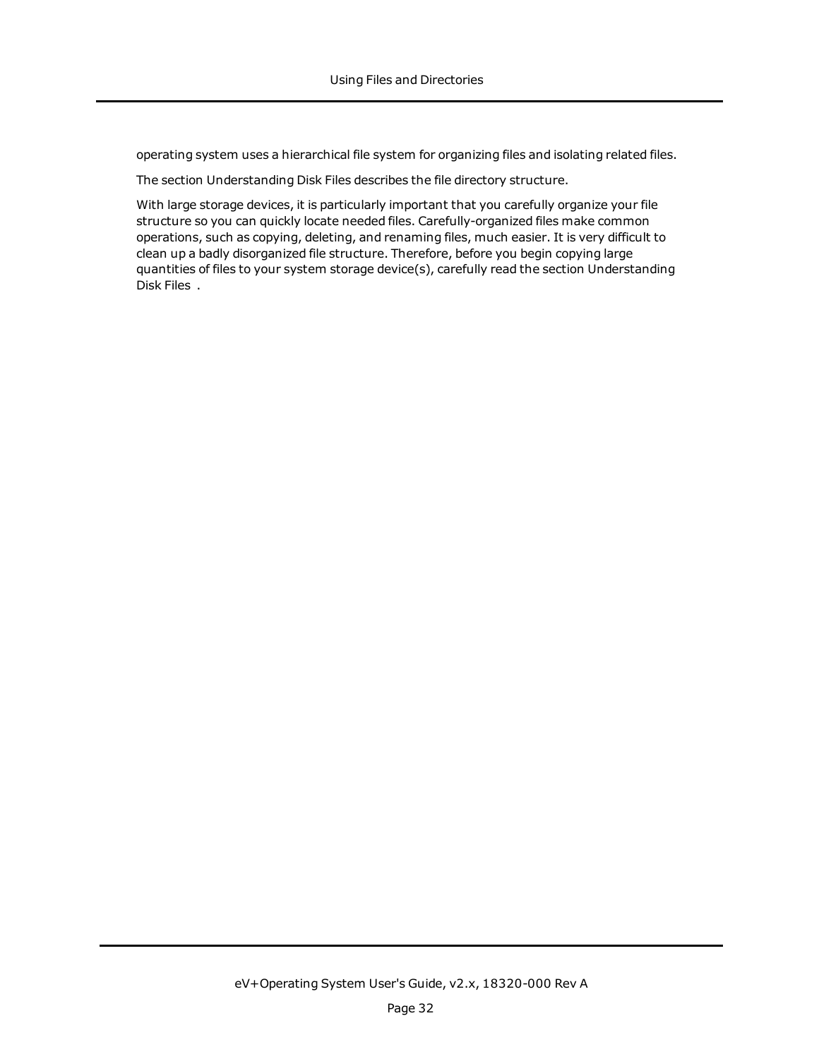operating system uses a hierarchical file system for organizing files and isolating related files.

The section Understanding Disk Files describes the file directory structure.

With large storage devices, it is particularly important that you carefully organize your file structure so you can quickly locate needed files. Carefully-organized files make common operations, such as copying, deleting, and renaming files, much easier. It is very difficult to clean up a badly disorganized file structure. Therefore, before you begin copying large quantities of files to your system storage device(s), carefully read the section Understanding Disk Files .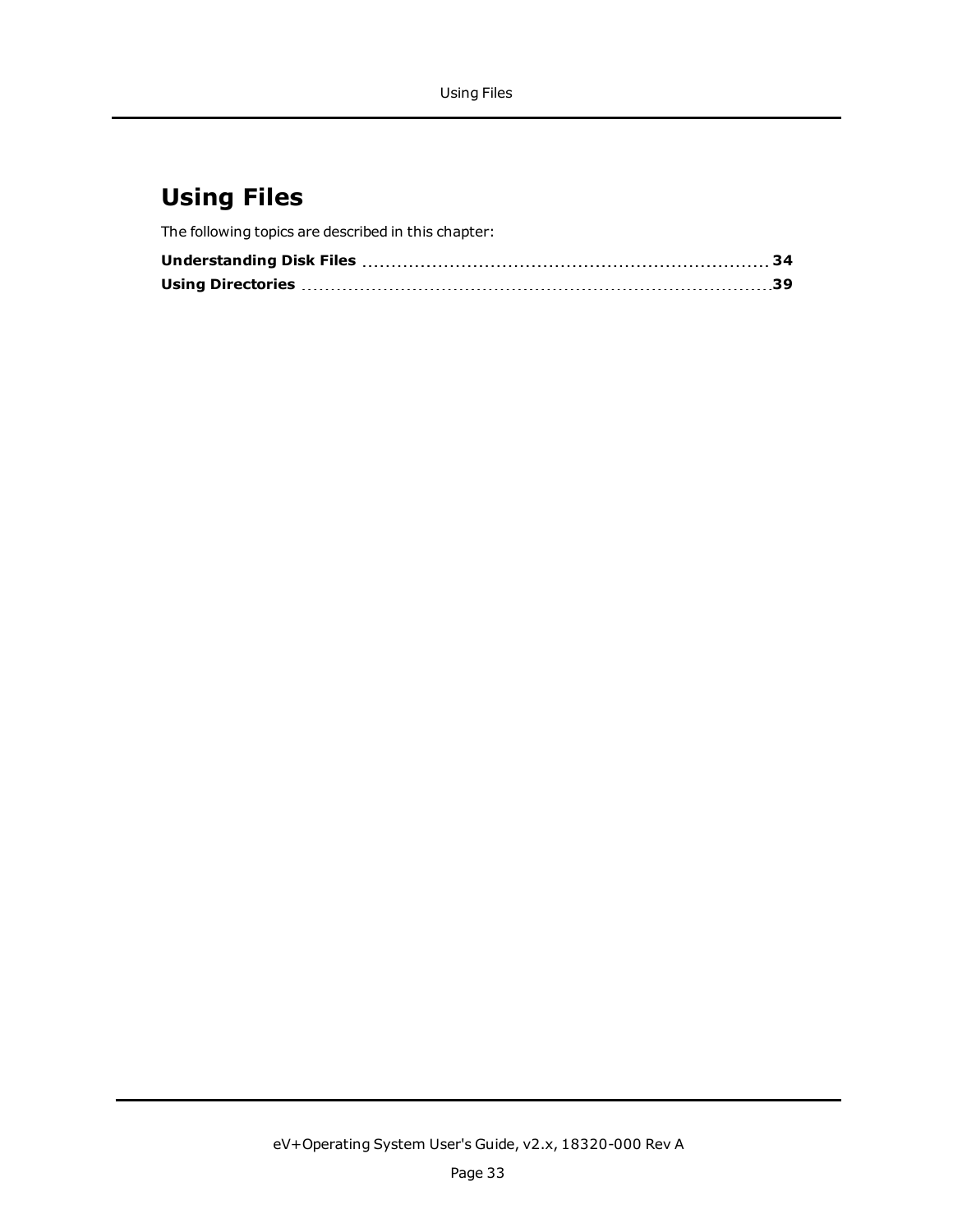# Using Files

The following topics are described in this chapter:

**Understanding Disk Files** ........................................ **34**
**Using Directories** ........................................ **39**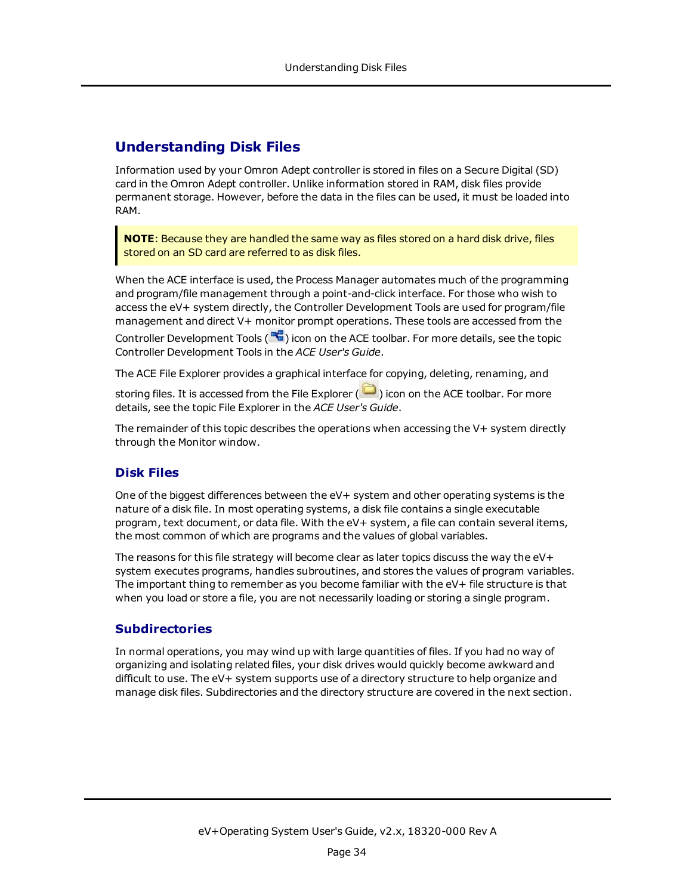## Understanding Disk Files

Information used by your Omron Adept controller is stored in files on a Secure Digital (SD) card in the Omron Adept controller. Unlike information stored in RAM, disk files provide permanent storage. However, before the data in the files can be used, it must be loaded into RAM.

> **NOTE**: Because they are handled the same way as files stored on a hard disk drive, files stored on an SD card are referred to as disk files.

When the ACE interface is used, the Process Manager automates much of the programming and program/file management through a point-and-click interface. For those who wish to access the eV+ system directly, the Controller Development Tools are used for program/file management and direct V+ monitor prompt operations. These tools are accessed from the Controller Development Tools ( ) icon on the ACE toolbar. For more details, see the topic Controller Development Tools in the *ACE User's Guide*.

The ACE File Explorer provides a graphical interface for copying, deleting, renaming, and storing files. It is accessed from the File Explorer ( ) icon on the ACE toolbar. For more details, see the topic File Explorer in the *ACE User's Guide*.

The remainder of this topic describes the operations when accessing the V+ system directly through the Monitor window.

### Disk Files

One of the biggest differences between the eV+ system and other operating systems is the nature of a disk file. In most operating systems, a disk file contains a single executable program, text document, or data file. With the eV+ system, a file can contain several items, the most common of which are programs and the values of global variables.

The reasons for this file strategy will become clear as later topics discuss the way the eV+ system executes programs, handles subroutines, and stores the values of program variables. The important thing to remember as you become familiar with the eV+ file structure is that when you load or store a file, you are not necessarily loading or storing a single program.

### Subdirectories

In normal operations, you may wind up with large quantities of files. If you had no way of organizing and isolating related files, your disk drives would quickly become awkward and difficult to use. The eV+ system supports use of a directory structure to help organize and manage disk files. Subdirectories and the directory structure are covered in the next section.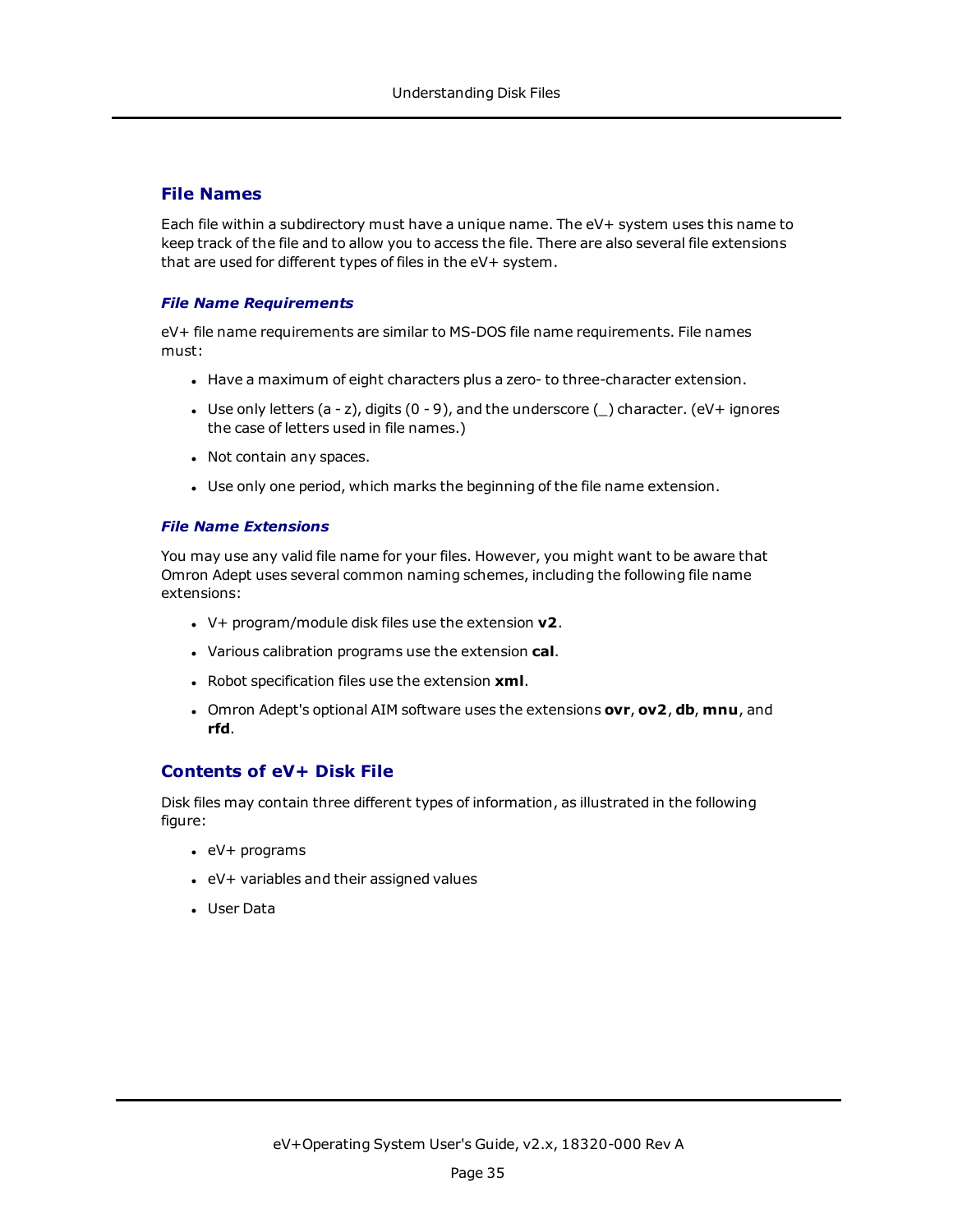## File Names

Each file within a subdirectory must have a unique name. The eV+ system uses this name to keep track of the file and to allow you to access the file. There are also several file extensions that are used for different types of files in the eV+ system.

### *File Name Requirements*

eV+ file name requirements are similar to MS-DOS file name requirements. File names must:

- Have a maximum of eight characters plus a zero- to three-character extension.
- Use only letters (a - z), digits (0 - 9), and the underscore (_) character. (eV+ ignores the case of letters used in file names.)
- Not contain any spaces.
- Use only one period, which marks the beginning of the file name extension.

### *File Name Extensions*

You may use any valid file name for your files. However, you might want to be aware that Omron Adept uses several common naming schemes, including the following file name extensions:

- V+ program/module disk files use the extension **v2**.
- Various calibration programs use the extension **cal**.
- Robot specification files use the extension **xml**.
- Omron Adept's optional AIM software uses the extensions **ovr**, **ov2**, **db**, **mnu**, and **rfd**.

## Contents of eV+ Disk File

Disk files may contain three different types of information, as illustrated in the following figure:

- eV+ programs
- eV+ variables and their assigned values
- User Data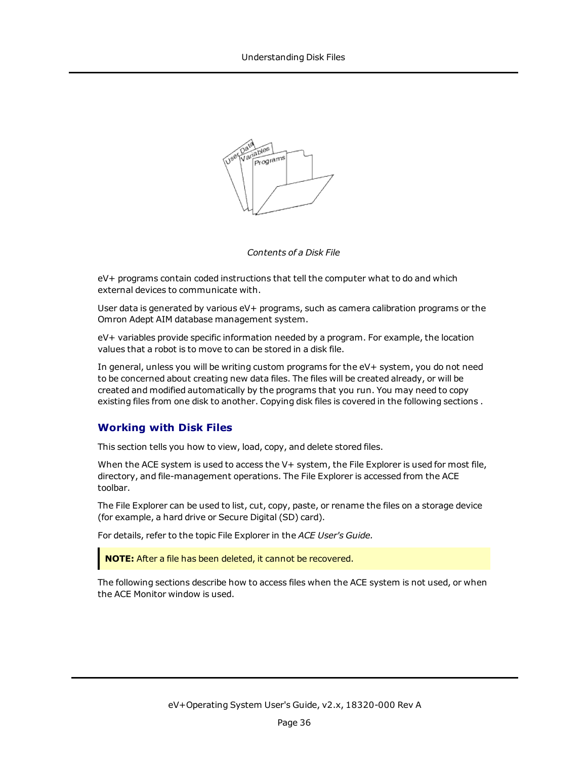*Contents of a Disk File*

eV+ programs contain coded instructions that tell the computer what to do and which external devices to communicate with.

User data is generated by various eV+ programs, such as camera calibration programs or the Omron Adept AIM database management system.

eV+ variables provide specific information needed by a program. For example, the location values that a robot is to move to can be stored in a disk file.

In general, unless you will be writing custom programs for the eV+ system, you do not need to be concerned about creating new data files. The files will be created already, or will be created and modified automatically by the programs that you run. You may need to copy existing files from one disk to another. Copying disk files is covered in the following sections .

## Working with Disk Files

This section tells you how to view, load, copy, and delete stored files.

When the ACE system is used to access the V+ system, the File Explorer is used for most file, directory, and file-management operations. The File Explorer is accessed from the ACE toolbar.

The File Explorer can be used to list, cut, copy, paste, or rename the files on a storage device (for example, a hard drive or Secure Digital (SD) card).

For details, refer to the topic File Explorer in the *ACE User's Guide.*

> **NOTE:** After a file has been deleted, it cannot be recovered.

The following sections describe how to access files when the ACE system is not used, or when the ACE Monitor window is used.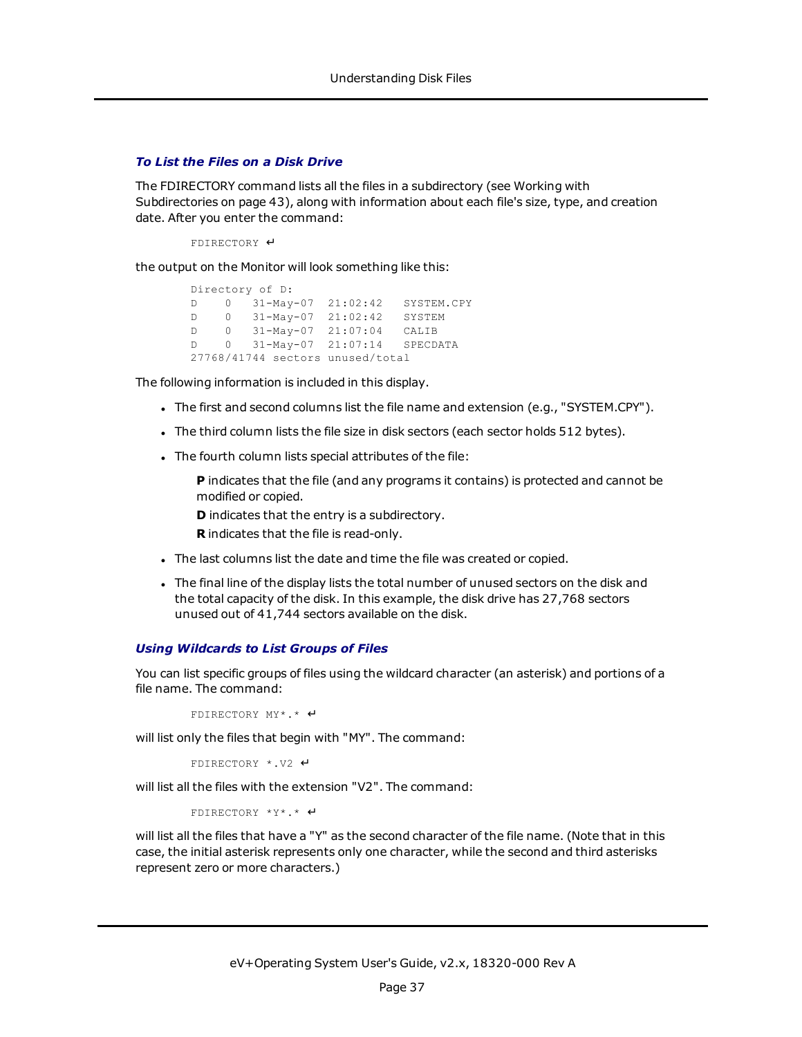### *To List the Files on a Disk Drive*

The FDIRECTORY command lists all the files in a subdirectory (see Working with Subdirectories on page 43), along with information about each file's size, type, and creation date. After you enter the command:

```
FDIRECTORY ↵
```

the output on the Monitor will look something like this:

```
Directory of D:
D    0   31-May-07  21:02:42   SYSTEM.CPY
D    0   31-May-07  21:02:42   SYSTEM
D    0   31-May-07  21:07:04   CALIB
D    0   31-May-07  21:07:14   SPECDATA
27768/41744 sectors unused/total
```

The following information is included in this display.

- The first and second columns list the file name and extension (e.g., "SYSTEM.CPY").
- The third column lists the file size in disk sectors (each sector holds 512 bytes).
- The fourth column lists special attributes of the file:

  **P** indicates that the file (and any programs it contains) is protected and cannot be modified or copied.

  **D** indicates that the entry is a subdirectory.

  **R** indicates that the file is read-only.
- The last columns list the date and time the file was created or copied.
- The final line of the display lists the total number of unused sectors on the disk and the total capacity of the disk. In this example, the disk drive has 27,768 sectors unused out of 41,744 sectors available on the disk.

### *Using Wildcards to List Groups of Files*

You can list specific groups of files using the wildcard character (an asterisk) and portions of a file name. The command:

```
FDIRECTORY MY*.* ↵
```

will list only the files that begin with "MY". The command:

```
FDIRECTORY *.V2 ↵
```

will list all the files with the extension "V2". The command:

```
FDIRECTORY *Y*.* ↵
```

will list all the files that have a "Y" as the second character of the file name. (Note that in this case, the initial asterisk represents only one character, while the second and third asterisks represent zero or more characters.)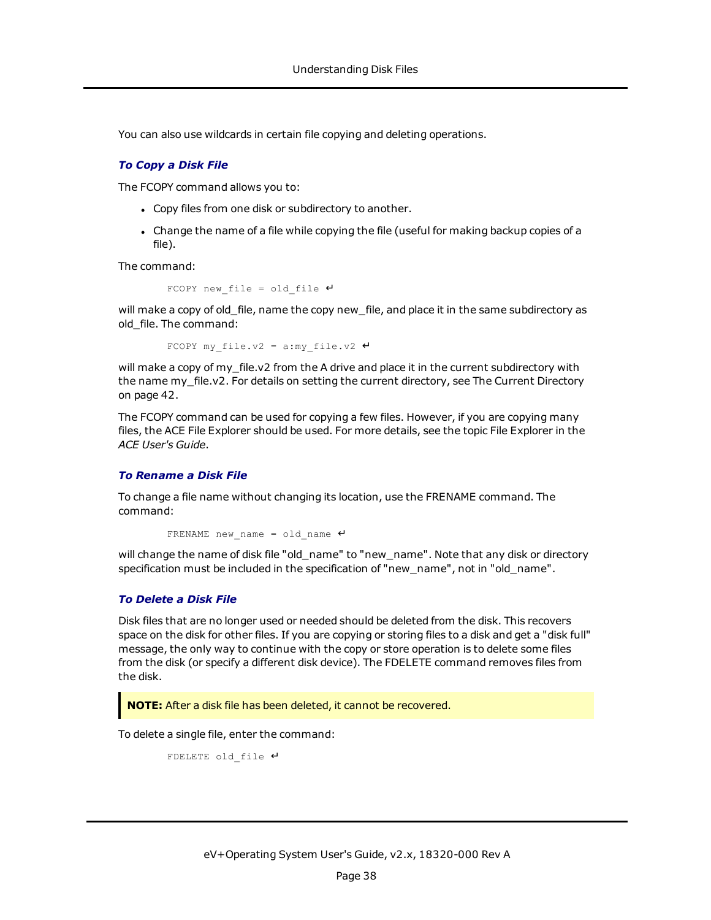You can also use wildcards in certain file copying and deleting operations.

### *To Copy a Disk File*

The FCOPY command allows you to:

- Copy files from one disk or subdirectory to another.
- Change the name of a file while copying the file (useful for making backup copies of a file).

The command:

```
FCOPY new_file = old_file ↵
```

will make a copy of old_file, name the copy new_file, and place it in the same subdirectory as old_file. The command:

```
FCOPY my_file.v2 = a:my_file.v2 ↵
```

will make a copy of my_file.v2 from the A drive and place it in the current subdirectory with the name my_file.v2. For details on setting the current directory, see The Current Directory on page 42.

The FCOPY command can be used for copying a few files. However, if you are copying many files, the ACE File Explorer should be used. For more details, see the topic File Explorer in the *ACE User's Guide*.

### *To Rename a Disk File*

To change a file name without changing its location, use the FRENAME command. The command:

```
FRENAME new_name = old_name ↵
```

will change the name of disk file "old_name" to "new_name". Note that any disk or directory specification must be included in the specification of "new_name", not in "old_name".

### *To Delete a Disk File*

Disk files that are no longer used or needed should be deleted from the disk. This recovers space on the disk for other files. If you are copying or storing files to a disk and get a "disk full" message, the only way to continue with the copy or store operation is to delete some files from the disk (or specify a different disk device). The FDELETE command removes files from the disk.

> **NOTE:** After a disk file has been deleted, it cannot be recovered.

To delete a single file, enter the command:

```
FDELETE old_file ↵
```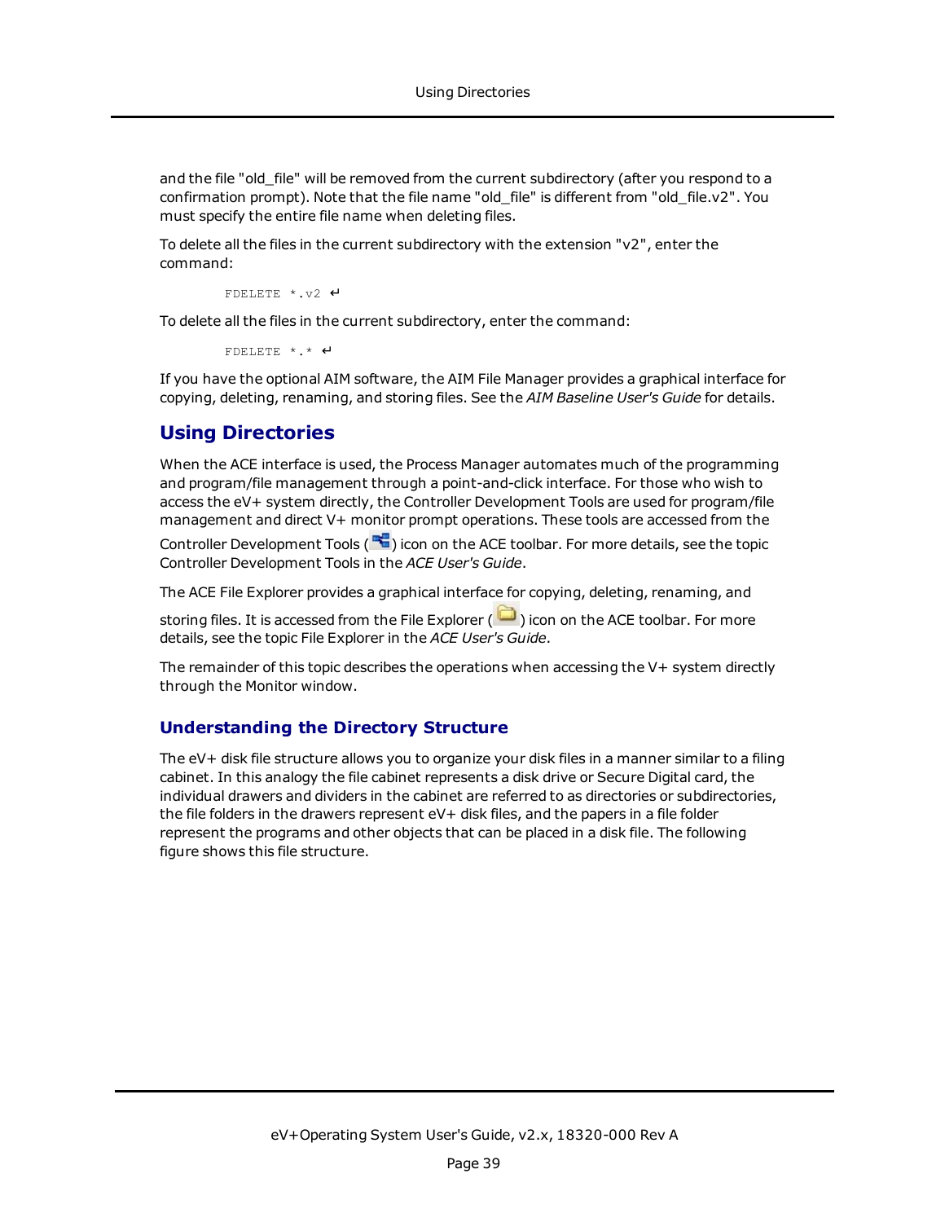and the file "old_file" will be removed from the current subdirectory (after you respond to a confirmation prompt). Note that the file name "old_file" is different from "old_file.v2". You must specify the entire file name when deleting files.

To delete all the files in the current subdirectory with the extension "v2", enter the command:

```
FDELETE *.v2 ↵
```

To delete all the files in the current subdirectory, enter the command:

```
FDELETE *.* ↵
```

If you have the optional AIM software, the AIM File Manager provides a graphical interface for copying, deleting, renaming, and storing files. See the *AIM Baseline User's Guide* for details.

## Using Directories

When the ACE interface is used, the Process Manager automates much of the programming and program/file management through a point-and-click interface. For those who wish to access the eV+ system directly, the Controller Development Tools are used for program/file management and direct V+ monitor prompt operations. These tools are accessed from the Controller Development Tools ( ) icon on the ACE toolbar. For more details, see the topic Controller Development Tools in the *ACE User's Guide*.

The ACE File Explorer provides a graphical interface for copying, deleting, renaming, and storing files. It is accessed from the File Explorer ( ) icon on the ACE toolbar. For more details, see the topic File Explorer in the *ACE User's Guide*.

The remainder of this topic describes the operations when accessing the V+ system directly through the Monitor window.

### Understanding the Directory Structure

The eV+ disk file structure allows you to organize your disk files in a manner similar to a filing cabinet. In this analogy the file cabinet represents a disk drive or Secure Digital card, the individual drawers and dividers in the cabinet are referred to as directories or subdirectories, the file folders in the drawers represent eV+ disk files, and the papers in a file folder represent the programs and other objects that can be placed in a disk file. The following figure shows this file structure.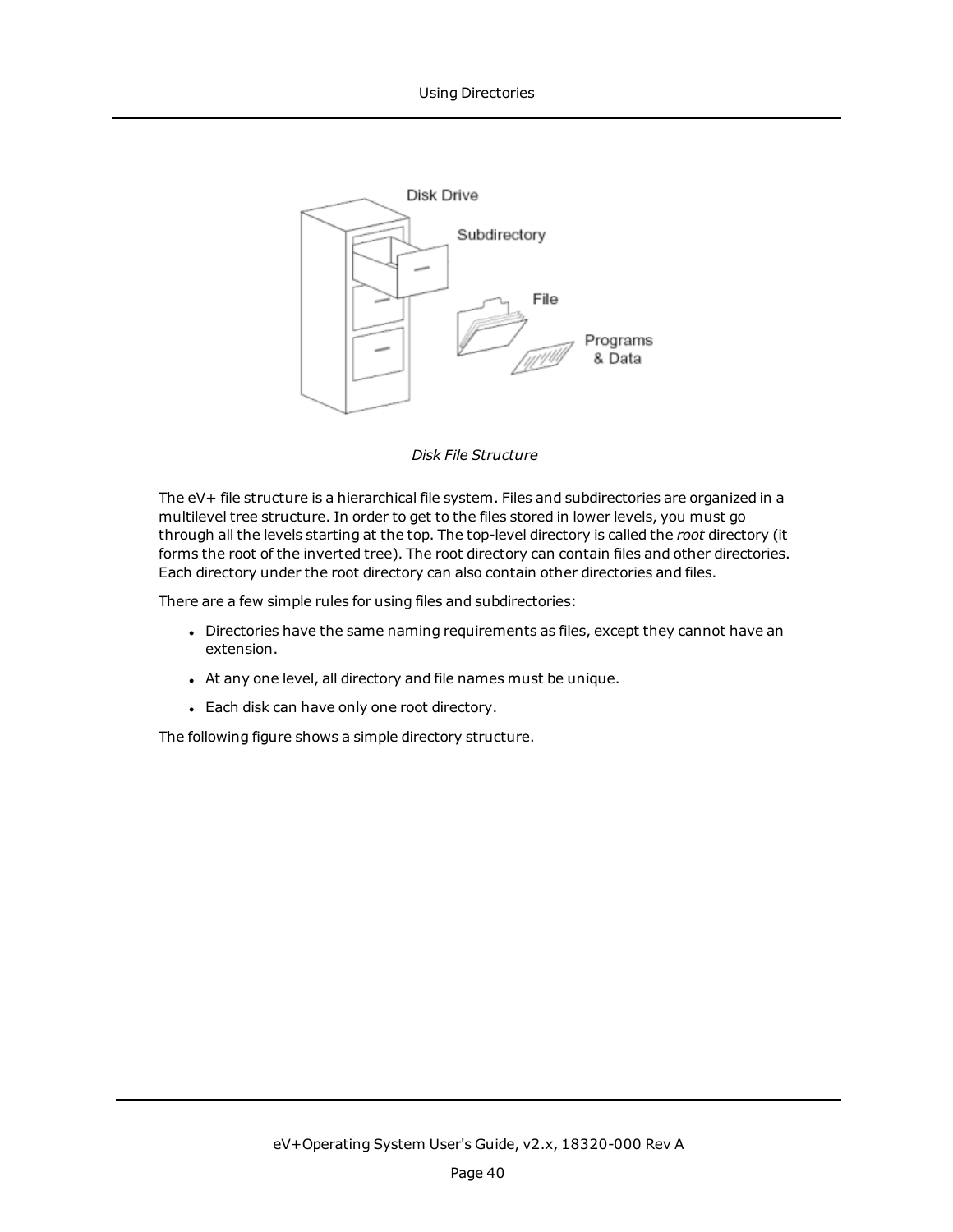*Disk File Structure*

The eV+ file structure is a hierarchical file system. Files and subdirectories are organized in a multilevel tree structure. In order to get to the files stored in lower levels, you must go through all the levels starting at the top. The top-level directory is called the *root* directory (it forms the root of the inverted tree). The root directory can contain files and other directories. Each directory under the root directory can also contain other directories and files.

There are a few simple rules for using files and subdirectories:

- Directories have the same naming requirements as files, except they cannot have an extension.
- At any one level, all directory and file names must be unique.
- Each disk can have only one root directory.

The following figure shows a simple directory structure.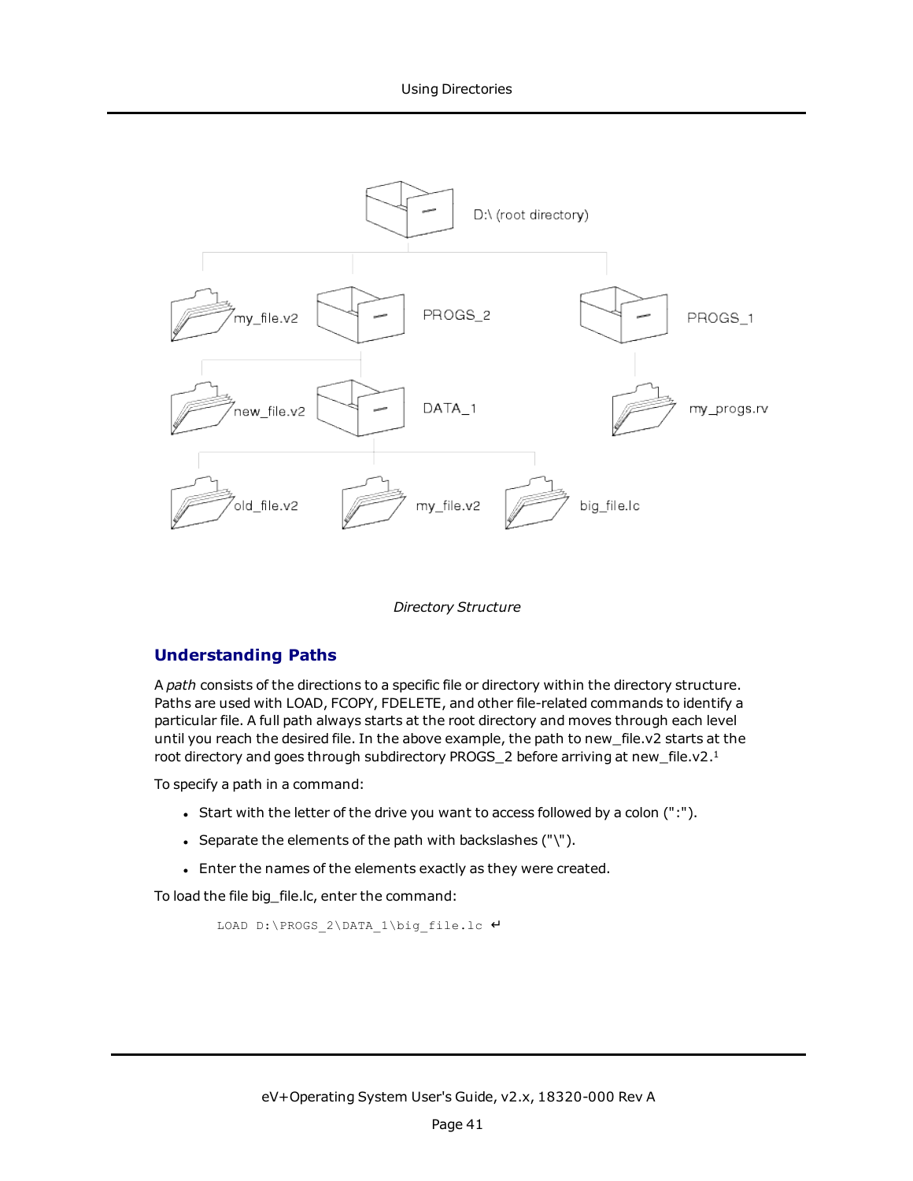D:\ (root directory)

my_file.v2 PROGS_2 PROGS_1

new_file.v2 DATA_1 my_progs.rv

old_file.v2 my_file.v2 big_file.lc

*Directory Structure*

## Understanding Paths

A *path* consists of the directions to a specific file or directory within the directory structure. Paths are used with LOAD, FCOPY, FDELETE, and other file-related commands to identify a particular file. A full path always starts at the root directory and moves through each level until you reach the desired file. In the above example, the path to new_file.v2 starts at the root directory and goes through subdirectory PROGS_2 before arriving at new_file.v2.[1]

To specify a path in a command:

- Start with the letter of the drive you want to access followed by a colon (":").
- Separate the elements of the path with backslashes ("\").
- Enter the names of the elements exactly as they were created.

To load the file big_file.lc, enter the command:

```
LOAD D:\PROGS_2\DATA_1\big_file.lc ↵
```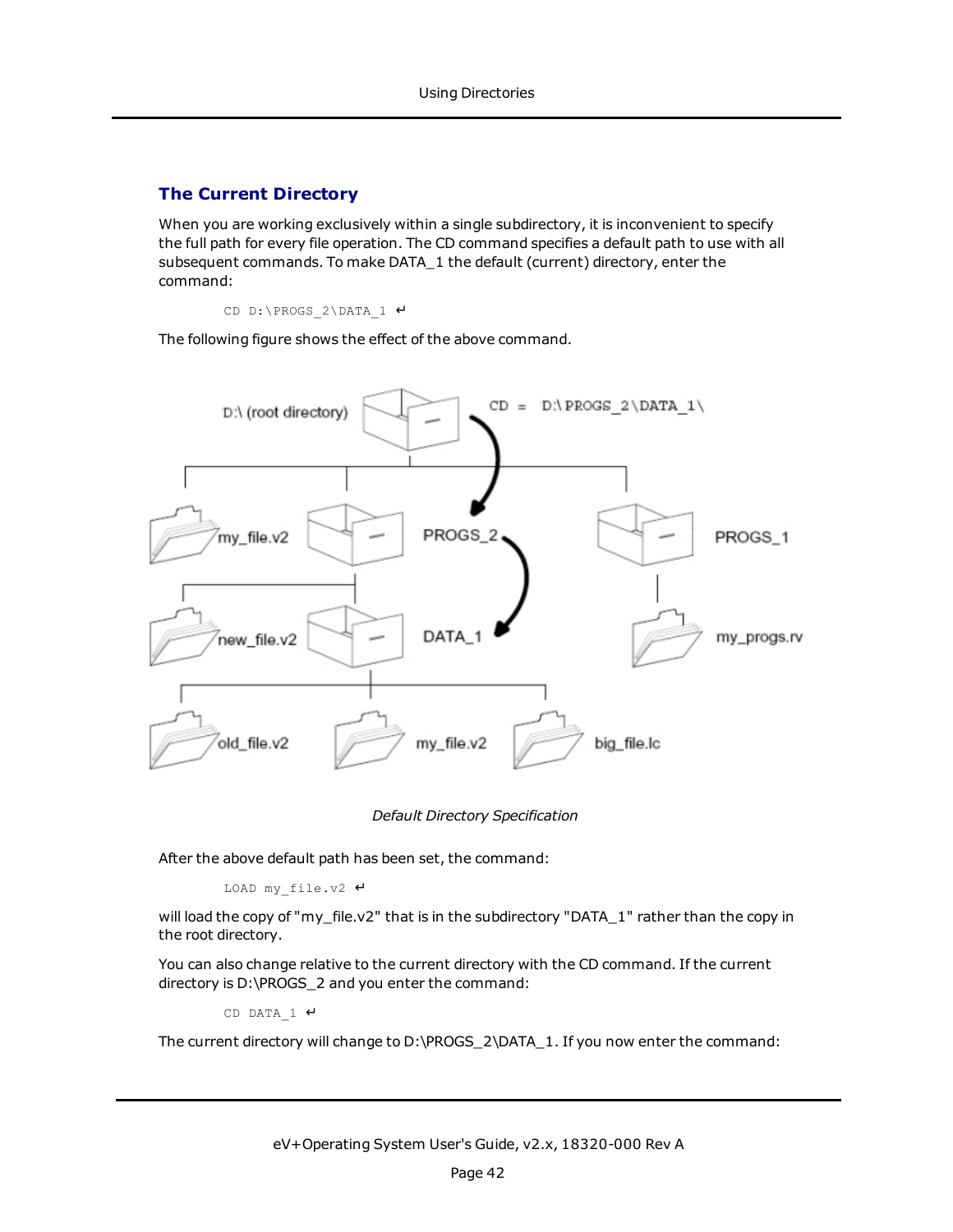## The Current Directory

When you are working exclusively within a single subdirectory, it is inconvenient to specify the full path for every file operation. The CD command specifies a default path to use with all subsequent commands. To make DATA_1 the default (current) directory, enter the command:

```
CD D:\PROGS_2\DATA_1 ↵
```

The following figure shows the effect of the above command.

D:\ (root directory)    CD = D:\PROGS_2\DATA_1\

my_file.v2    PROGS_2    PROGS_1

new_file.v2    DATA_1    my_progs.rv

old_file.v2    my_file.v2    big_file.lc

*Default Directory Specification*

After the above default path has been set, the command:

```
LOAD my_file.v2 ↵
```

will load the copy of "my_file.v2" that is in the subdirectory "DATA_1" rather than the copy in the root directory.

You can also change relative to the current directory with the CD command. If the current directory is D:\PROGS_2 and you enter the command:

```
CD DATA_1 ↵
```

The current directory will change to D:\PROGS_2\DATA_1. If you now enter the command: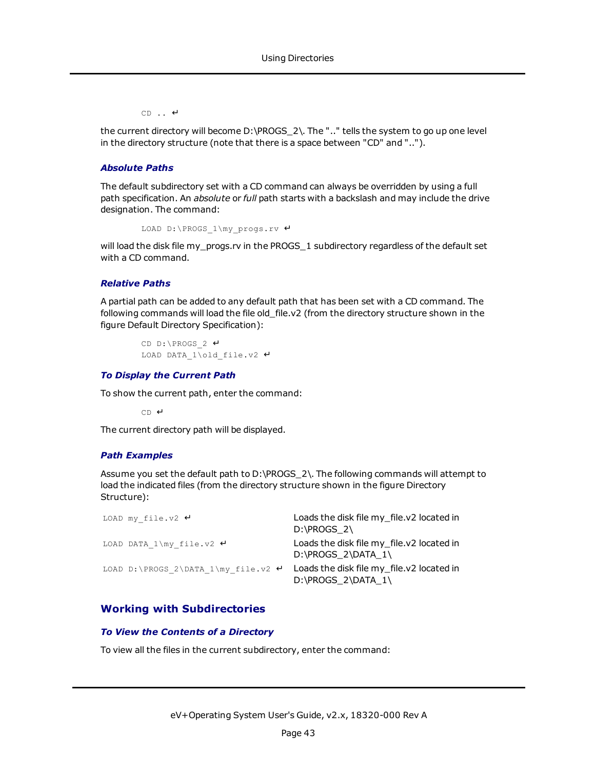```
CD .. ↵
```

the current directory will become D:\PROGS_2\. The ".." tells the system to go up one level in the directory structure (note that there is a space between "CD" and "..").

### *Absolute Paths*

The default subdirectory set with a CD command can always be overridden by using a full path specification. An *absolute* or *full* path starts with a backslash and may include the drive designation. The command:

```
LOAD D:\PROGS_1\my_progs.rv ↵
```

will load the disk file my_progs.rv in the PROGS_1 subdirectory regardless of the default set with a CD command.

### *Relative Paths*

A partial path can be added to any default path that has been set with a CD command. The following commands will load the file old_file.v2 (from the directory structure shown in the figure Default Directory Specification):

```
CD D:\PROGS_2 ↵
LOAD DATA_1\old_file.v2 ↵
```

### *To Display the Current Path*

To show the current path, enter the command:

```
CD ↵
```

The current directory path will be displayed.

### *Path Examples*

Assume you set the default path to D:\PROGS_2\. The following commands will attempt to load the indicated files (from the directory structure shown in the figure Directory Structure):

| | |
|---|---|
| `LOAD my_file.v2 ↵` | Loads the disk file my_file.v2 located in D:\PROGS_2\ |
| `LOAD DATA_1\my_file.v2 ↵` | Loads the disk file my_file.v2 located in D:\PROGS_2\DATA_1\ |
| `LOAD D:\PROGS_2\DATA_1\my_file.v2 ↵` | Loads the disk file my_file.v2 located in D:\PROGS_2\DATA_1\ |

## Working with Subdirectories

### *To View the Contents of a Directory*

To view all the files in the current subdirectory, enter the command: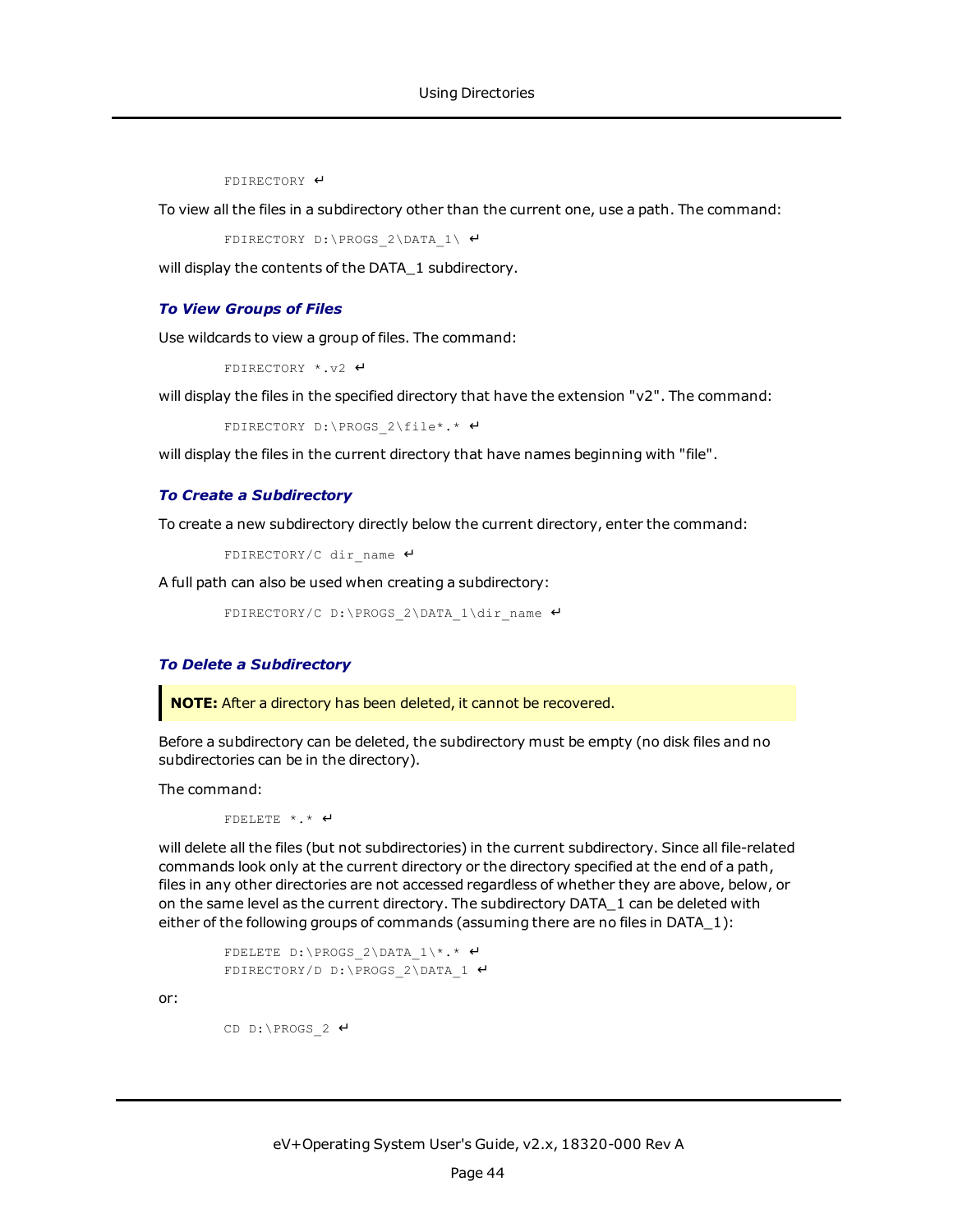```
FDIRECTORY ↵
```

To view all the files in a subdirectory other than the current one, use a path. The command:

```
FDIRECTORY D:\PROGS_2\DATA_1\ ↵
```

will display the contents of the DATA_1 subdirectory.

### *To View Groups of Files*

Use wildcards to view a group of files. The command:

```
FDIRECTORY *.v2 ↵
```

will display the files in the specified directory that have the extension "v2". The command:

```
FDIRECTORY D:\PROGS_2\file*.* ↵
```

will display the files in the current directory that have names beginning with "file".

### *To Create a Subdirectory*

To create a new subdirectory directly below the current directory, enter the command:

```
FDIRECTORY/C dir_name ↵
```

A full path can also be used when creating a subdirectory:

```
FDIRECTORY/C D:\PROGS_2\DATA_1\dir_name ↵
```

### *To Delete a Subdirectory*

> **NOTE:** After a directory has been deleted, it cannot be recovered.

Before a subdirectory can be deleted, the subdirectory must be empty (no disk files and no subdirectories can be in the directory).

The command:

```
FDELETE *.* ↵
```

will delete all the files (but not subdirectories) in the current subdirectory. Since all file-related commands look only at the current directory or the directory specified at the end of a path, files in any other directories are not accessed regardless of whether they are above, below, or on the same level as the current directory. The subdirectory DATA_1 can be deleted with either of the following groups of commands (assuming there are no files in DATA_1):

```
FDELETE D:\PROGS_2\DATA_1\*.* ↵
FDIRECTORY/D D:\PROGS_2\DATA_1 ↵
```

or:

```
CD D:\PROGS_2 ↵
```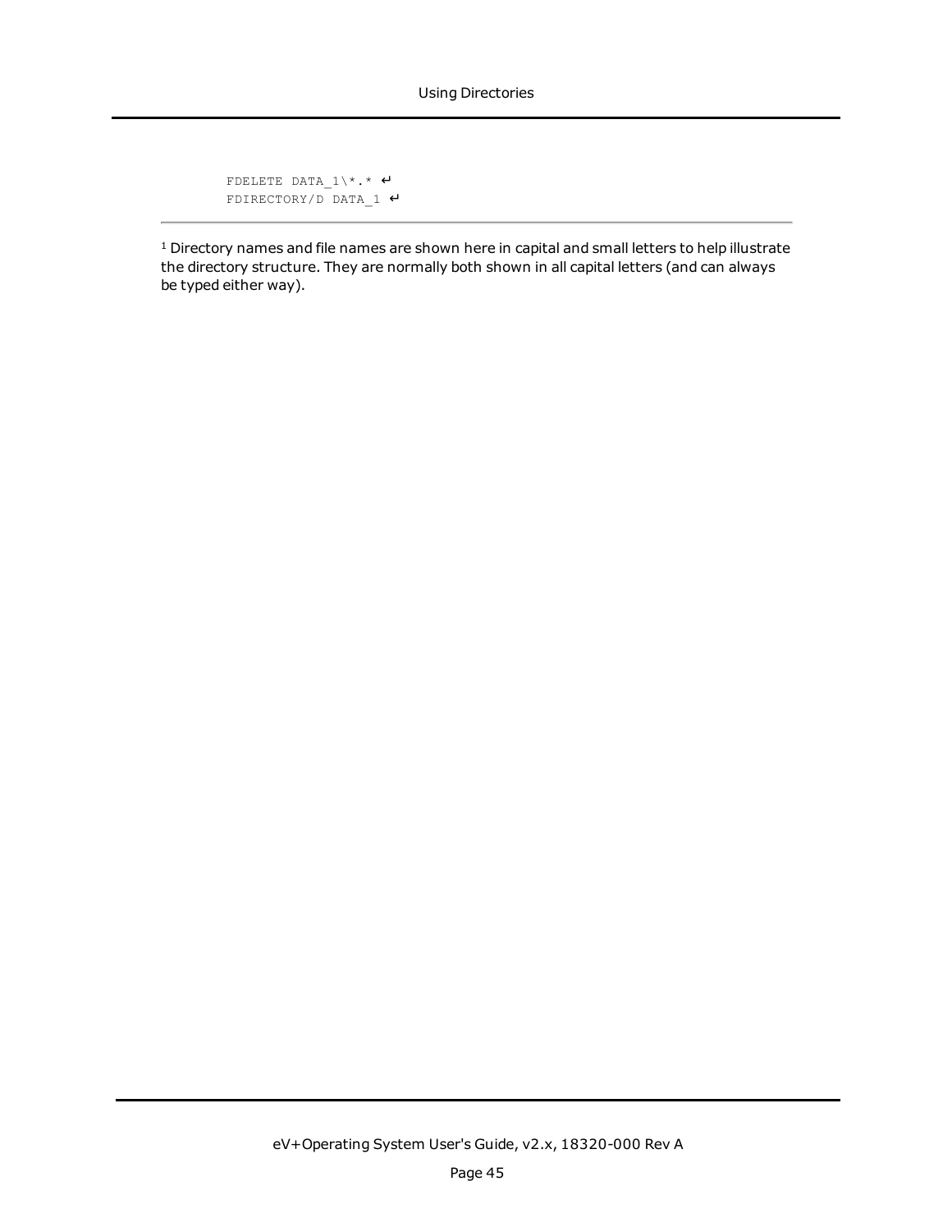```
FDELETE DATA_1\*.* ↵
FDIRECTORY/D DATA_1 ↵
```

---

[1] Directory names and file names are shown here in capital and small letters to help illustrate the directory structure. They are normally both shown in all capital letters (and can always be typed either way).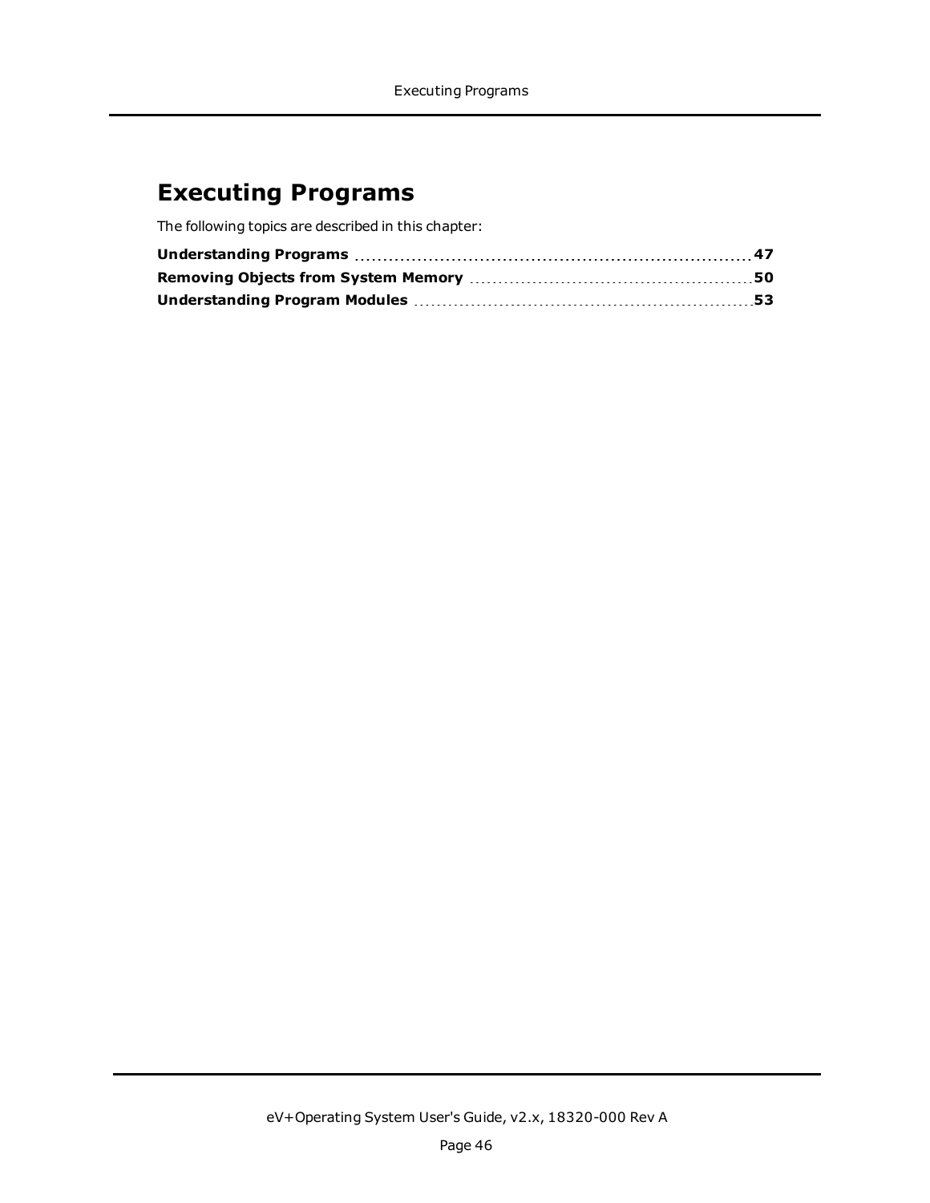# Executing Programs

The following topics are described in this chapter:

**Understanding Programs** .......... **47**
**Removing Objects from System Memory** .......... **50**
**Understanding Program Modules** .......... **53**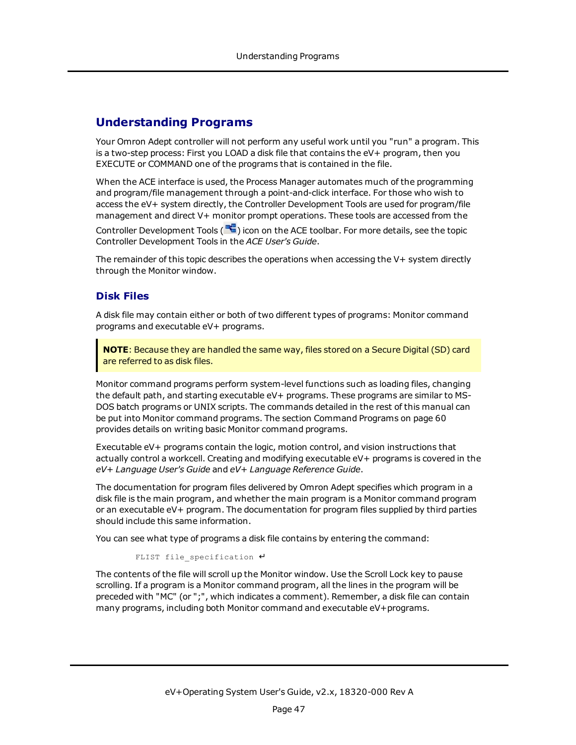## Understanding Programs

Your Omron Adept controller will not perform any useful work until you "run" a program. This is a two-step process: First you LOAD a disk file that contains the eV+ program, then you EXECUTE or COMMAND one of the programs that is contained in the file.

When the ACE interface is used, the Process Manager automates much of the programming and program/file management through a point-and-click interface. For those who wish to access the eV+ system directly, the Controller Development Tools are used for program/file management and direct V+ monitor prompt operations. These tools are accessed from the Controller Development Tools ( ) icon on the ACE toolbar. For more details, see the topic Controller Development Tools in the *ACE User's Guide*.

The remainder of this topic describes the operations when accessing the V+ system directly through the Monitor window.

### Disk Files

A disk file may contain either or both of two different types of programs: Monitor command programs and executable eV+ programs.

> **NOTE**: Because they are handled the same way, files stored on a Secure Digital (SD) card are referred to as disk files.

Monitor command programs perform system-level functions such as loading files, changing the default path, and starting executable eV+ programs. These programs are similar to MS-DOS batch programs or UNIX scripts. The commands detailed in the rest of this manual can be put into Monitor command programs. The section Command Programs on page 60 provides details on writing basic Monitor command programs.

Executable eV+ programs contain the logic, motion control, and vision instructions that actually control a workcell. Creating and modifying executable eV+ programs is covered in the *eV+ Language User's Guide* and *eV+ Language Reference Guide*.

The documentation for program files delivered by Omron Adept specifies which program in a disk file is the main program, and whether the main program is a Monitor command program or an executable eV+ program. The documentation for program files supplied by third parties should include this same information.

You can see what type of programs a disk file contains by entering the command:

```
FLIST file_specification ↵
```

The contents of the file will scroll up the Monitor window. Use the Scroll Lock key to pause scrolling. If a program is a Monitor command program, all the lines in the program will be preceded with "MC" (or ";", which indicates a comment). Remember, a disk file can contain many programs, including both Monitor command and executable eV+programs.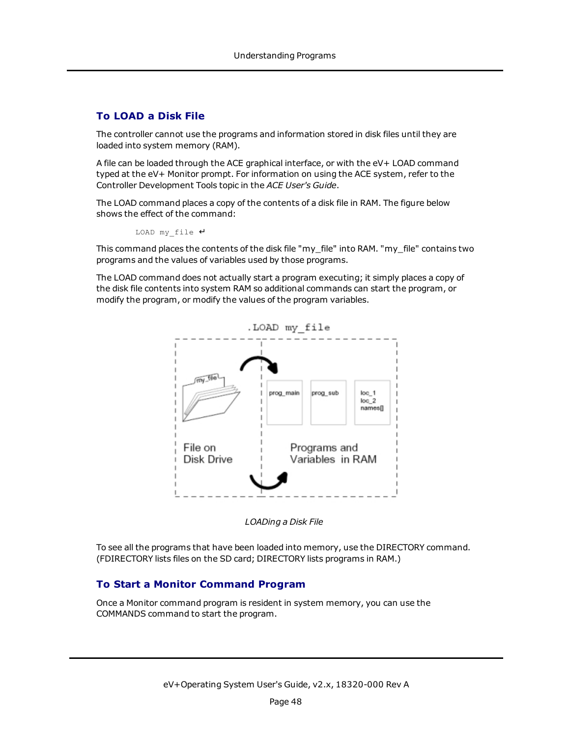## To LOAD a Disk File

The controller cannot use the programs and information stored in disk files until they are loaded into system memory (RAM).

A file can be loaded through the ACE graphical interface, or with the eV+ LOAD command typed at the eV+ Monitor prompt. For information on using the ACE system, refer to the Controller Development Tools topic in the *ACE User's Guide*.

The LOAD command places a copy of the contents of a disk file in RAM. The figure below shows the effect of the command:

```
LOAD my_file ↵
```

This command places the contents of the disk file "my_file" into RAM. "my_file" contains two programs and the values of variables used by those programs.

The LOAD command does not actually start a program executing; it simply places a copy of the disk file contents into system RAM so additional commands can start the program, or modify the program, or modify the values of the program variables.

*LOADing a Disk File*

To see all the programs that have been loaded into memory, use the DIRECTORY command. (FDIRECTORY lists files on the SD card; DIRECTORY lists programs in RAM.)

## To Start a Monitor Command Program

Once a Monitor command program is resident in system memory, you can use the COMMANDS command to start the program.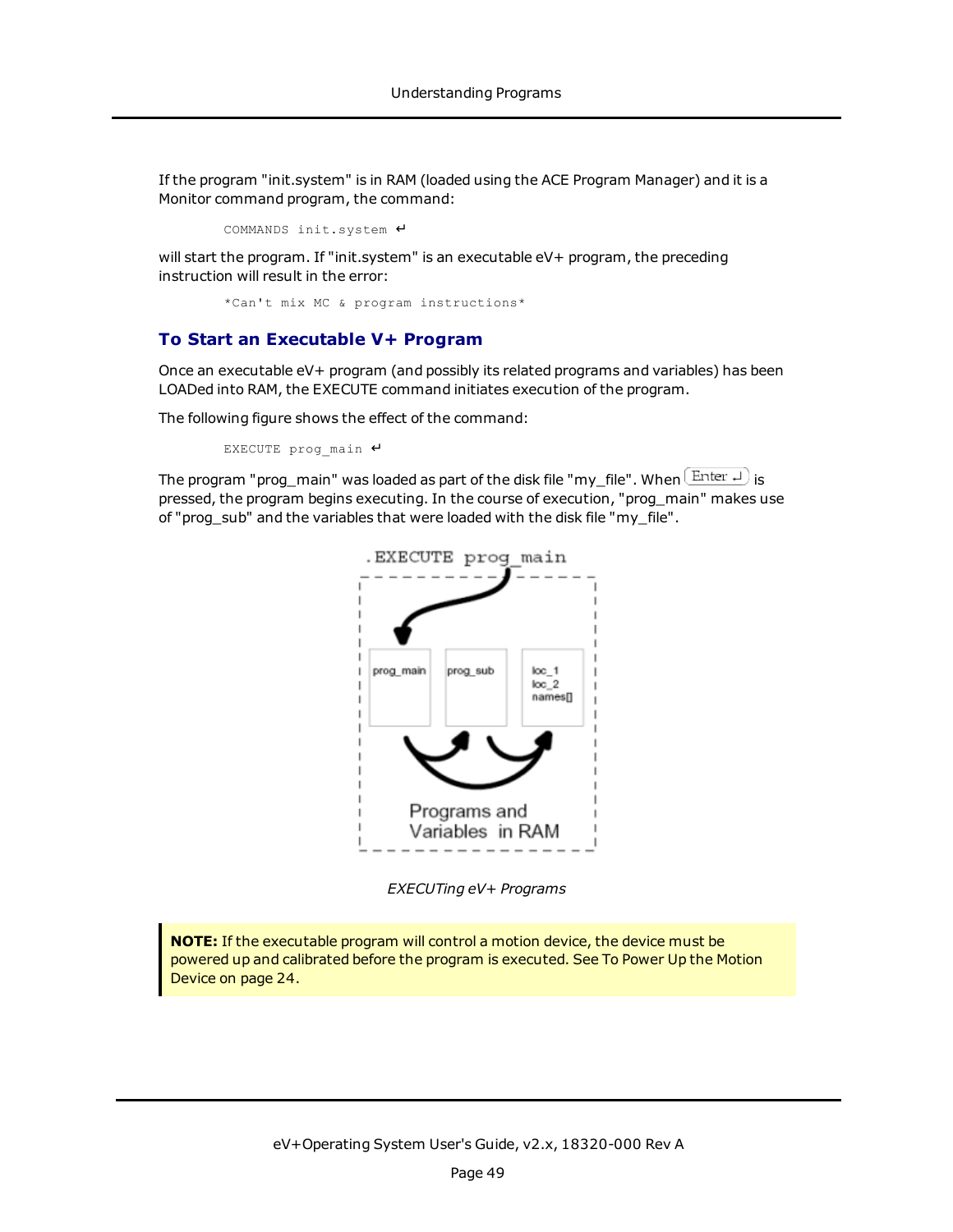If the program "init.system" is in RAM (loaded using the ACE Program Manager) and it is a Monitor command program, the command:

```
COMMANDS init.system ↵
```

will start the program. If "init.system" is an executable eV+ program, the preceding instruction will result in the error:

```
*Can't mix MC & program instructions*
```

## To Start an Executable V+ Program

Once an executable eV+ program (and possibly its related programs and variables) has been LOADed into RAM, the EXECUTE command initiates execution of the program.

The following figure shows the effect of the command:

```
EXECUTE prog_main ↵
```

The program "prog_main" was loaded as part of the disk file "my_file". When Enter ↵ is pressed, the program begins executing. In the course of execution, "prog_main" makes use of "prog_sub" and the variables that were loaded with the disk file "my_file".

*EXECUTing eV+ Programs*

> **NOTE:** If the executable program will control a motion device, the device must be powered up and calibrated before the program is executed. See To Power Up the Motion Device on page 24.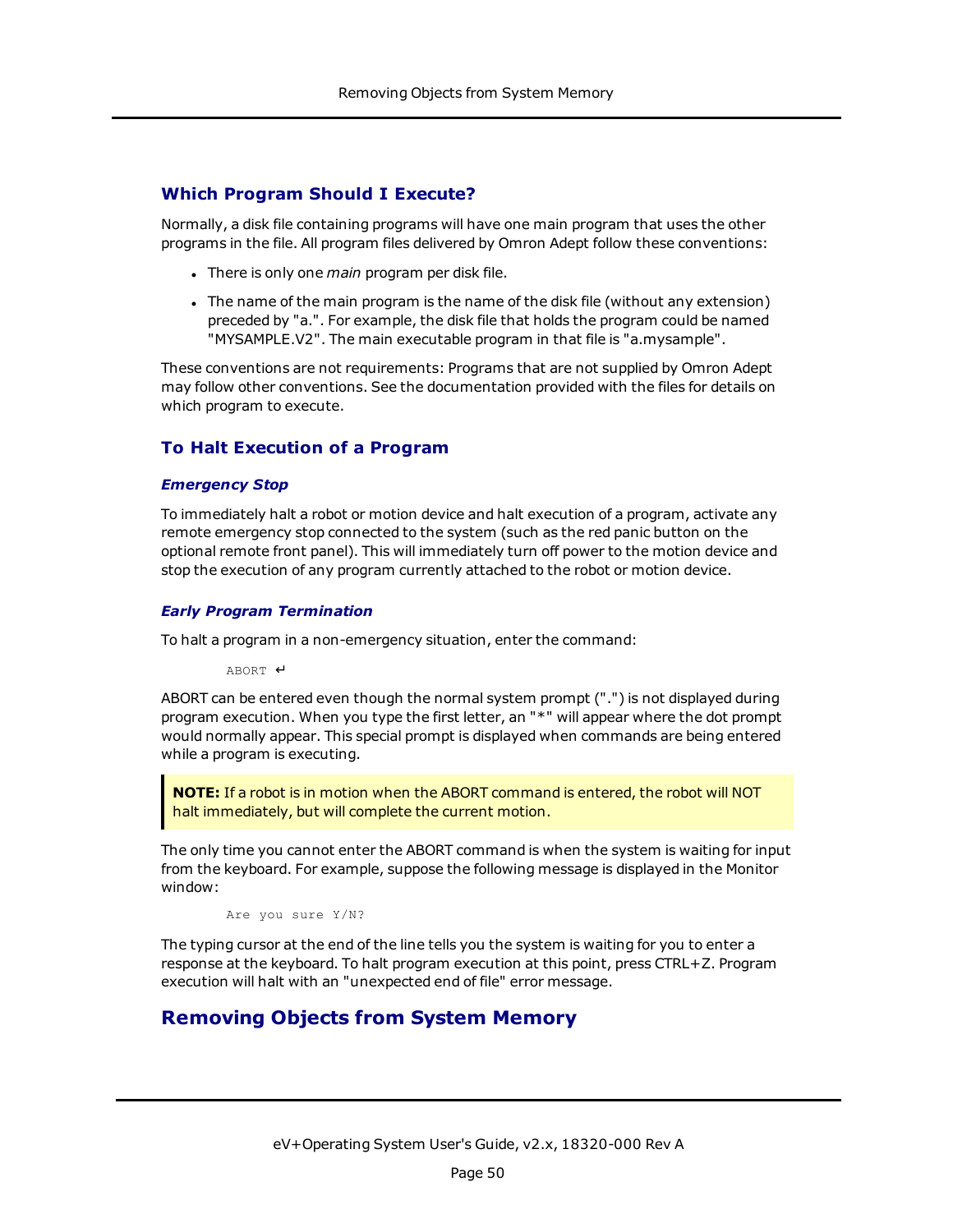## Which Program Should I Execute?

Normally, a disk file containing programs will have one main program that uses the other programs in the file. All program files delivered by Omron Adept follow these conventions:

- There is only one *main* program per disk file.
- The name of the main program is the name of the disk file (without any extension) preceded by "a.". For example, the disk file that holds the program could be named "MYSAMPLE.V2". The main executable program in that file is "a.mysample".

These conventions are not requirements: Programs that are not supplied by Omron Adept may follow other conventions. See the documentation provided with the files for details on which program to execute.

## To Halt Execution of a Program

### *Emergency Stop*

To immediately halt a robot or motion device and halt execution of a program, activate any remote emergency stop connected to the system (such as the red panic button on the optional remote front panel). This will immediately turn off power to the motion device and stop the execution of any program currently attached to the robot or motion device.

### *Early Program Termination*

To halt a program in a non-emergency situation, enter the command:

```
ABORT ↵
```

ABORT can be entered even though the normal system prompt (".") is not displayed during program execution. When you type the first letter, an "*" will appear where the dot prompt would normally appear. This special prompt is displayed when commands are being entered while a program is executing.

> **NOTE:** If a robot is in motion when the ABORT command is entered, the robot will NOT halt immediately, but will complete the current motion.

The only time you cannot enter the ABORT command is when the system is waiting for input from the keyboard. For example, suppose the following message is displayed in the Monitor window:

```
Are you sure Y/N?
```

The typing cursor at the end of the line tells you the system is waiting for you to enter a response at the keyboard. To halt program execution at this point, press CTRL+Z. Program execution will halt with an "unexpected end of file" error message.

# Removing Objects from System Memory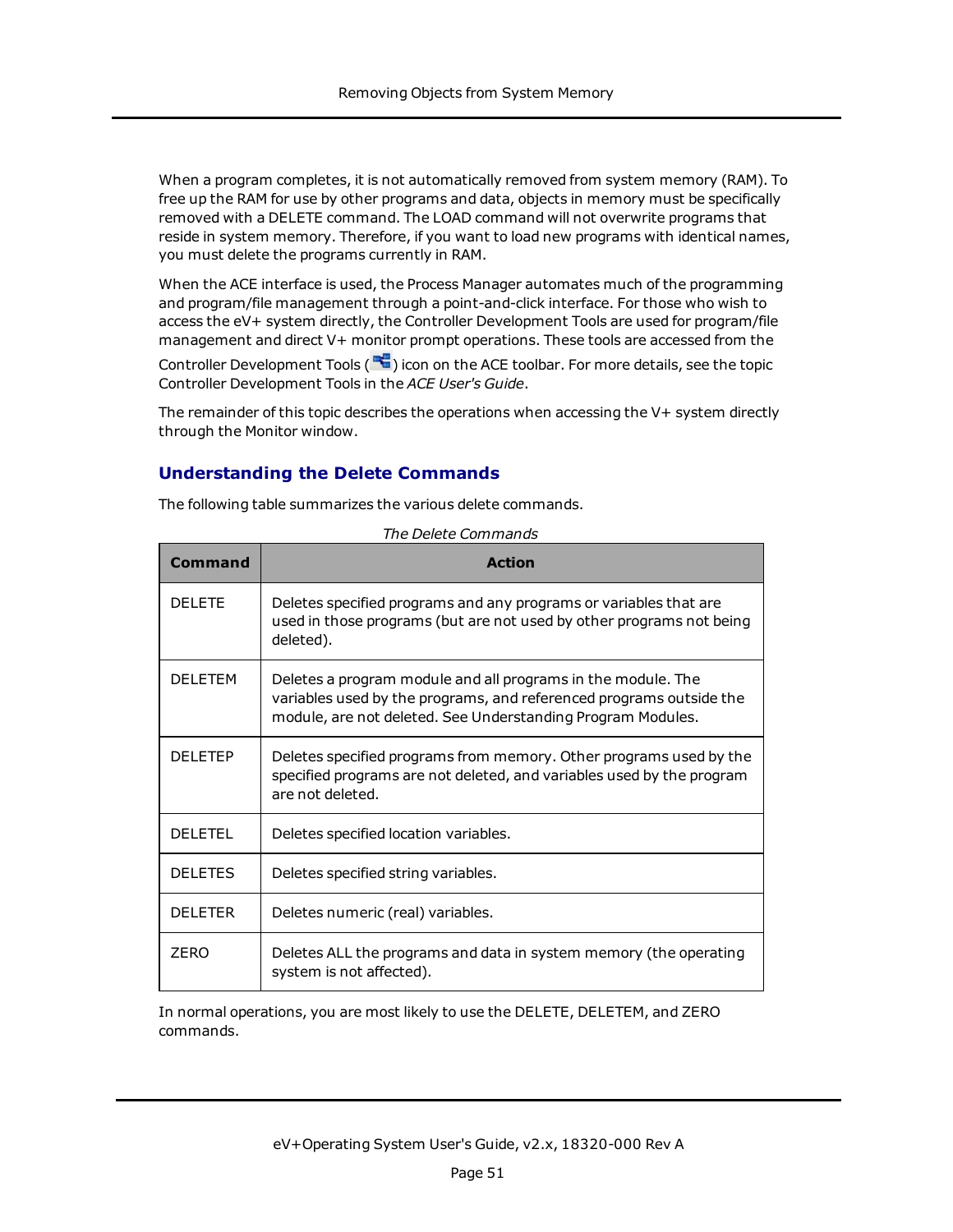When a program completes, it is not automatically removed from system memory (RAM). To free up the RAM for use by other programs and data, objects in memory must be specifically removed with a DELETE command. The LOAD command will not overwrite programs that reside in system memory. Therefore, if you want to load new programs with identical names, you must delete the programs currently in RAM.

When the ACE interface is used, the Process Manager automates much of the programming and program/file management through a point-and-click interface. For those who wish to access the eV+ system directly, the Controller Development Tools are used for program/file management and direct V+ monitor prompt operations. These tools are accessed from the Controller Development Tools ( ) icon on the ACE toolbar. For more details, see the topic Controller Development Tools in the *ACE User's Guide*.

The remainder of this topic describes the operations when accessing the V+ system directly through the Monitor window.

## Understanding the Delete Commands

The following table summarizes the various delete commands.

*The Delete Commands*

| Command | Action |
|---|---|
| DELETE | Deletes specified programs and any programs or variables that are used in those programs (but are not used by other programs not being deleted). |
| DELETEM | Deletes a program module and all programs in the module. The variables used by the programs, and referenced programs outside the module, are not deleted. See Understanding Program Modules. |
| DELETEP | Deletes specified programs from memory. Other programs used by the specified programs are not deleted, and variables used by the program are not deleted. |
| DELETEL | Deletes specified location variables. |
| DELETES | Deletes specified string variables. |
| DELETER | Deletes numeric (real) variables. |
| ZERO | Deletes ALL the programs and data in system memory (the operating system is not affected). |

In normal operations, you are most likely to use the DELETE, DELETEM, and ZERO commands.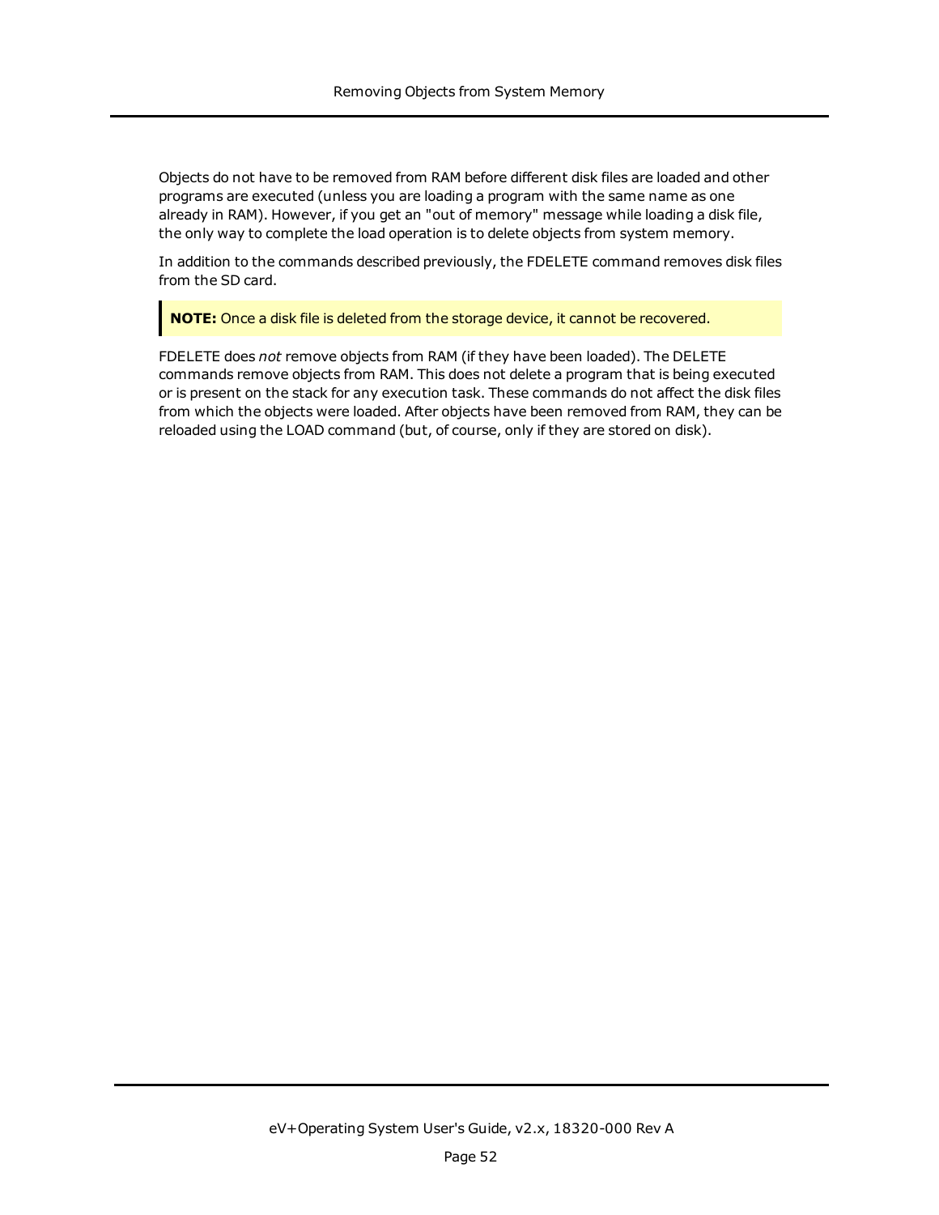Objects do not have to be removed from RAM before different disk files are loaded and other programs are executed (unless you are loading a program with the same name as one already in RAM). However, if you get an "out of memory" message while loading a disk file, the only way to complete the load operation is to delete objects from system memory.

In addition to the commands described previously, the FDELETE command removes disk files from the SD card.

> **NOTE:** Once a disk file is deleted from the storage device, it cannot be recovered.

FDELETE does *not* remove objects from RAM (if they have been loaded). The DELETE commands remove objects from RAM. This does not delete a program that is being executed or is present on the stack for any execution task. These commands do not affect the disk files from which the objects were loaded. After objects have been removed from RAM, they can be reloaded using the LOAD command (but, of course, only if they are stored on disk).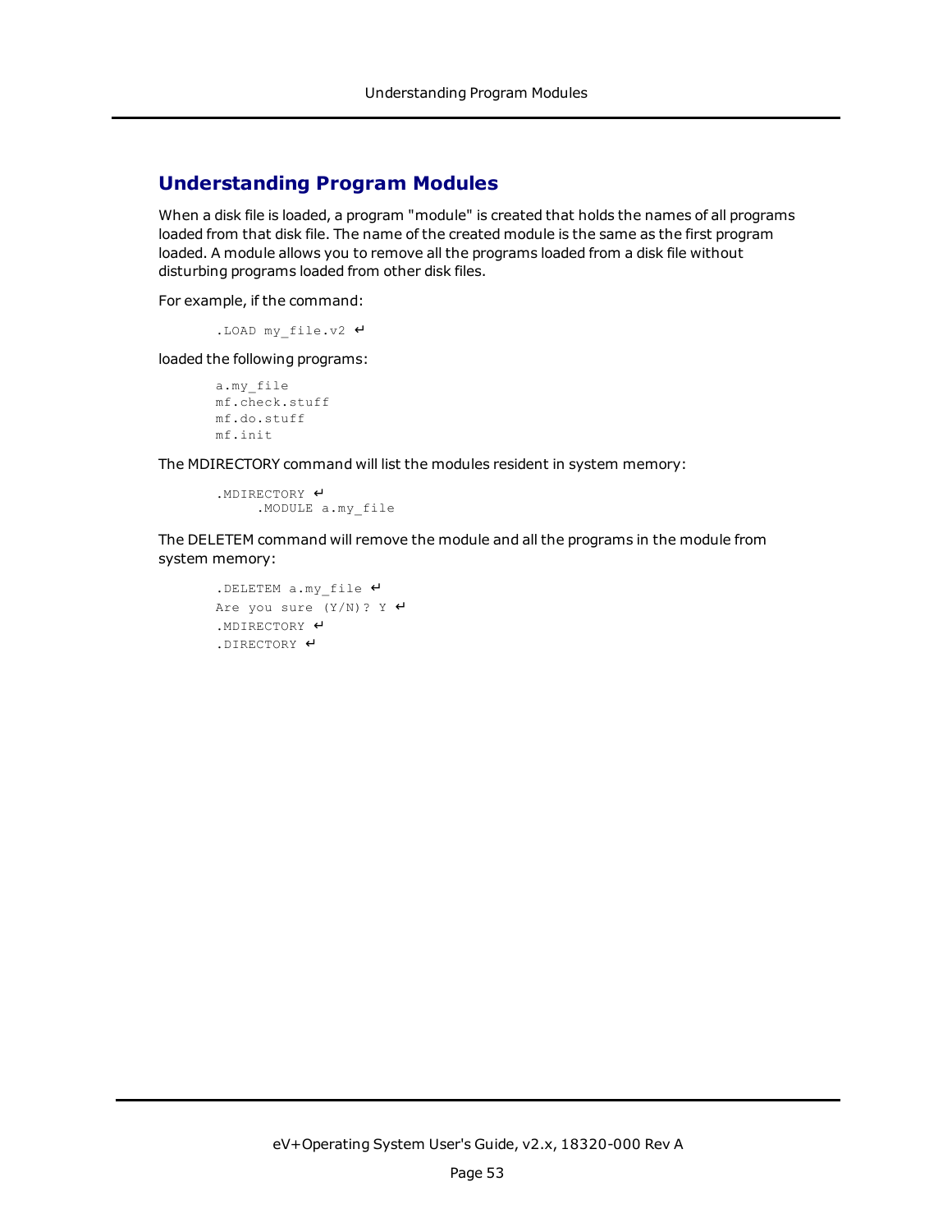## Understanding Program Modules

When a disk file is loaded, a program "module" is created that holds the names of all programs loaded from that disk file. The name of the created module is the same as the first program loaded. A module allows you to remove all the programs loaded from a disk file without disturbing programs loaded from other disk files.

For example, if the command:

```
.LOAD my_file.v2 ↵
```

loaded the following programs:

```
a.my_file
mf.check.stuff
mf.do.stuff
mf.init
```

The MDIRECTORY command will list the modules resident in system memory:

```
.MDIRECTORY ↵
     .MODULE a.my_file
```

The DELETEM command will remove the module and all the programs in the module from system memory:

```
.DELETEM a.my_file ↵
Are you sure (Y/N)? Y ↵
.MDIRECTORY ↵
.DIRECTORY ↵
```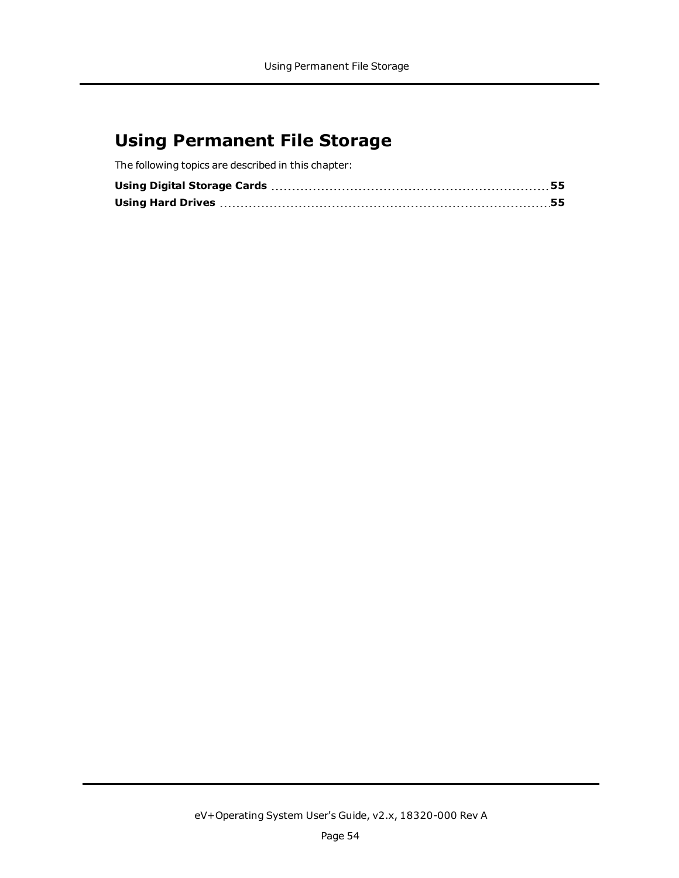# Using Permanent File Storage

The following topics are described in this chapter:

**Using Digital Storage Cards** .......................................................... **55**

**Using Hard Drives** .......................................................................... **55**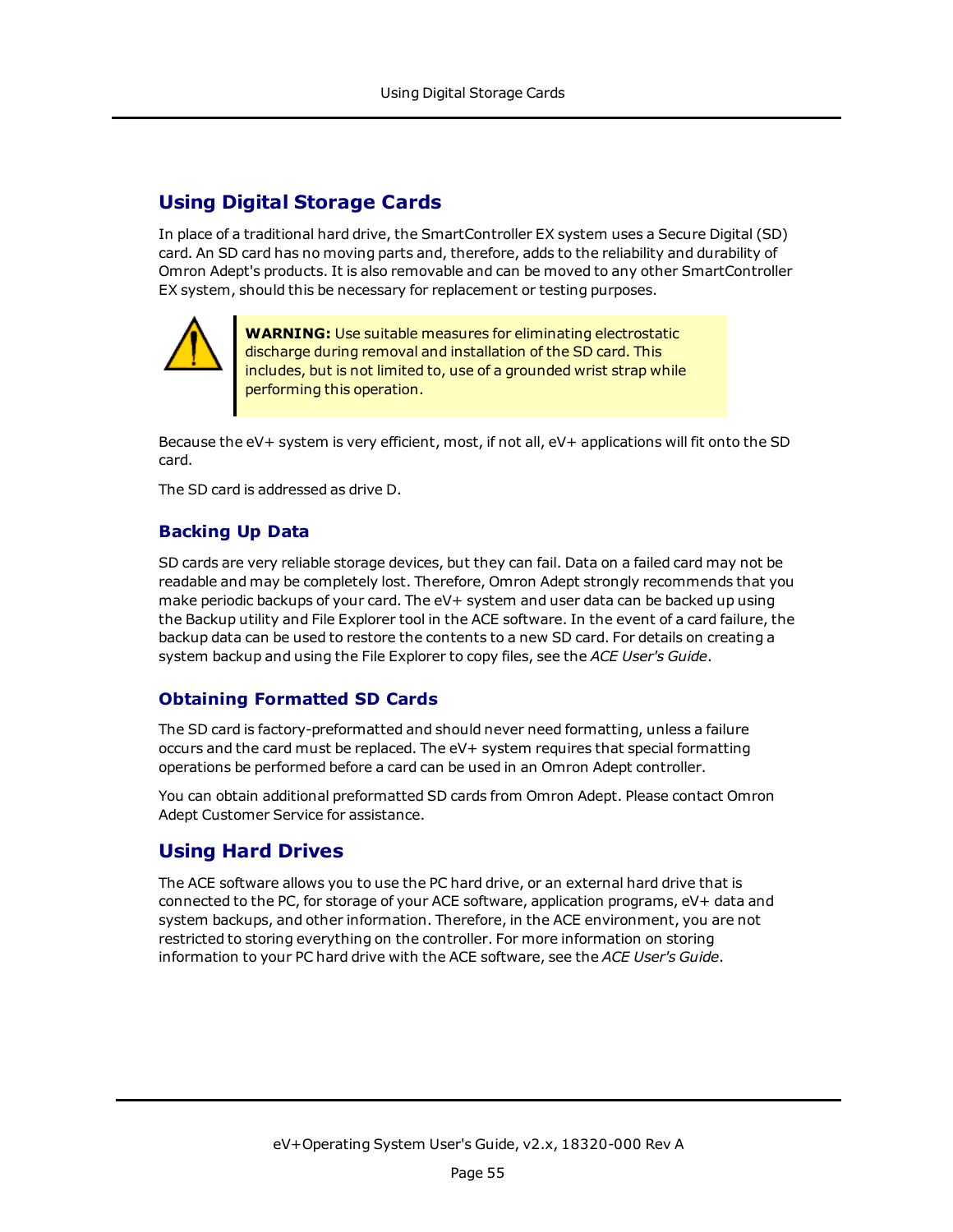## Using Digital Storage Cards

In place of a traditional hard drive, the SmartController EX system uses a Secure Digital (SD) card. An SD card has no moving parts and, therefore, adds to the reliability and durability of Omron Adept's products. It is also removable and can be moved to any other SmartController EX system, should this be necessary for replacement or testing purposes.

> **WARNING:** Use suitable measures for eliminating electrostatic discharge during removal and installation of the SD card. This includes, but is not limited to, use of a grounded wrist strap while performing this operation.

Because the eV+ system is very efficient, most, if not all, eV+ applications will fit onto the SD card.

The SD card is addressed as drive D.

### Backing Up Data

SD cards are very reliable storage devices, but they can fail. Data on a failed card may not be readable and may be completely lost. Therefore, Omron Adept strongly recommends that you make periodic backups of your card. The eV+ system and user data can be backed up using the Backup utility and File Explorer tool in the ACE software. In the event of a card failure, the backup data can be used to restore the contents to a new SD card. For details on creating a system backup and using the File Explorer to copy files, see the *ACE User's Guide*.

### Obtaining Formatted SD Cards

The SD card is factory-preformatted and should never need formatting, unless a failure occurs and the card must be replaced. The eV+ system requires that special formatting operations be performed before a card can be used in an Omron Adept controller.

You can obtain additional preformatted SD cards from Omron Adept. Please contact Omron Adept Customer Service for assistance.

## Using Hard Drives

The ACE software allows you to use the PC hard drive, or an external hard drive that is connected to the PC, for storage of your ACE software, application programs, eV+ data and system backups, and other information. Therefore, in the ACE environment, you are not restricted to storing everything on the controller. For more information on storing information to your PC hard drive with the ACE software, see the *ACE User's Guide*.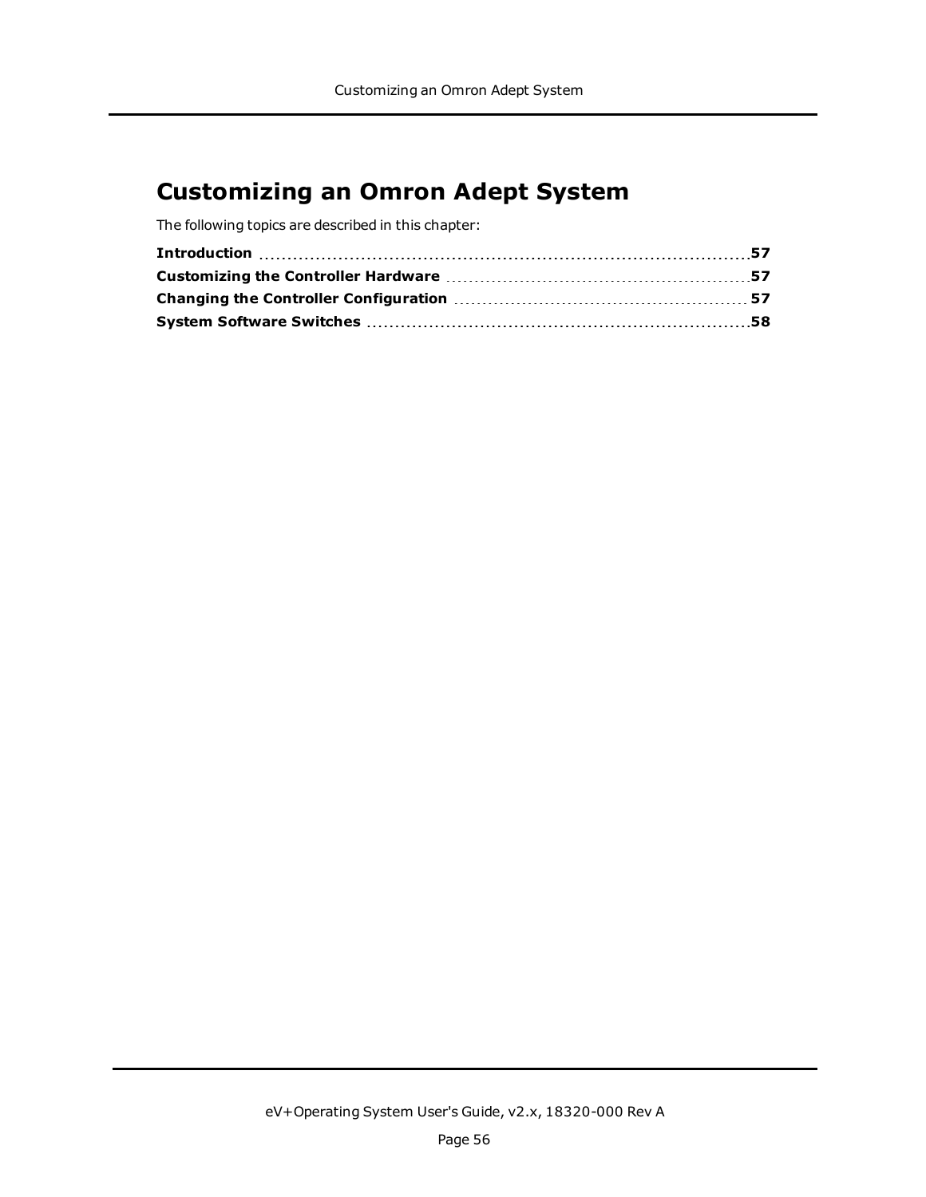# Customizing an Omron Adept System

The following topics are described in this chapter:

| | |
|---|---|
| **Introduction** | **57** |
| **Customizing the Controller Hardware** | **57** |
| **Changing the Controller Configuration** | **57** |
| **System Software Switches** | **58** |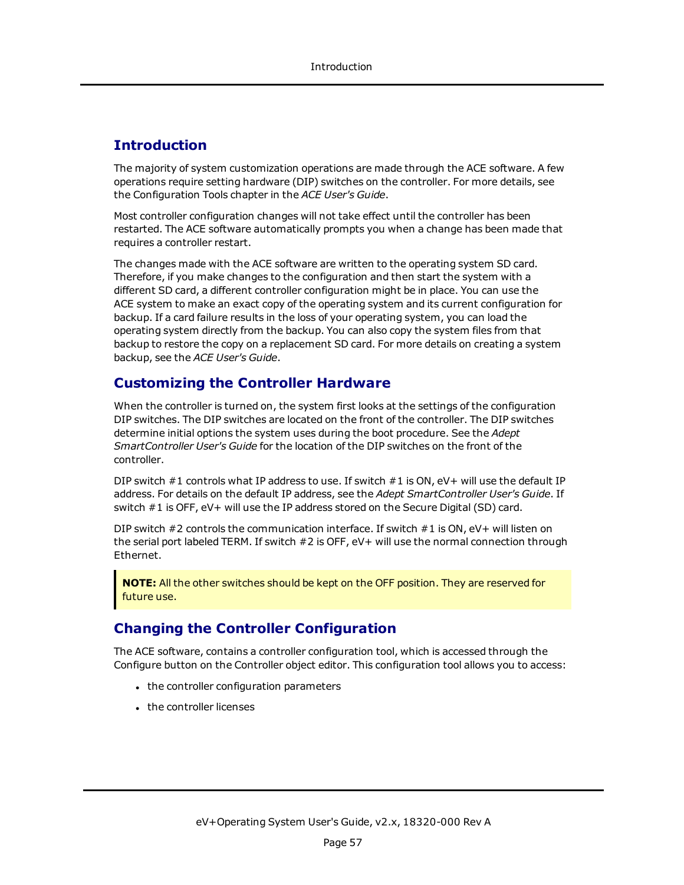## Introduction

The majority of system customization operations are made through the ACE software. A few operations require setting hardware (DIP) switches on the controller. For more details, see the Configuration Tools chapter in the *ACE User's Guide*.

Most controller configuration changes will not take effect until the controller has been restarted. The ACE software automatically prompts you when a change has been made that requires a controller restart.

The changes made with the ACE software are written to the operating system SD card. Therefore, if you make changes to the configuration and then start the system with a different SD card, a different controller configuration might be in place. You can use the ACE system to make an exact copy of the operating system and its current configuration for backup. If a card failure results in the loss of your operating system, you can load the operating system directly from the backup. You can also copy the system files from that backup to restore the copy on a replacement SD card. For more details on creating a system backup, see the *ACE User's Guide*.

## Customizing the Controller Hardware

When the controller is turned on, the system first looks at the settings of the configuration DIP switches. The DIP switches are located on the front of the controller. The DIP switches determine initial options the system uses during the boot procedure. See the *Adept SmartController User's Guide* for the location of the DIP switches on the front of the controller.

DIP switch #1 controls what IP address to use. If switch #1 is ON, eV+ will use the default IP address. For details on the default IP address, see the *Adept SmartController User's Guide*. If switch #1 is OFF, eV+ will use the IP address stored on the Secure Digital (SD) card.

DIP switch #2 controls the communication interface. If switch #1 is ON, eV+ will listen on the serial port labeled TERM. If switch #2 is OFF, eV+ will use the normal connection through Ethernet.

> **NOTE:** All the other switches should be kept on the OFF position. They are reserved for future use.

## Changing the Controller Configuration

The ACE software, contains a controller configuration tool, which is accessed through the Configure button on the Controller object editor. This configuration tool allows you to access:

- the controller configuration parameters
- the controller licenses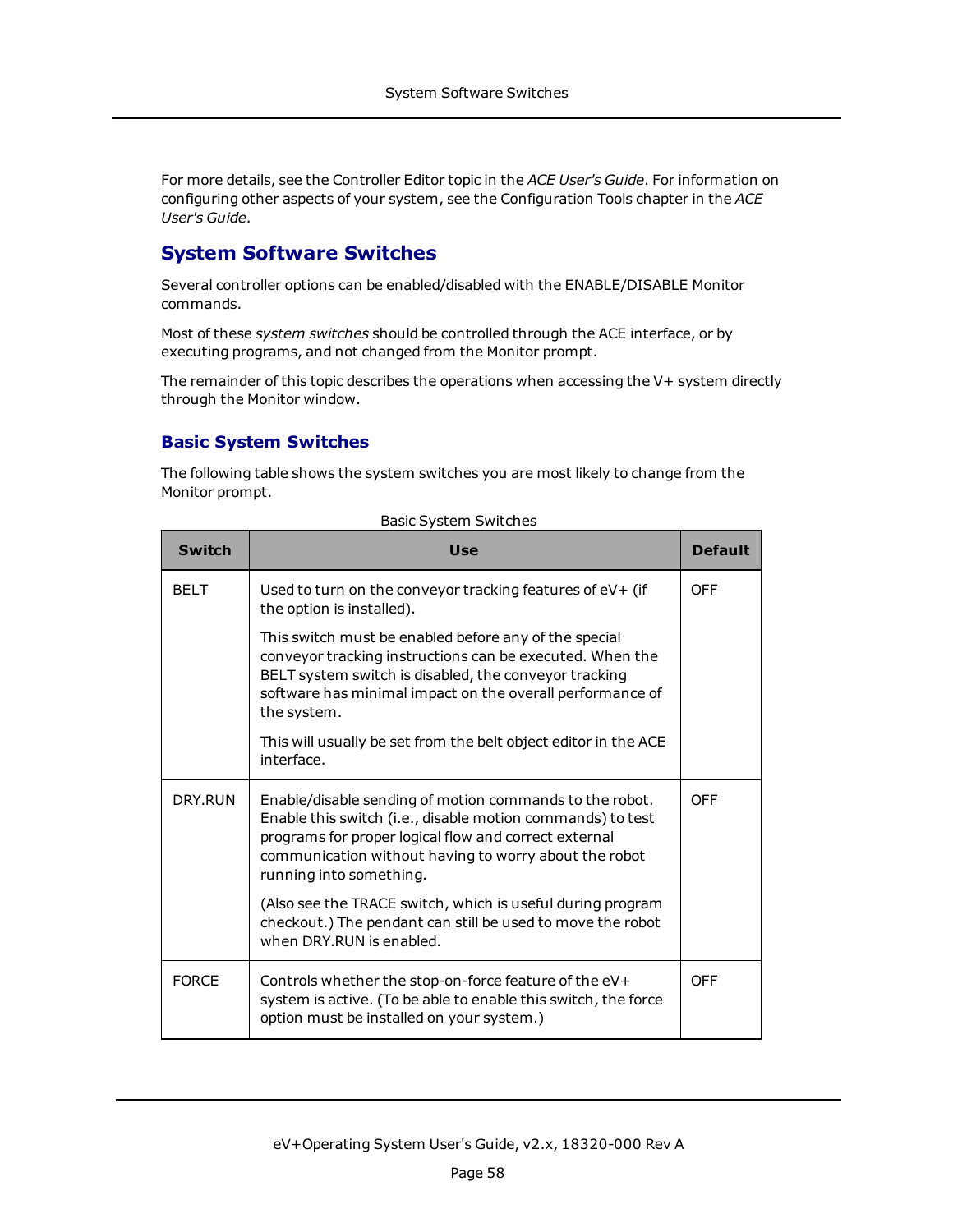For more details, see the Controller Editor topic in the *ACE User's Guide*. For information on configuring other aspects of your system, see the Configuration Tools chapter in the *ACE User's Guide*.

## System Software Switches

Several controller options can be enabled/disabled with the ENABLE/DISABLE Monitor commands.

Most of these *system switches* should be controlled through the ACE interface, or by executing programs, and not changed from the Monitor prompt.

The remainder of this topic describes the operations when accessing the V+ system directly through the Monitor window.

### Basic System Switches

The following table shows the system switches you are most likely to change from the Monitor prompt.

Basic System Switches

| Switch | Use | Default |
| --- | --- | --- |
| BELT | Used to turn on the conveyor tracking features of eV+ (if the option is installed).<br><br>This switch must be enabled before any of the special conveyor tracking instructions can be executed. When the BELT system switch is disabled, the conveyor tracking software has minimal impact on the overall performance of the system.<br><br>This will usually be set from the belt object editor in the ACE interface. | OFF |
| DRY.RUN | Enable/disable sending of motion commands to the robot. Enable this switch (i.e., disable motion commands) to test programs for proper logical flow and correct external communication without having to worry about the robot running into something.<br><br>(Also see the TRACE switch, which is useful during program checkout.) The pendant can still be used to move the robot when DRY.RUN is enabled. | OFF |
| FORCE | Controls whether the stop-on-force feature of the eV+ system is active. (To be able to enable this switch, the force option must be installed on your system.) | OFF |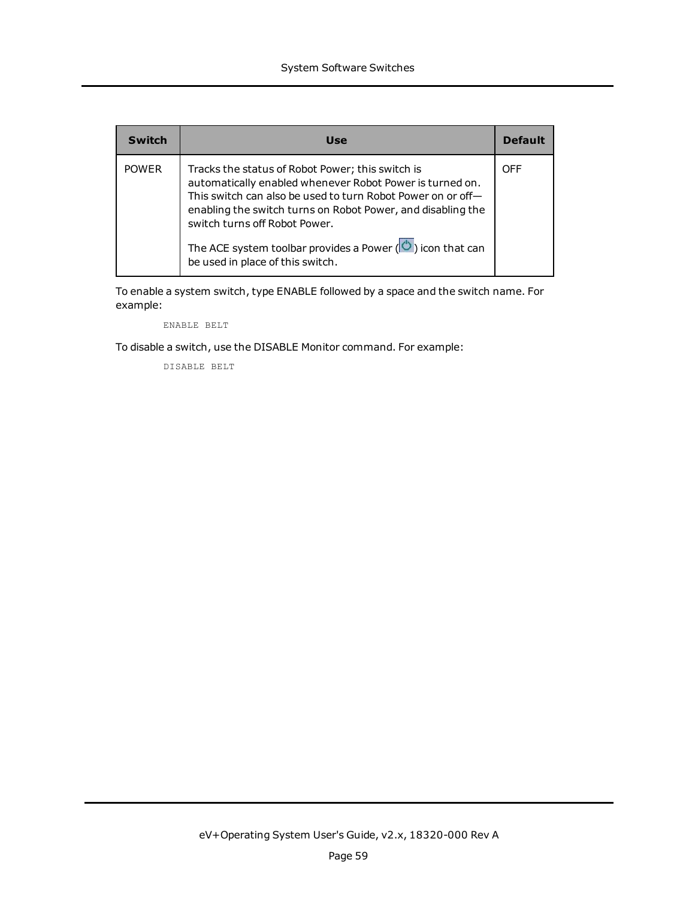| Switch | Use | Default |
| --- | --- | --- |
| POWER | Tracks the status of Robot Power; this switch is automatically enabled whenever Robot Power is turned on. This switch can also be used to turn Robot Power on or off—enabling the switch turns on Robot Power, and disabling the switch turns off Robot Power.<br><br>The ACE system toolbar provides a Power ( ) icon that can be used in place of this switch. | OFF |

To enable a system switch, type ENABLE followed by a space and the switch name. For example:

```
ENABLE BELT
```

To disable a switch, use the DISABLE Monitor command. For example:

```
DISABLE BELT
```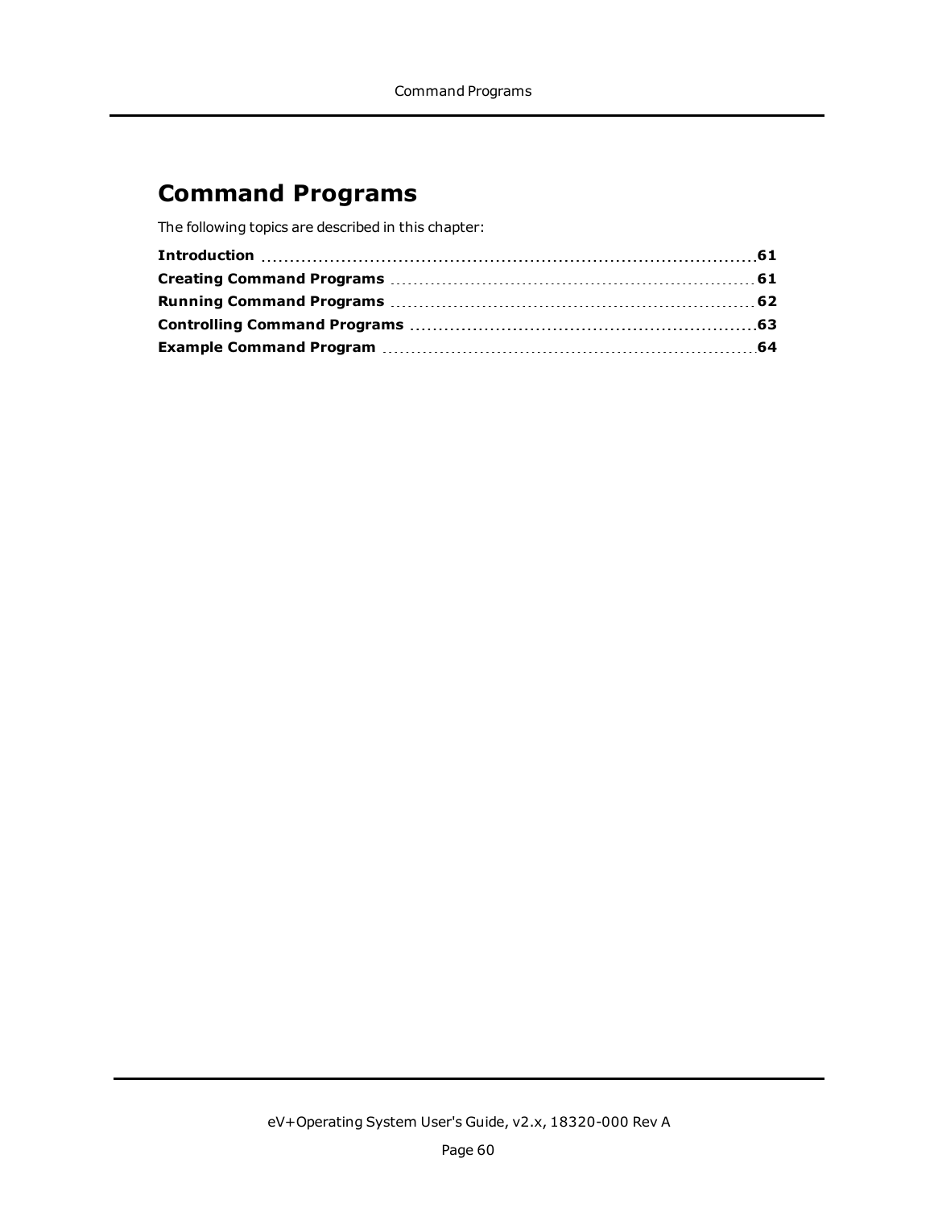# Command Programs

The following topics are described in this chapter:

| | |
|---|---|
| **Introduction** | **61** |
| **Creating Command Programs** | **61** |
| **Running Command Programs** | **62** |
| **Controlling Command Programs** | **63** |
| **Example Command Program** | **64** |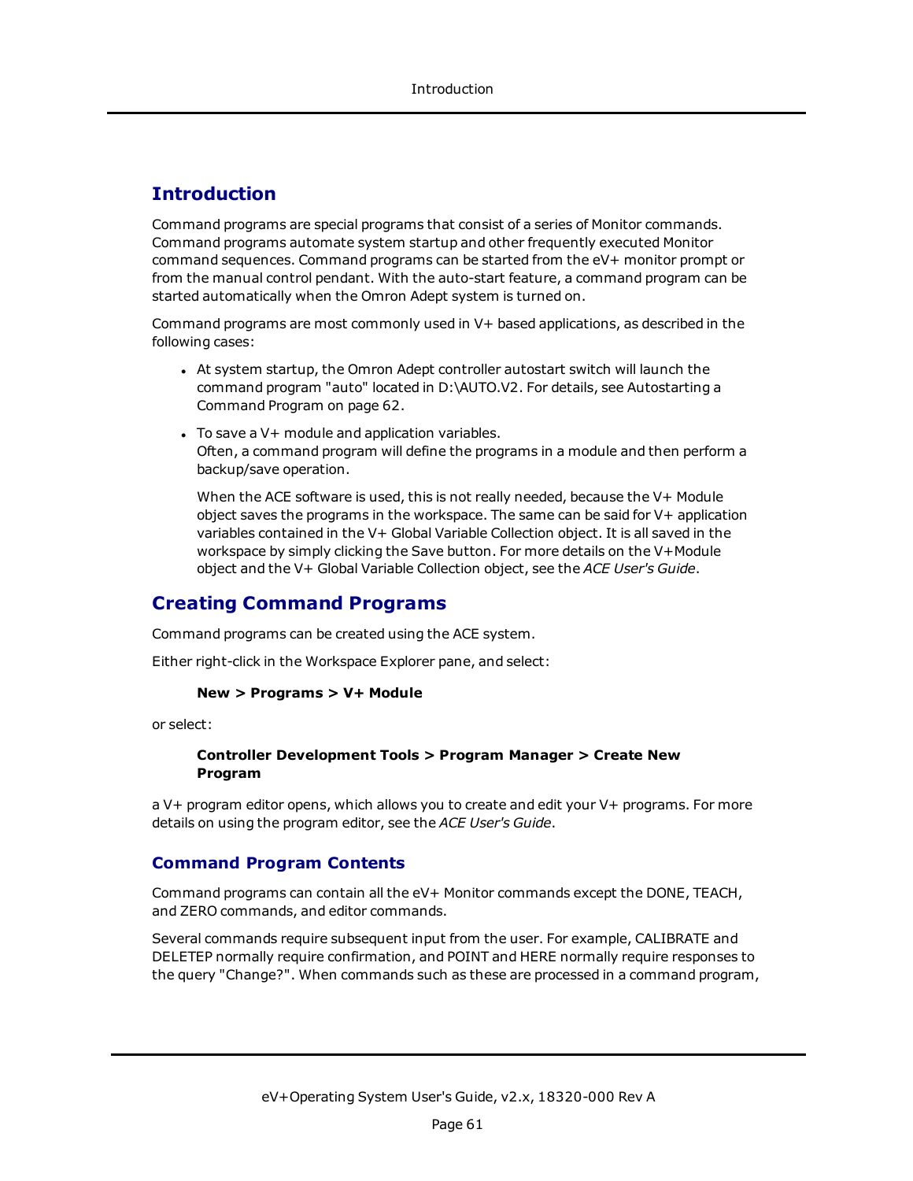## Introduction

Command programs are special programs that consist of a series of Monitor commands. Command programs automate system startup and other frequently executed Monitor command sequences. Command programs can be started from the eV+ monitor prompt or from the manual control pendant. With the auto-start feature, a command program can be started automatically when the Omron Adept system is turned on.

Command programs are most commonly used in V+ based applications, as described in the following cases:

- At system startup, the Omron Adept controller autostart switch will launch the command program "auto" located in D:\AUTO.V2. For details, see Autostarting a Command Program on page 62.
- To save a V+ module and application variables.
  Often, a command program will define the programs in a module and then perform a backup/save operation.

  When the ACE software is used, this is not really needed, because the V+ Module object saves the programs in the workspace. The same can be said for V+ application variables contained in the V+ Global Variable Collection object. It is all saved in the workspace by simply clicking the Save button. For more details on the V+Module object and the V+ Global Variable Collection object, see the *ACE User's Guide*.

## Creating Command Programs

Command programs can be created using the ACE system.

Either right-click in the Workspace Explorer pane, and select:

**New > Programs > V+ Module**

or select:

**Controller Development Tools > Program Manager > Create New Program**

a V+ program editor opens, which allows you to create and edit your V+ programs. For more details on using the program editor, see the *ACE User's Guide*.

### Command Program Contents

Command programs can contain all the eV+ Monitor commands except the DONE, TEACH, and ZERO commands, and editor commands.

Several commands require subsequent input from the user. For example, CALIBRATE and DELETEP normally require confirmation, and POINT and HERE normally require responses to the query "Change?". When commands such as these are processed in a command program,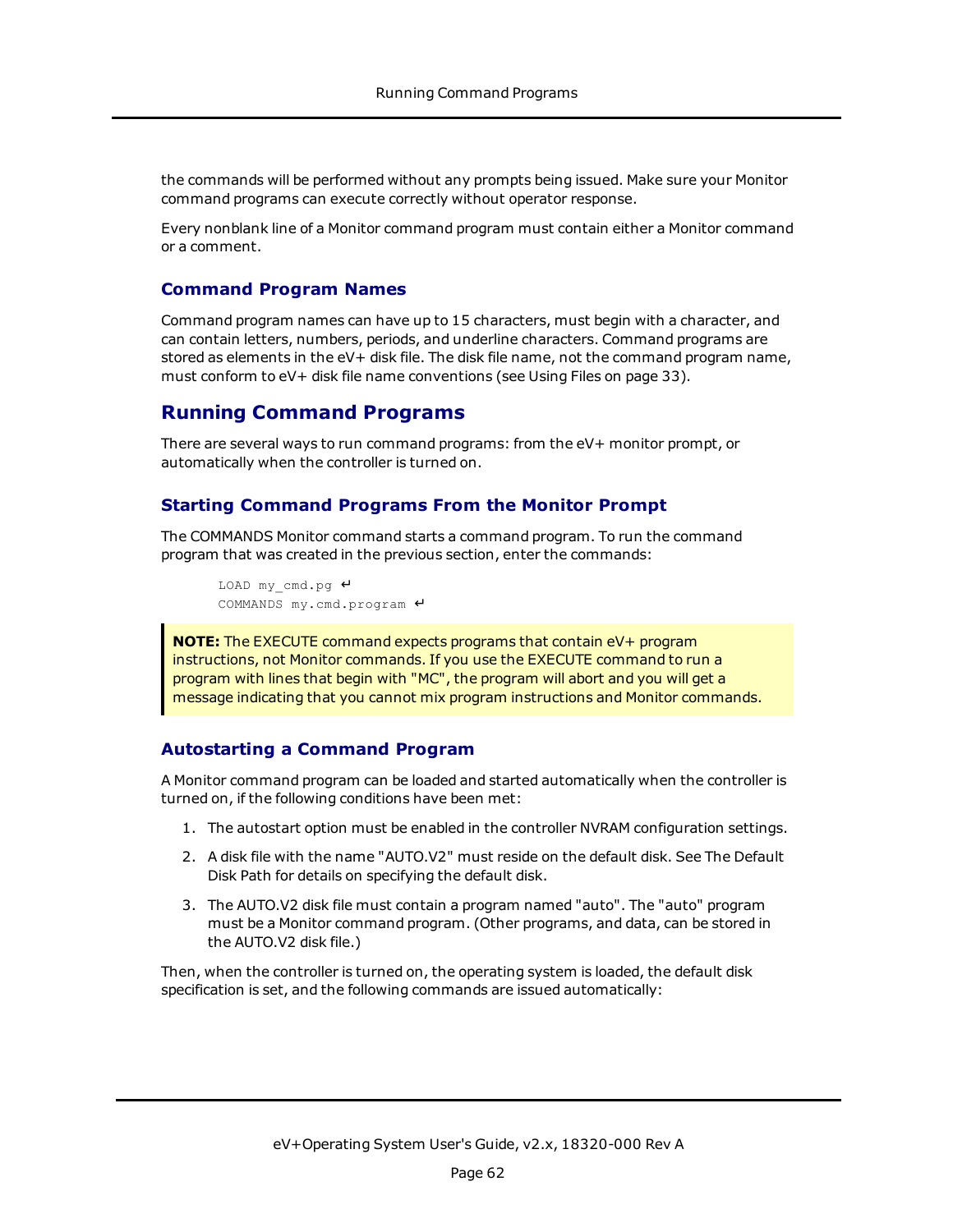the commands will be performed without any prompts being issued. Make sure your Monitor command programs can execute correctly without operator response.

Every nonblank line of a Monitor command program must contain either a Monitor command or a comment.

### Command Program Names

Command program names can have up to 15 characters, must begin with a character, and can contain letters, numbers, periods, and underline characters. Command programs are stored as elements in the eV+ disk file. The disk file name, not the command program name, must conform to eV+ disk file name conventions (see Using Files on page 33).

## Running Command Programs

There are several ways to run command programs: from the eV+ monitor prompt, or automatically when the controller is turned on.

### Starting Command Programs From the Monitor Prompt

The COMMANDS Monitor command starts a command program. To run the command program that was created in the previous section, enter the commands:

```
LOAD my_cmd.pg ↵
COMMANDS my.cmd.program ↵
```

> **NOTE:** The EXECUTE command expects programs that contain eV+ program instructions, not Monitor commands. If you use the EXECUTE command to run a program with lines that begin with "MC", the program will abort and you will get a message indicating that you cannot mix program instructions and Monitor commands.

### Autostarting a Command Program

A Monitor command program can be loaded and started automatically when the controller is turned on, if the following conditions have been met:

1. The autostart option must be enabled in the controller NVRAM configuration settings.
2. A disk file with the name "AUTO.V2" must reside on the default disk. See The Default Disk Path for details on specifying the default disk.
3. The AUTO.V2 disk file must contain a program named "auto". The "auto" program must be a Monitor command program. (Other programs, and data, can be stored in the AUTO.V2 disk file.)

Then, when the controller is turned on, the operating system is loaded, the default disk specification is set, and the following commands are issued automatically: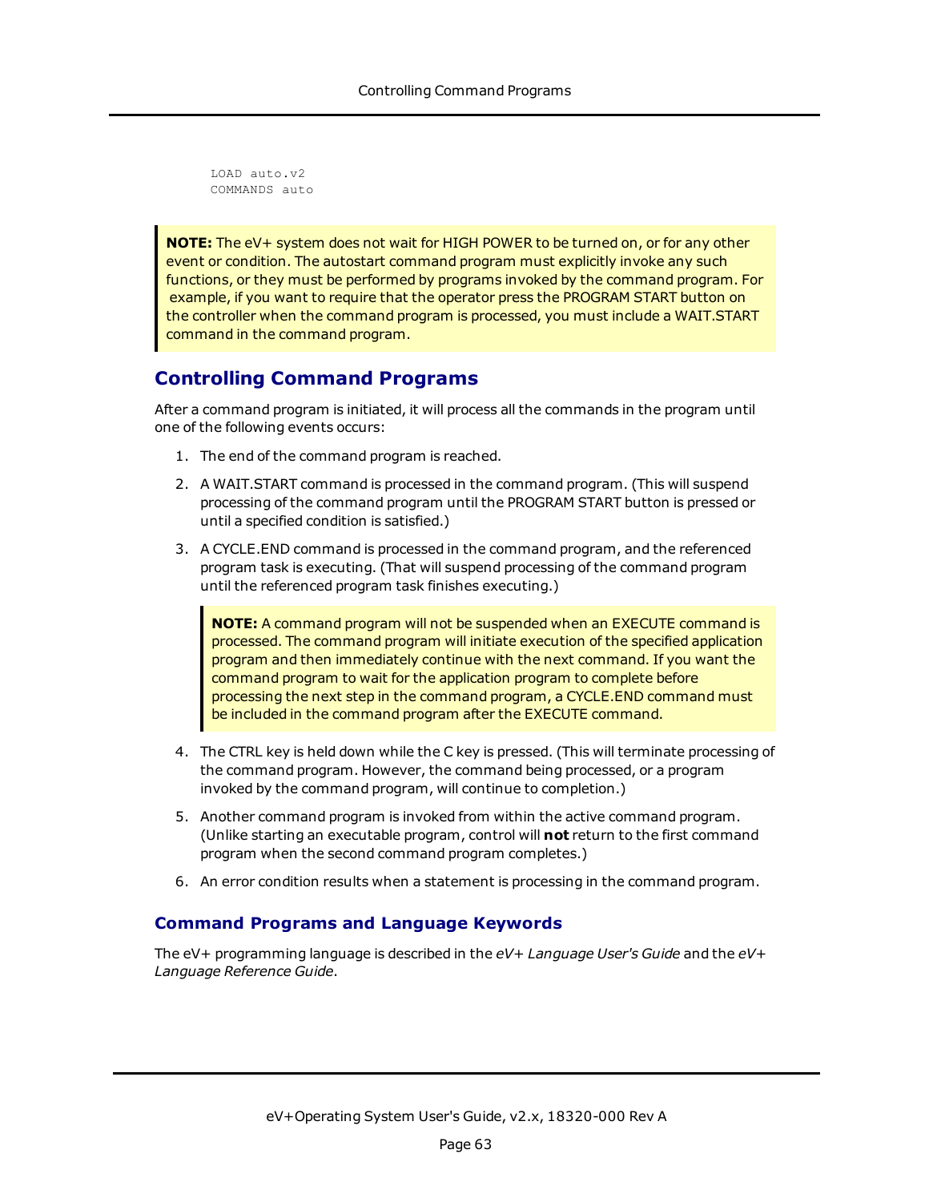```
LOAD auto.v2
COMMANDS auto
```

> **NOTE:** The eV+ system does not wait for HIGH POWER to be turned on, or for any other event or condition. The autostart command program must explicitly invoke any such functions, or they must be performed by programs invoked by the command program. For example, if you want to require that the operator press the PROGRAM START button on the controller when the command program is processed, you must include a WAIT.START command in the command program.

## Controlling Command Programs

After a command program is initiated, it will process all the commands in the program until one of the following events occurs:

1. The end of the command program is reached.
2. A WAIT.START command is processed in the command program. (This will suspend processing of the command program until the PROGRAM START button is pressed or until a specified condition is satisfied.)
3. A CYCLE.END command is processed in the command program, and the referenced program task is executing. (That will suspend processing of the command program until the referenced program task finishes executing.)

   > **NOTE:** A command program will not be suspended when an EXECUTE command is processed. The command program will initiate execution of the specified application program and then immediately continue with the next command. If you want the command program to wait for the application program to complete before processing the next step in the command program, a CYCLE.END command must be included in the command program after the EXECUTE command.

4. The CTRL key is held down while the C key is pressed. (This will terminate processing of the command program. However, the command being processed, or a program invoked by the command program, will continue to completion.)
5. Another command program is invoked from within the active command program. (Unlike starting an executable program, control will **not** return to the first command program when the second command program completes.)
6. An error condition results when a statement is processing in the command program.

### Command Programs and Language Keywords

The eV+ programming language is described in the *eV+ Language User's Guide* and the *eV+ Language Reference Guide*.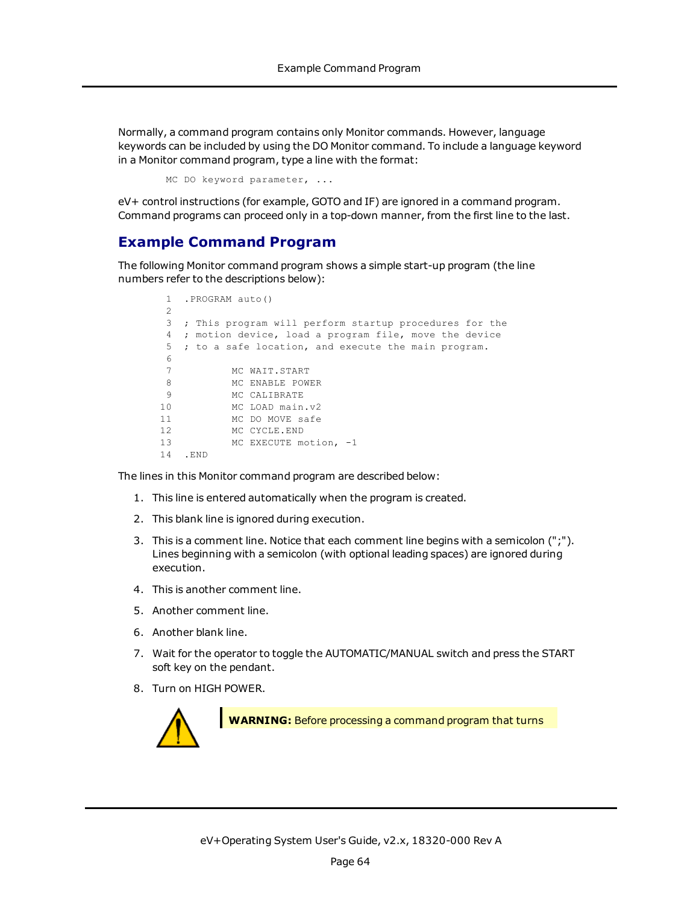Normally, a command program contains only Monitor commands. However, language keywords can be included by using the DO Monitor command. To include a language keyword in a Monitor command program, type a line with the format:

```
MC DO keyword parameter, ...
```

eV+ control instructions (for example, GOTO and IF) are ignored in a command program. Command programs can proceed only in a top-down manner, from the first line to the last.

## Example Command Program

The following Monitor command program shows a simple start-up program (the line numbers refer to the descriptions below):

```
 1  .PROGRAM auto()
 2
 3  ; This program will perform startup procedures for the
 4  ; motion device, load a program file, move the device
 5  ; to a safe location, and execute the main program.
 6
 7          MC WAIT.START
 8          MC ENABLE POWER
 9          MC CALIBRATE
10          MC LOAD main.v2
11          MC DO MOVE safe
12          MC CYCLE.END
13          MC EXECUTE motion, -1
14  .END
```

The lines in this Monitor command program are described below:

1. This line is entered automatically when the program is created.
2. This blank line is ignored during execution.
3. This is a comment line. Notice that each comment line begins with a semicolon (";"). Lines beginning with a semicolon (with optional leading spaces) are ignored during execution.
4. This is another comment line.
5. Another comment line.
6. Another blank line.
7. Wait for the operator to toggle the AUTOMATIC/MANUAL switch and press the START soft key on the pendant.
8. Turn on HIGH POWER.

**WARNING:** Before processing a command program that turns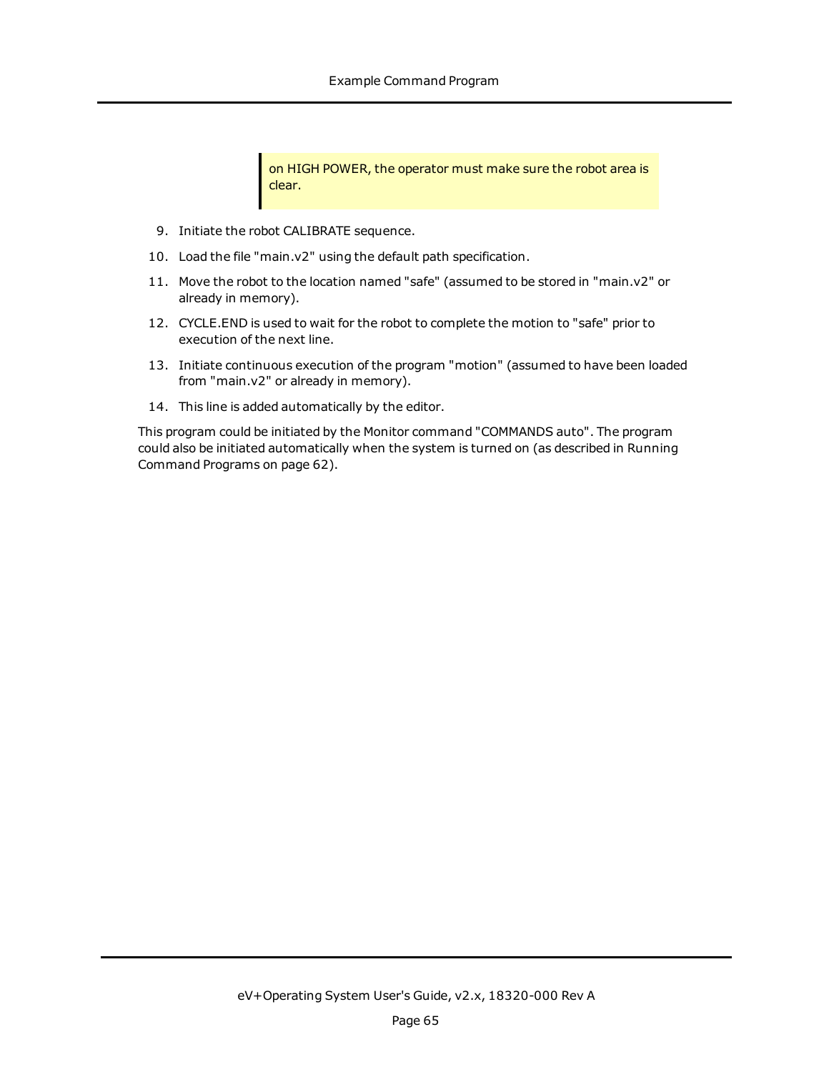> on HIGH POWER, the operator must make sure the robot area is clear.

9. Initiate the robot CALIBRATE sequence.
10. Load the file "main.v2" using the default path specification.
11. Move the robot to the location named "safe" (assumed to be stored in "main.v2" or already in memory).
12. CYCLE.END is used to wait for the robot to complete the motion to "safe" prior to execution of the next line.
13. Initiate continuous execution of the program "motion" (assumed to have been loaded from "main.v2" or already in memory).
14. This line is added automatically by the editor.

This program could be initiated by the Monitor command "COMMANDS auto". The program could also be initiated automatically when the system is turned on (as described in Running Command Programs on page 62).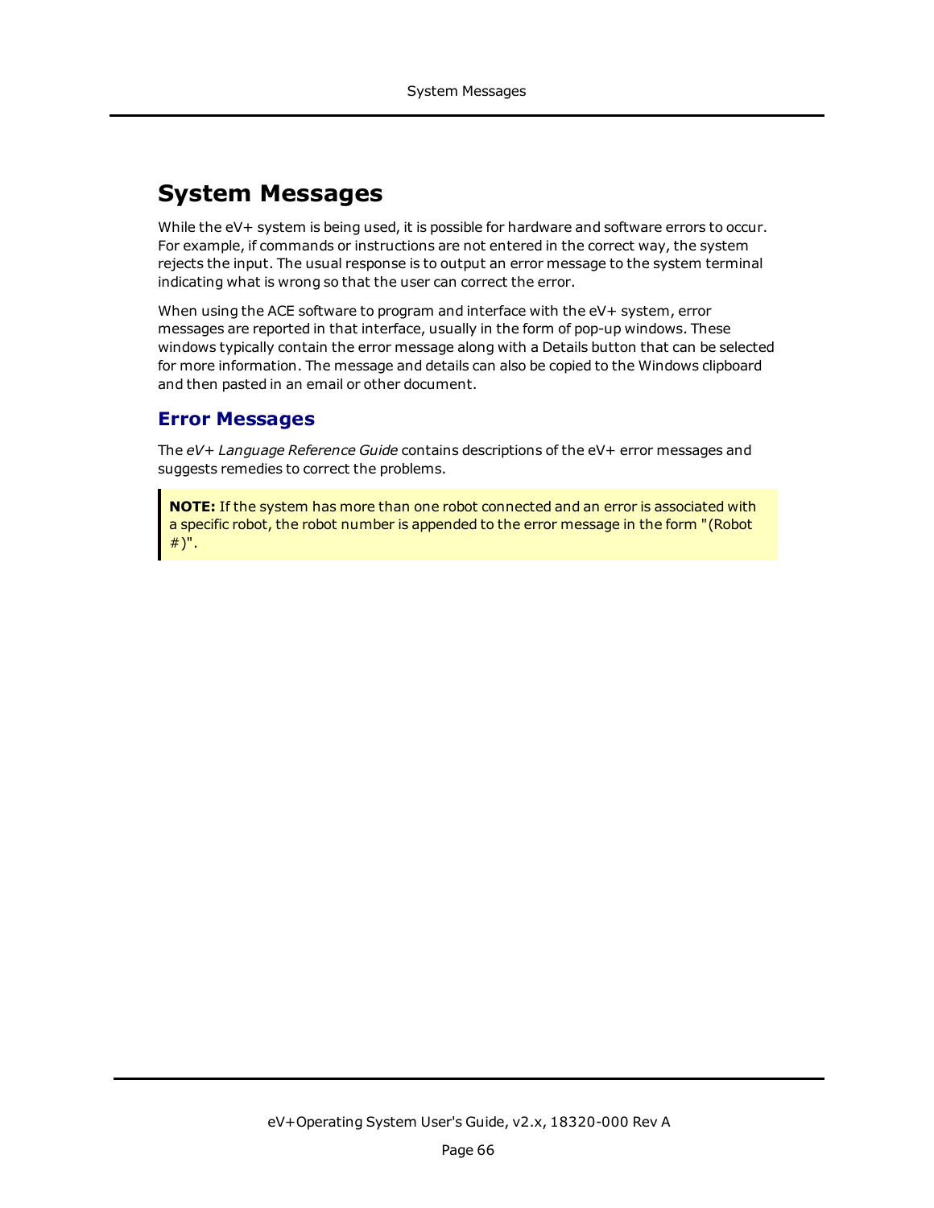# System Messages

While the eV+ system is being used, it is possible for hardware and software errors to occur. For example, if commands or instructions are not entered in the correct way, the system rejects the input. The usual response is to output an error message to the system terminal indicating what is wrong so that the user can correct the error.

When using the ACE software to program and interface with the eV+ system, error messages are reported in that interface, usually in the form of pop-up windows. These windows typically contain the error message along with a Details button that can be selected for more information. The message and details can also be copied to the Windows clipboard and then pasted in an email or other document.

## Error Messages

The *eV+ Language Reference Guide* contains descriptions of the eV+ error messages and suggests remedies to correct the problems.

> **NOTE:** If the system has more than one robot connected and an error is associated with a specific robot, the robot number is appended to the error message in the form "(Robot #)".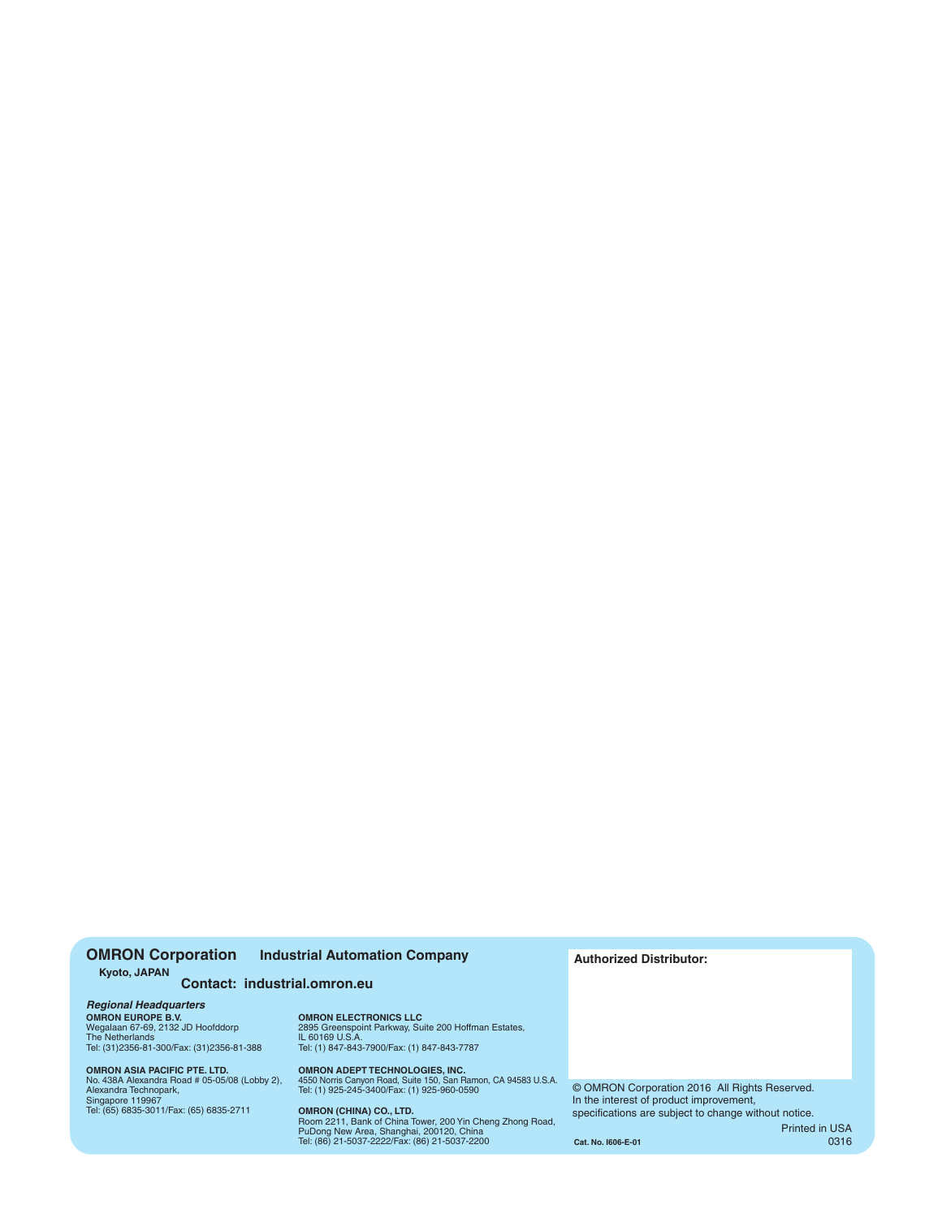**OMRON Corporation** **Industrial Automation Company**

**Kyoto, JAPAN**

**Contact: industrial.omron.eu**

***Regional Headquarters***

**OMRON EUROPE B.V.**
Wegalaan 67-69, 2132 JD Hoofddorp
The Netherlands
Tel: (31)2356-81-300/Fax: (31)2356-81-388

**OMRON ASIA PACIFIC PTE. LTD.**
No. 438A Alexandra Road # 05-05/08 (Lobby 2),
Alexandra Technopark,
Singapore 119967
Tel: (65) 6835-3011/Fax: (65) 6835-2711

**OMRON ELECTRONICS LLC**
2895 Greenspoint Parkway, Suite 200 Hoffman Estates,
IL 60169 U.S.A.
Tel: (1) 847-843-7900/Fax: (1) 847-843-7787

**OMRON ADEPT TECHNOLOGIES, INC.**
4550 Norris Canyon Road, Suite 150, San Ramon, CA 94583 U.S.A.
Tel: (1) 925-245-3400/Fax: (1) 925-960-0590

**OMRON (CHINA) CO., LTD.**
Room 2211, Bank of China Tower, 200 Yin Cheng Zhong Road,
PuDong New Area, Shanghai, 200120, China
Tel: (86) 21-5037-2222/Fax: (86) 21-5037-2200

**Authorized Distributor:**

© OMRON Corporation 2016 All Rights Reserved.
In the interest of product improvement,
specifications are subject to change without notice.

Printed in USA
0316

**Cat. No. I606-E-01**